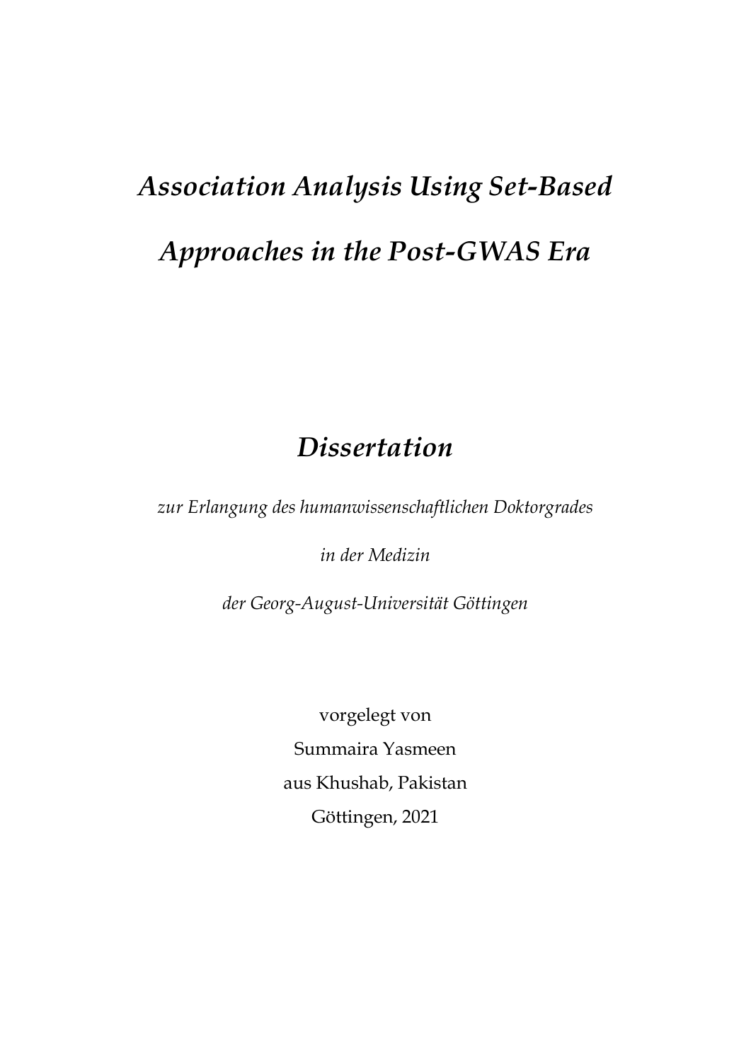# *Association Analysis Using Set-Based Approaches in the Post-GWAS Era*

## *Dissertation*

*zur Erlangung des humanwissenschaftlichen Doktorgrades*

*in der Medizin*

*der Georg-August-Universität Göttingen*

vorgelegt von

Summaira Yasmeen

aus Khushab, Pakistan

Göttingen, 2021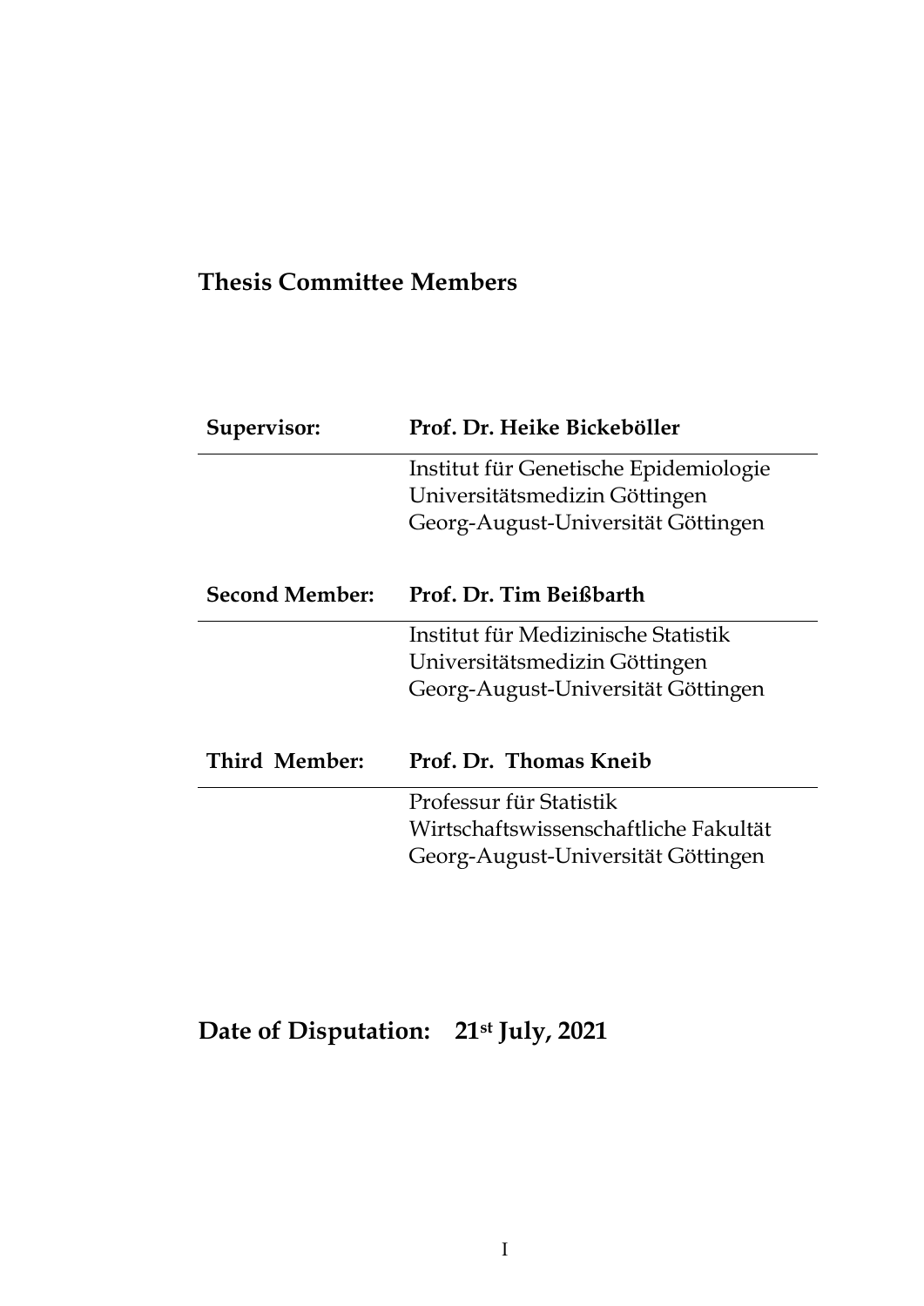## Thesis Committee Members

| Supervisor: | Prof. Dr. Heike Bickeböller |
|---|---|
| | Institut für Genetische Epidemiologie<br>Universitätsmedizin Göttingen<br>Georg-August-Universität Göttingen |

| Second Member: | Prof. Dr. Tim Beißbarth |
|---|---|
| | Institut für Medizinische Statistik<br>Universitätsmedizin Göttingen<br>Georg-August-Universität Göttingen |

| Third Member: | Prof. Dr. Thomas Kneib |
|---|---|
| | Professur für Statistik<br>Wirtschaftswissenschaftliche Fakultät<br>Georg-August-Universität Göttingen |

**Date of Disputation: 21st July, 2021**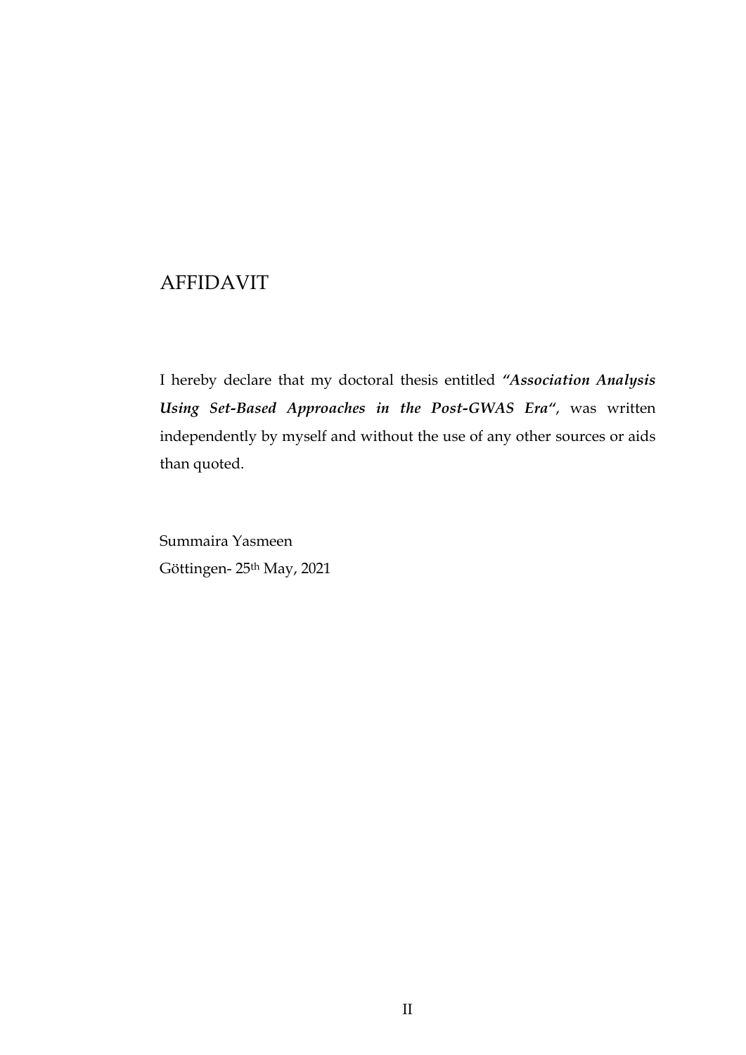# AFFIDAVIT

I hereby declare that my doctoral thesis entitled ***“Association Analysis Using Set-Based Approaches in the Post-GWAS Era“***, was written independently by myself and without the use of any other sources or aids than quoted.

Summaira Yasmeen

Göttingen- 25th May, 2021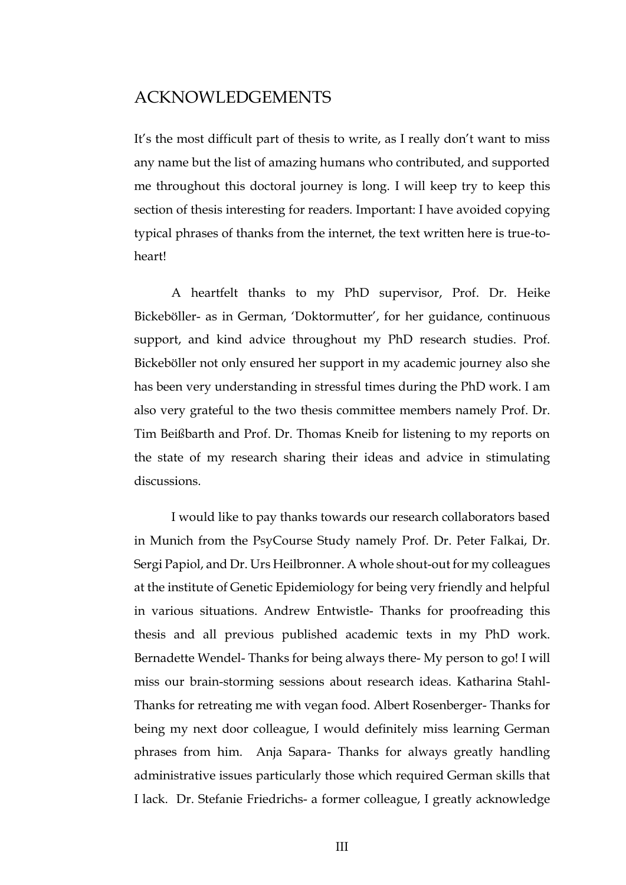# ACKNOWLEDGEMENTS

It's the most difficult part of thesis to write, as I really don't want to miss any name but the list of amazing humans who contributed, and supported me throughout this doctoral journey is long. I will keep try to keep this section of thesis interesting for readers. Important: I have avoided copying typical phrases of thanks from the internet, the text written here is true-to-heart!

A heartfelt thanks to my PhD supervisor, Prof. Dr. Heike Bickeböller- as in German, 'Doktormutter', for her guidance, continuous support, and kind advice throughout my PhD research studies. Prof. Bickeböller not only ensured her support in my academic journey also she has been very understanding in stressful times during the PhD work. I am also very grateful to the two thesis committee members namely Prof. Dr. Tim Beißbarth and Prof. Dr. Thomas Kneib for listening to my reports on the state of my research sharing their ideas and advice in stimulating discussions.

I would like to pay thanks towards our research collaborators based in Munich from the PsyCourse Study namely Prof. Dr. Peter Falkai, Dr. Sergi Papiol, and Dr. Urs Heilbronner. A whole shout-out for my colleagues at the institute of Genetic Epidemiology for being very friendly and helpful in various situations. Andrew Entwistle- Thanks for proofreading this thesis and all previous published academic texts in my PhD work. Bernadette Wendel- Thanks for being always there- My person to go! I will miss our brain-storming sessions about research ideas. Katharina Stahl- Thanks for retreating me with vegan food. Albert Rosenberger- Thanks for being my next door colleague, I would definitely miss learning German phrases from him. Anja Sapara- Thanks for always greatly handling administrative issues particularly those which required German skills that I lack. Dr. Stefanie Friedrichs- a former colleague, I greatly acknowledge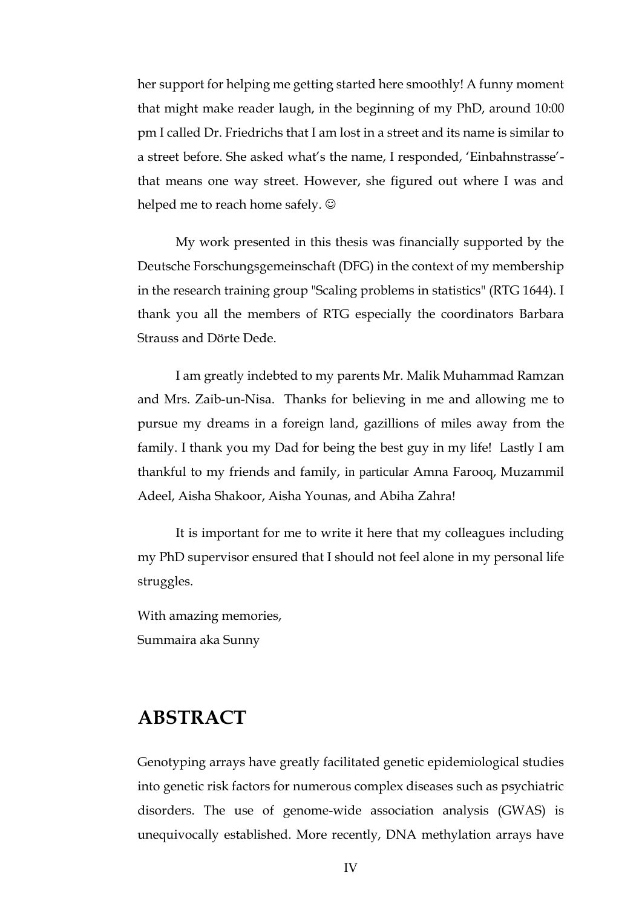her support for helping me getting started here smoothly! A funny moment that might make reader laugh, in the beginning of my PhD, around 10:00 pm I called Dr. Friedrichs that I am lost in a street and its name is similar to a street before. She asked what's the name, I responded, 'Einbahnstrasse'- that means one way street. However, she figured out where I was and helped me to reach home safely. ☺

My work presented in this thesis was financially supported by the Deutsche Forschungsgemeinschaft (DFG) in the context of my membership in the research training group "Scaling problems in statistics" (RTG 1644). I thank you all the members of RTG especially the coordinators Barbara Strauss and Dörte Dede.

I am greatly indebted to my parents Mr. Malik Muhammad Ramzan and Mrs. Zaib-un-Nisa. Thanks for believing in me and allowing me to pursue my dreams in a foreign land, gazillions of miles away from the family. I thank you my Dad for being the best guy in my life! Lastly I am thankful to my friends and family, in particular Amna Farooq, Muzammil Adeel, Aisha Shakoor, Aisha Younas, and Abiha Zahra!

It is important for me to write it here that my colleagues including my PhD supervisor ensured that I should not feel alone in my personal life struggles.

With amazing memories,  
Summaira aka Sunny

## ABSTRACT

Genotyping arrays have greatly facilitated genetic epidemiological studies into genetic risk factors for numerous complex diseases such as psychiatric disorders. The use of genome-wide association analysis (GWAS) is unequivocally established. More recently, DNA methylation arrays have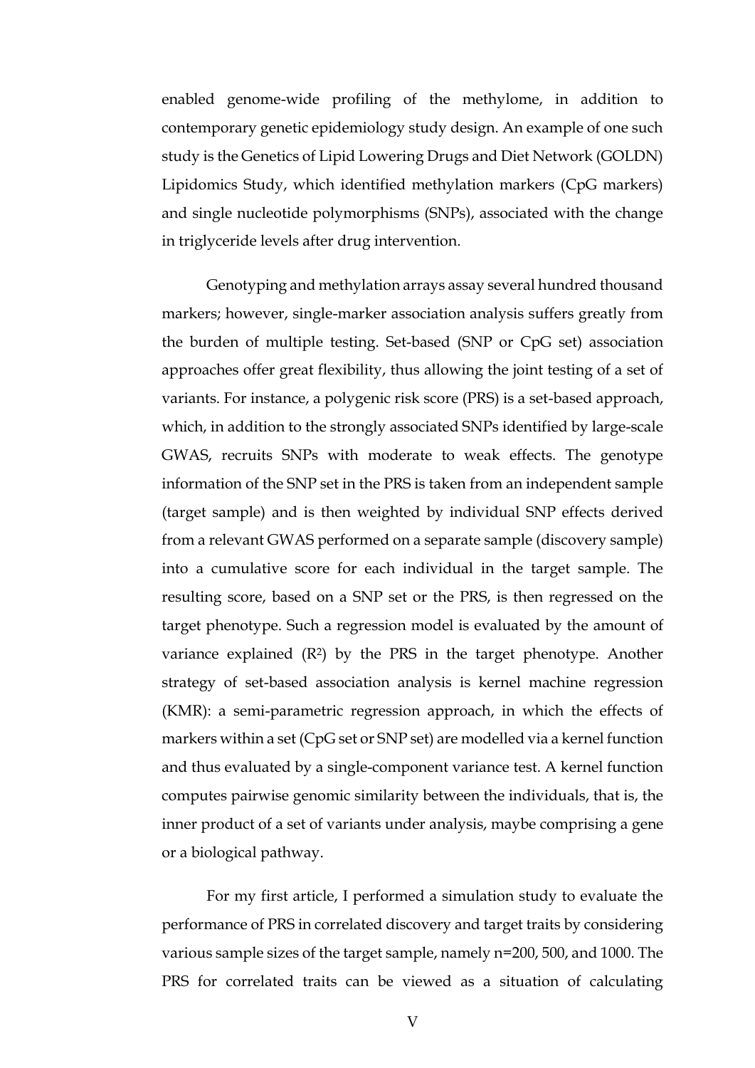enabled genome-wide profiling of the methylome, in addition to contemporary genetic epidemiology study design. An example of one such study is the Genetics of Lipid Lowering Drugs and Diet Network (GOLDN) Lipidomics Study, which identified methylation markers (CpG markers) and single nucleotide polymorphisms (SNPs), associated with the change in triglyceride levels after drug intervention.

Genotyping and methylation arrays assay several hundred thousand markers; however, single-marker association analysis suffers greatly from the burden of multiple testing. Set-based (SNP or CpG set) association approaches offer great flexibility, thus allowing the joint testing of a set of variants. For instance, a polygenic risk score (PRS) is a set-based approach, which, in addition to the strongly associated SNPs identified by large-scale GWAS, recruits SNPs with moderate to weak effects. The genotype information of the SNP set in the PRS is taken from an independent sample (target sample) and is then weighted by individual SNP effects derived from a relevant GWAS performed on a separate sample (discovery sample) into a cumulative score for each individual in the target sample. The resulting score, based on a SNP set or the PRS, is then regressed on the target phenotype. Such a regression model is evaluated by the amount of variance explained ($R^2$) by the PRS in the target phenotype. Another strategy of set-based association analysis is kernel machine regression (KMR): a semi-parametric regression approach, in which the effects of markers within a set (CpG set or SNP set) are modelled via a kernel function and thus evaluated by a single-component variance test. A kernel function computes pairwise genomic similarity between the individuals, that is, the inner product of a set of variants under analysis, maybe comprising a gene or a biological pathway.

For my first article, I performed a simulation study to evaluate the performance of PRS in correlated discovery and target traits by considering various sample sizes of the target sample, namely n=200, 500, and 1000. The PRS for correlated traits can be viewed as a situation of calculating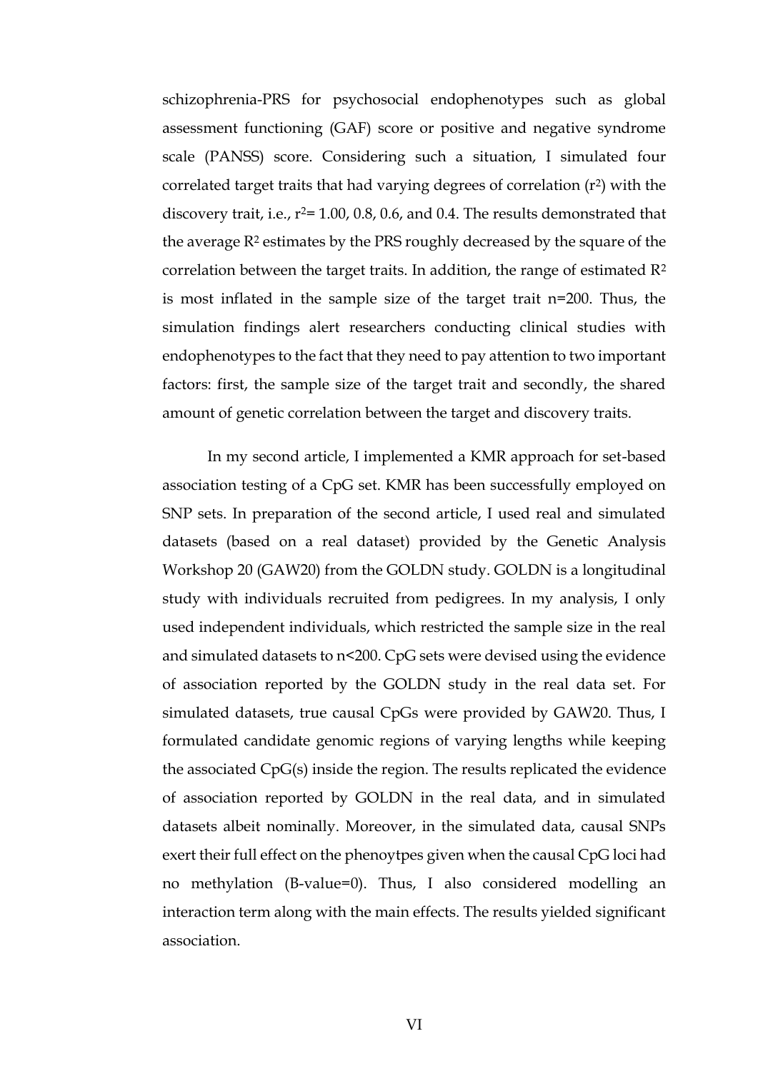schizophrenia-PRS for psychosocial endophenotypes such as global assessment functioning (GAF) score or positive and negative syndrome scale (PANSS) score. Considering such a situation, I simulated four correlated target traits that had varying degrees of correlation ($r^2$) with the discovery trait, i.e., $r^2$= 1.00, 0.8, 0.6, and 0.4. The results demonstrated that the average $R^2$ estimates by the PRS roughly decreased by the square of the correlation between the target traits. In addition, the range of estimated $R^2$ is most inflated in the sample size of the target trait n=200. Thus, the simulation findings alert researchers conducting clinical studies with endophenotypes to the fact that they need to pay attention to two important factors: first, the sample size of the target trait and secondly, the shared amount of genetic correlation between the target and discovery traits.

In my second article, I implemented a KMR approach for set-based association testing of a CpG set. KMR has been successfully employed on SNP sets. In preparation of the second article, I used real and simulated datasets (based on a real dataset) provided by the Genetic Analysis Workshop 20 (GAW20) from the GOLDN study. GOLDN is a longitudinal study with individuals recruited from pedigrees. In my analysis, I only used independent individuals, which restricted the sample size in the real and simulated datasets to n<200. CpG sets were devised using the evidence of association reported by the GOLDN study in the real data set. For simulated datasets, true causal CpGs were provided by GAW20. Thus, I formulated candidate genomic regions of varying lengths while keeping the associated CpG(s) inside the region. The results replicated the evidence of association reported by GOLDN in the real data, and in simulated datasets albeit nominally. Moreover, in the simulated data, causal SNPs exert their full effect on the phenoytpes given when the causal CpG loci had no methylation (β-value=0). Thus, I also considered modelling an interaction term along with the main effects. The results yielded significant association.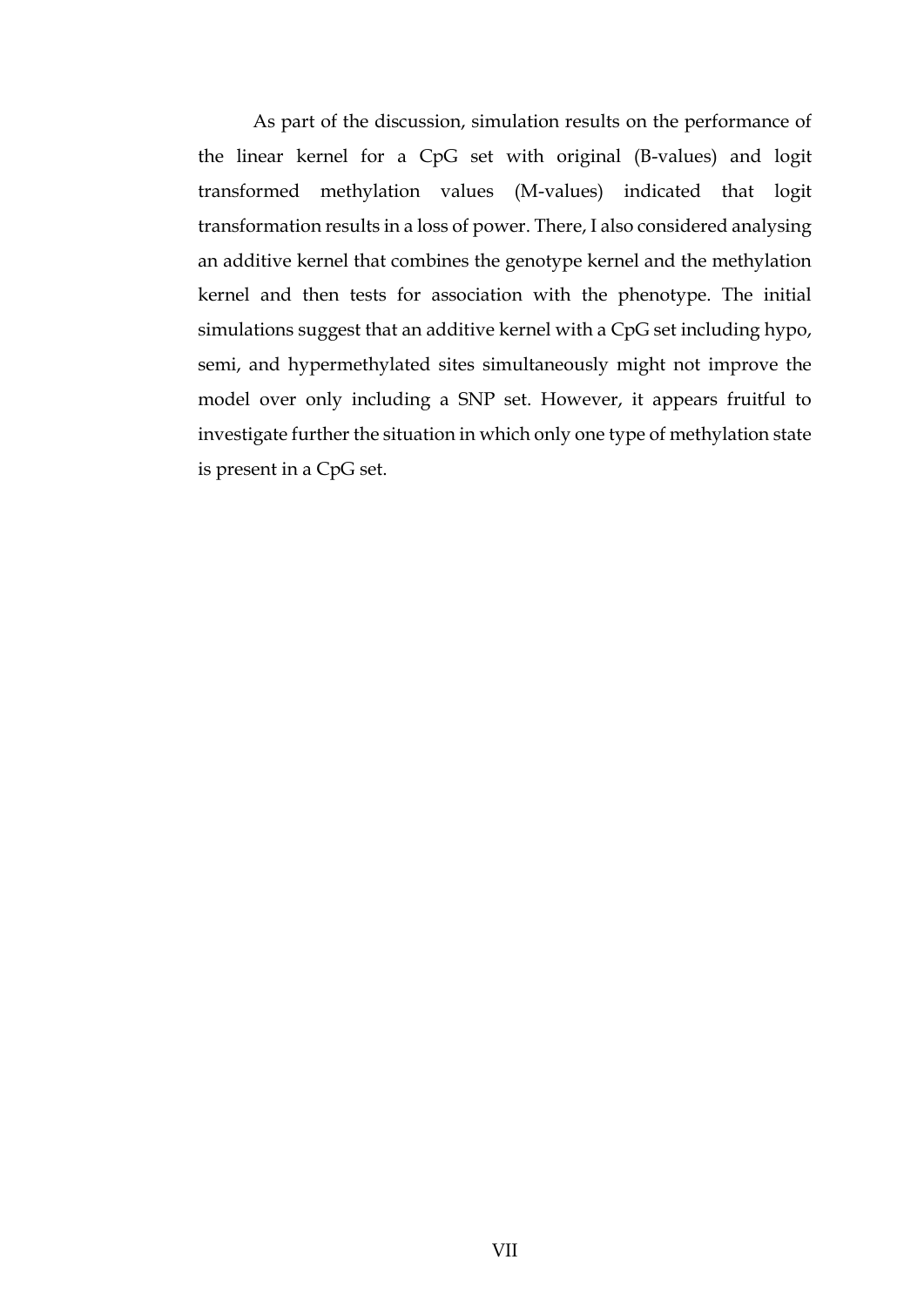As part of the discussion, simulation results on the performance of the linear kernel for a CpG set with original (B-values) and logit transformed methylation values (M-values) indicated that logit transformation results in a loss of power. There, I also considered analysing an additive kernel that combines the genotype kernel and the methylation kernel and then tests for association with the phenotype. The initial simulations suggest that an additive kernel with a CpG set including hypo, semi, and hypermethylated sites simultaneously might not improve the model over only including a SNP set. However, it appears fruitful to investigate further the situation in which only one type of methylation state is present in a CpG set.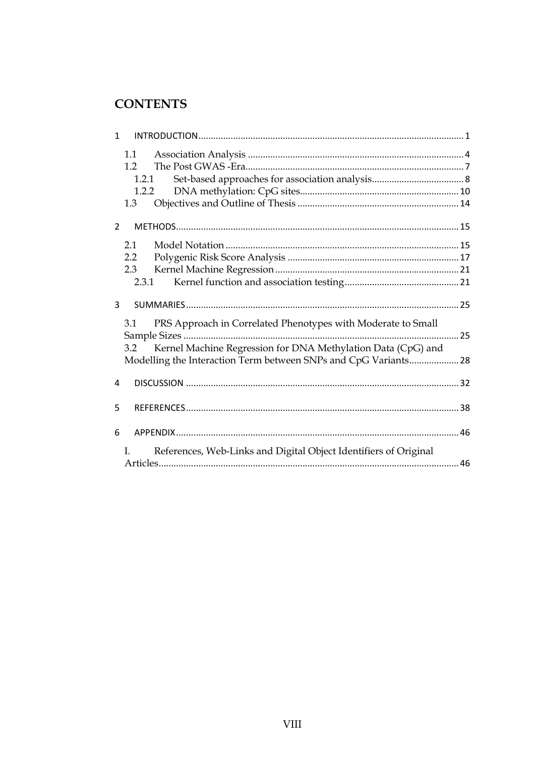# CONTENTS

1 INTRODUCTION ........................................................................................................ 1

- 1.1 Association Analysis ........................................................................................ 4
- 1.2 The Post GWAS -Era ........................................................................................ 7
  - 1.2.1 Set-based approaches for association analysis ........................................ 8
  - 1.2.2 DNA methylation: CpG sites ................................................................ 10
- 1.3 Objectives and Outline of Thesis ................................................................... 14

2 METHODS ................................................................................................................ 15

- 2.1 Model Notation ............................................................................................... 15
- 2.2 Polygenic Risk Score Analysis ....................................................................... 17
- 2.3 Kernel Machine Regression ............................................................................ 21
  - 2.3.1 Kernel function and association testing ................................................. 21

3 SUMMARIES ............................................................................................................ 25

- 3.1 PRS Approach in Correlated Phenotypes with Moderate to Small Sample Sizes ........................................................................................................ 25
- 3.2 Kernel Machine Regression for DNA Methylation Data (CpG) and Modelling the Interaction Term between SNPs and CpG Variants ..................... 28

4 DISCUSSION ............................................................................................................ 32

5 REFERENCES ........................................................................................................... 38

6 APPENDIX ................................................................................................................ 46

- I. References, Web-Links and Digital Object Identifiers of Original Articles ....................................................................................................................... 46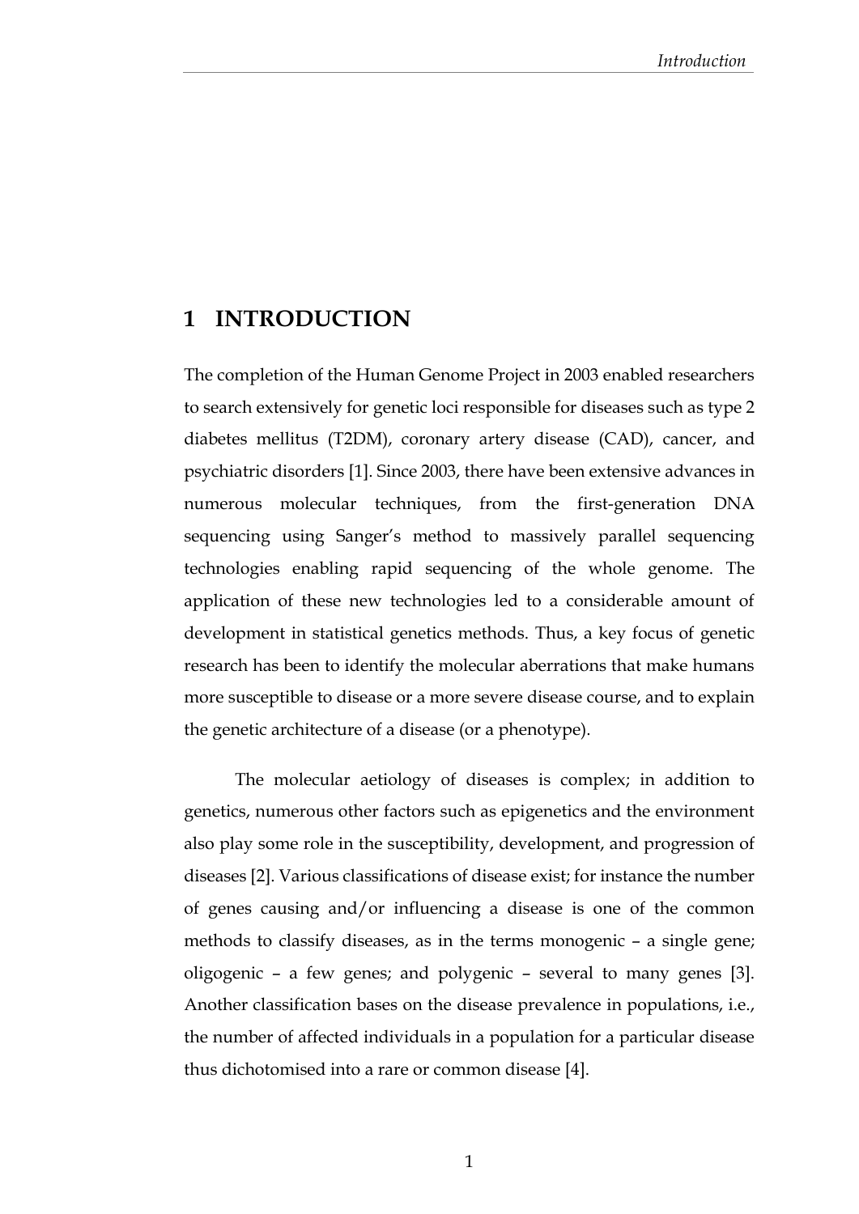# 1 INTRODUCTION

The completion of the Human Genome Project in 2003 enabled researchers to search extensively for genetic loci responsible for diseases such as type 2 diabetes mellitus (T2DM), coronary artery disease (CAD), cancer, and psychiatric disorders [1]. Since 2003, there have been extensive advances in numerous molecular techniques, from the first-generation DNA sequencing using Sanger's method to massively parallel sequencing technologies enabling rapid sequencing of the whole genome. The application of these new technologies led to a considerable amount of development in statistical genetics methods. Thus, a key focus of genetic research has been to identify the molecular aberrations that make humans more susceptible to disease or a more severe disease course, and to explain the genetic architecture of a disease (or a phenotype).

The molecular aetiology of diseases is complex; in addition to genetics, numerous other factors such as epigenetics and the environment also play some role in the susceptibility, development, and progression of diseases [2]. Various classifications of disease exist; for instance the number of genes causing and/or influencing a disease is one of the common methods to classify diseases, as in the terms monogenic – a single gene; oligogenic – a few genes; and polygenic – several to many genes [3]. Another classification bases on the disease prevalence in populations, i.e., the number of affected individuals in a population for a particular disease thus dichotomised into a rare or common disease [4].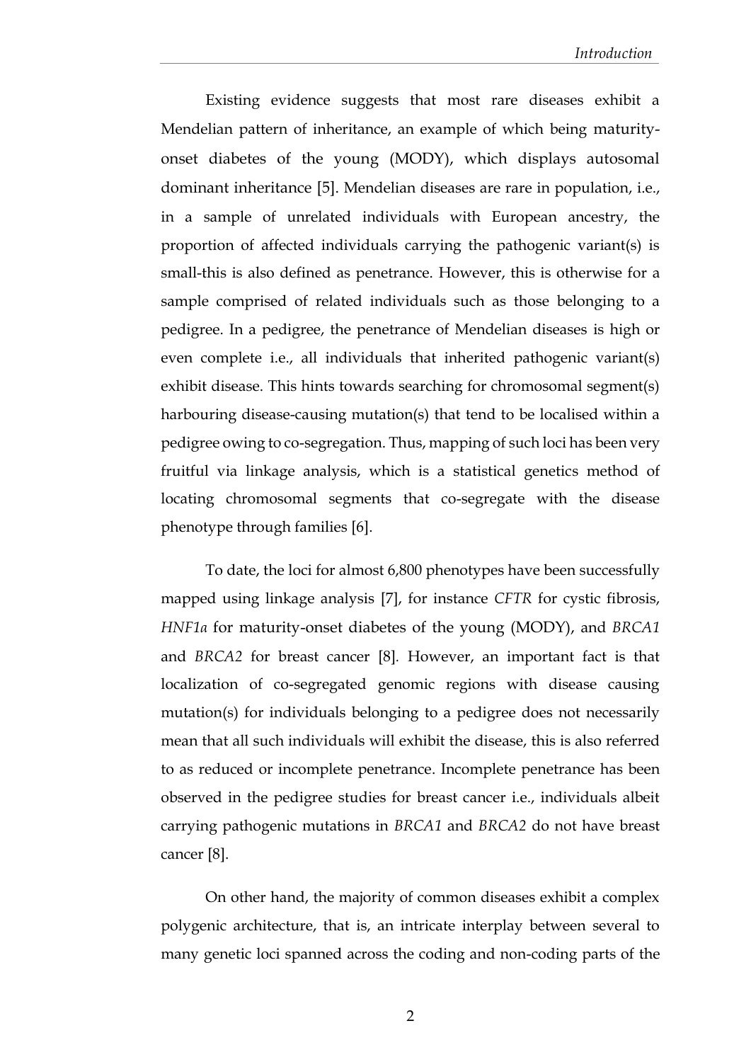Existing evidence suggests that most rare diseases exhibit a Mendelian pattern of inheritance, an example of which being maturity-onset diabetes of the young (MODY), which displays autosomal dominant inheritance [5]. Mendelian diseases are rare in population, i.e., in a sample of unrelated individuals with European ancestry, the proportion of affected individuals carrying the pathogenic variant(s) is small-this is also defined as penetrance. However, this is otherwise for a sample comprised of related individuals such as those belonging to a pedigree. In a pedigree, the penetrance of Mendelian diseases is high or even complete i.e., all individuals that inherited pathogenic variant(s) exhibit disease. This hints towards searching for chromosomal segment(s) harbouring disease-causing mutation(s) that tend to be localised within a pedigree owing to co-segregation. Thus, mapping of such loci has been very fruitful via linkage analysis, which is a statistical genetics method of locating chromosomal segments that co-segregate with the disease phenotype through families [6].

To date, the loci for almost 6,800 phenotypes have been successfully mapped using linkage analysis [7], for instance *CFTR* for cystic fibrosis, *HNF1a* for maturity-onset diabetes of the young (MODY), and *BRCA1* and *BRCA2* for breast cancer [8]. However, an important fact is that localization of co-segregated genomic regions with disease causing mutation(s) for individuals belonging to a pedigree does not necessarily mean that all such individuals will exhibit the disease, this is also referred to as reduced or incomplete penetrance. Incomplete penetrance has been observed in the pedigree studies for breast cancer i.e., individuals albeit carrying pathogenic mutations in *BRCA1* and *BRCA2* do not have breast cancer [8].

On other hand, the majority of common diseases exhibit a complex polygenic architecture, that is, an intricate interplay between several to many genetic loci spanned across the coding and non-coding parts of the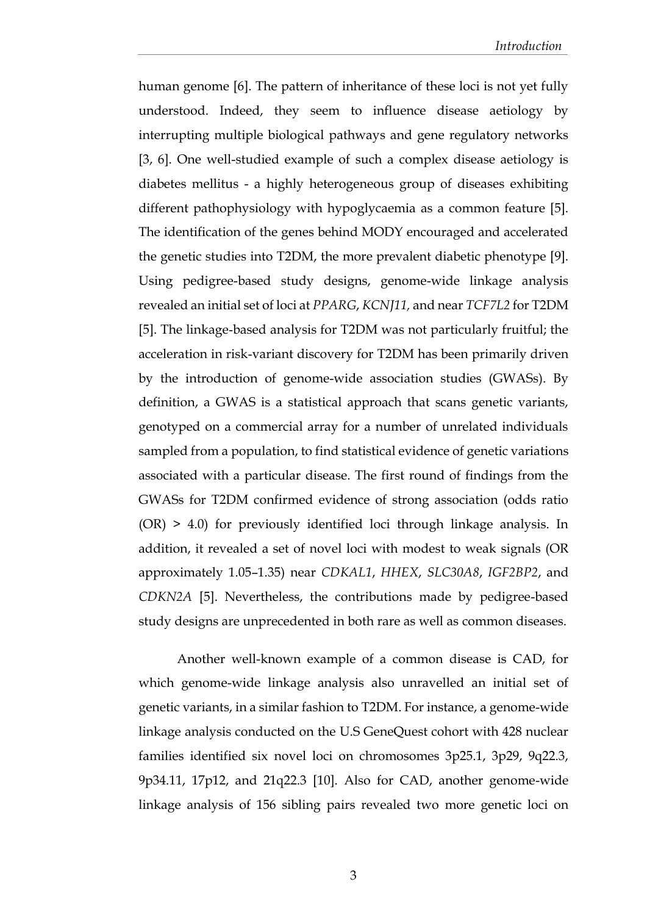human genome [6]. The pattern of inheritance of these loci is not yet fully understood. Indeed, they seem to influence disease aetiology by interrupting multiple biological pathways and gene regulatory networks [3, 6]. One well-studied example of such a complex disease aetiology is diabetes mellitus - a highly heterogeneous group of diseases exhibiting different pathophysiology with hypoglycaemia as a common feature [5]. The identification of the genes behind MODY encouraged and accelerated the genetic studies into T2DM, the more prevalent diabetic phenotype [9]. Using pedigree-based study designs, genome-wide linkage analysis revealed an initial set of loci at *PPARG*, *KCNJ11,* and near *TCF7L2* for T2DM [5]. The linkage-based analysis for T2DM was not particularly fruitful; the acceleration in risk-variant discovery for T2DM has been primarily driven by the introduction of genome-wide association studies (GWASs). By definition, a GWAS is a statistical approach that scans genetic variants, genotyped on a commercial array for a number of unrelated individuals sampled from a population, to find statistical evidence of genetic variations associated with a particular disease. The first round of findings from the GWASs for T2DM confirmed evidence of strong association (odds ratio (OR) > 4.0) for previously identified loci through linkage analysis. In addition, it revealed a set of novel loci with modest to weak signals (OR approximately 1.05–1.35) near *CDKAL1*, *HHEX*, *SLC30A8*, *IGF2BP2*, and *CDKN2A* [5]. Nevertheless, the contributions made by pedigree-based study designs are unprecedented in both rare as well as common diseases.

Another well-known example of a common disease is CAD, for which genome-wide linkage analysis also unravelled an initial set of genetic variants, in a similar fashion to T2DM. For instance, a genome-wide linkage analysis conducted on the U.S GeneQuest cohort with 428 nuclear families identified six novel loci on chromosomes 3p25.1, 3p29, 9q22.3, 9p34.11, 17p12, and 21q22.3 [10]. Also for CAD, another genome-wide linkage analysis of 156 sibling pairs revealed two more genetic loci on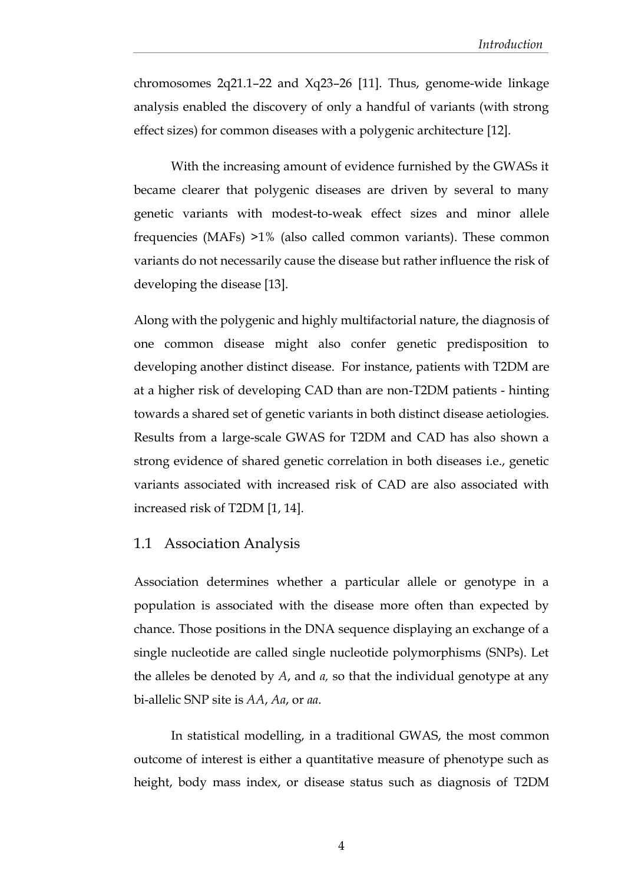chromosomes 2q21.1–22 and Xq23–26 [11]. Thus, genome-wide linkage analysis enabled the discovery of only a handful of variants (with strong effect sizes) for common diseases with a polygenic architecture [12].

With the increasing amount of evidence furnished by the GWASs it became clearer that polygenic diseases are driven by several to many genetic variants with modest-to-weak effect sizes and minor allele frequencies (MAFs) >1% (also called common variants). These common variants do not necessarily cause the disease but rather influence the risk of developing the disease [13].

Along with the polygenic and highly multifactorial nature, the diagnosis of one common disease might also confer genetic predisposition to developing another distinct disease. For instance, patients with T2DM are at a higher risk of developing CAD than are non-T2DM patients - hinting towards a shared set of genetic variants in both distinct disease aetiologies. Results from a large-scale GWAS for T2DM and CAD has also shown a strong evidence of shared genetic correlation in both diseases i.e., genetic variants associated with increased risk of CAD are also associated with increased risk of T2DM [1, 14].

## 1.1 Association Analysis

Association determines whether a particular allele or genotype in a population is associated with the disease more often than expected by chance. Those positions in the DNA sequence displaying an exchange of a single nucleotide are called single nucleotide polymorphisms (SNPs). Let the alleles be denoted by *A*, and *a,* so that the individual genotype at any bi-allelic SNP site is *AA*, *Aa*, or *aa*.

In statistical modelling, in a traditional GWAS, the most common outcome of interest is either a quantitative measure of phenotype such as height, body mass index, or disease status such as diagnosis of T2DM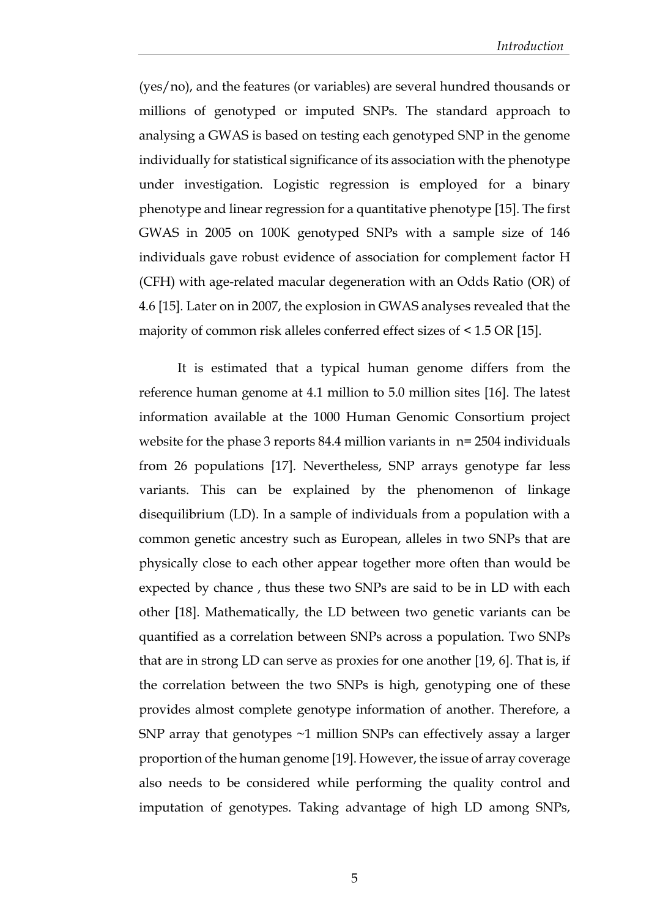(yes/no), and the features (or variables) are several hundred thousands or millions of genotyped or imputed SNPs. The standard approach to analysing a GWAS is based on testing each genotyped SNP in the genome individually for statistical significance of its association with the phenotype under investigation. Logistic regression is employed for a binary phenotype and linear regression for a quantitative phenotype [15]. The first GWAS in 2005 on 100K genotyped SNPs with a sample size of 146 individuals gave robust evidence of association for complement factor H (CFH) with age-related macular degeneration with an Odds Ratio (OR) of 4.6 [15]. Later on in 2007, the explosion in GWAS analyses revealed that the majority of common risk alleles conferred effect sizes of < 1.5 OR [15].

It is estimated that a typical human genome differs from the reference human genome at 4.1 million to 5.0 million sites [16]. The latest information available at the 1000 Human Genomic Consortium project website for the phase 3 reports 84.4 million variants in n= 2504 individuals from 26 populations [17]. Nevertheless, SNP arrays genotype far less variants. This can be explained by the phenomenon of linkage disequilibrium (LD). In a sample of individuals from a population with a common genetic ancestry such as European, alleles in two SNPs that are physically close to each other appear together more often than would be expected by chance , thus these two SNPs are said to be in LD with each other [18]. Mathematically, the LD between two genetic variants can be quantified as a correlation between SNPs across a population. Two SNPs that are in strong LD can serve as proxies for one another [19, 6]. That is, if the correlation between the two SNPs is high, genotyping one of these provides almost complete genotype information of another. Therefore, a SNP array that genotypes ~1 million SNPs can effectively assay a larger proportion of the human genome [19]. However, the issue of array coverage also needs to be considered while performing the quality control and imputation of genotypes. Taking advantage of high LD among SNPs,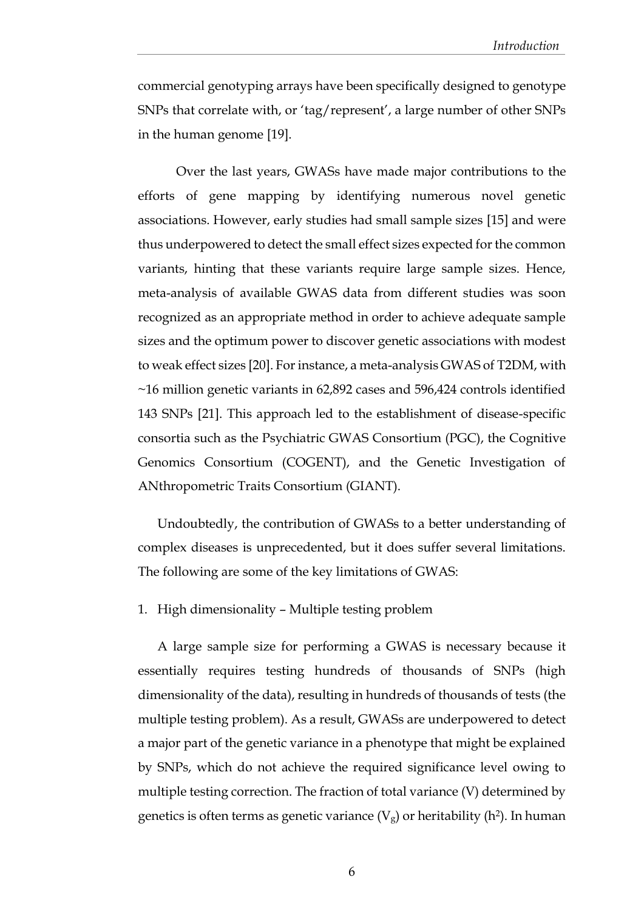commercial genotyping arrays have been specifically designed to genotype SNPs that correlate with, or 'tag/represent', a large number of other SNPs in the human genome [19].

Over the last years, GWASs have made major contributions to the efforts of gene mapping by identifying numerous novel genetic associations. However, early studies had small sample sizes [15] and were thus underpowered to detect the small effect sizes expected for the common variants, hinting that these variants require large sample sizes. Hence, meta-analysis of available GWAS data from different studies was soon recognized as an appropriate method in order to achieve adequate sample sizes and the optimum power to discover genetic associations with modest to weak effect sizes [20]. For instance, a meta-analysis GWAS of T2DM, with ~16 million genetic variants in 62,892 cases and 596,424 controls identified 143 SNPs [21]. This approach led to the establishment of disease-specific consortia such as the Psychiatric GWAS Consortium (PGC), the Cognitive Genomics Consortium (COGENT), and the Genetic Investigation of ANthropometric Traits Consortium (GIANT).

Undoubtedly, the contribution of GWASs to a better understanding of complex diseases is unprecedented, but it does suffer several limitations. The following are some of the key limitations of GWAS:

1. High dimensionality – Multiple testing problem

A large sample size for performing a GWAS is necessary because it essentially requires testing hundreds of thousands of SNPs (high dimensionality of the data), resulting in hundreds of thousands of tests (the multiple testing problem). As a result, GWASs are underpowered to detect a major part of the genetic variance in a phenotype that might be explained by SNPs, which do not achieve the required significance level owing to multiple testing correction. The fraction of total variance (V) determined by genetics is often terms as genetic variance ($V_g$) or heritability ($h^2$). In human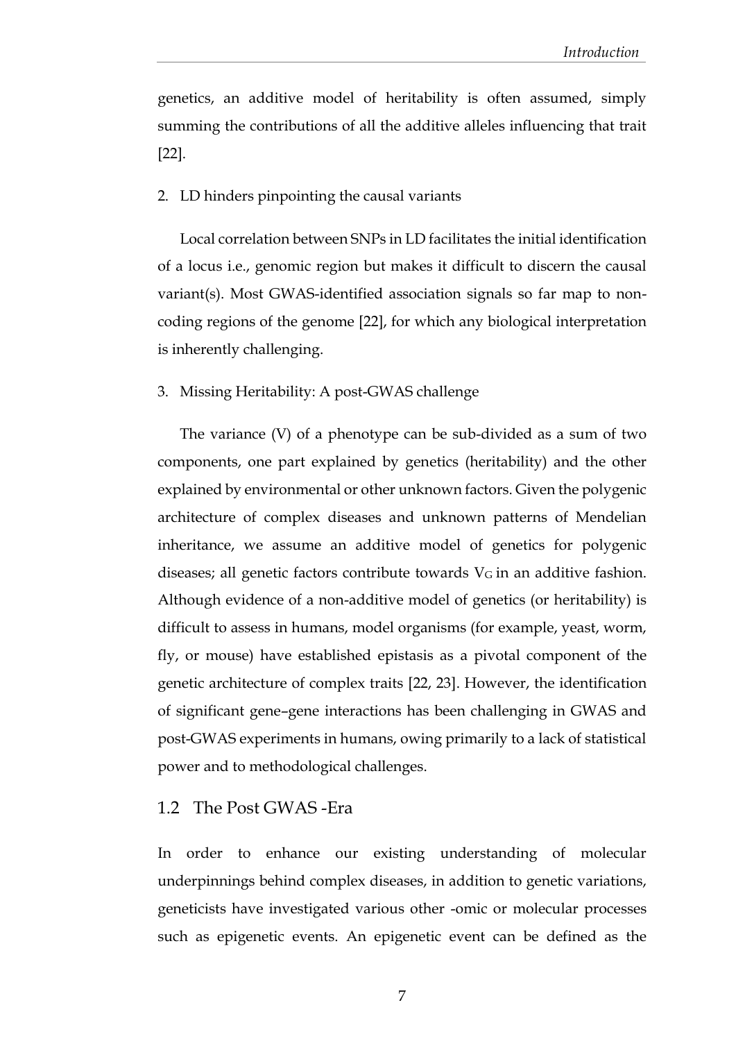genetics, an additive model of heritability is often assumed, simply summing the contributions of all the additive alleles influencing that trait [22].

2. LD hinders pinpointing the causal variants

Local correlation between SNPs in LD facilitates the initial identification of a locus i.e., genomic region but makes it difficult to discern the causal variant(s). Most GWAS-identified association signals so far map to non-coding regions of the genome [22], for which any biological interpretation is inherently challenging.

3. Missing Heritability: A post-GWAS challenge

The variance (V) of a phenotype can be sub-divided as a sum of two components, one part explained by genetics (heritability) and the other explained by environmental or other unknown factors. Given the polygenic architecture of complex diseases and unknown patterns of Mendelian inheritance, we assume an additive model of genetics for polygenic diseases; all genetic factors contribute towards $V_G$ in an additive fashion. Although evidence of a non-additive model of genetics (or heritability) is difficult to assess in humans, model organisms (for example, yeast, worm, fly, or mouse) have established epistasis as a pivotal component of the genetic architecture of complex traits [22, 23]. However, the identification of significant gene–gene interactions has been challenging in GWAS and post-GWAS experiments in humans, owing primarily to a lack of statistical power and to methodological challenges.

## 1.2 The Post GWAS -Era

In order to enhance our existing understanding of molecular underpinnings behind complex diseases, in addition to genetic variations, geneticists have investigated various other -omic or molecular processes such as epigenetic events. An epigenetic event can be defined as the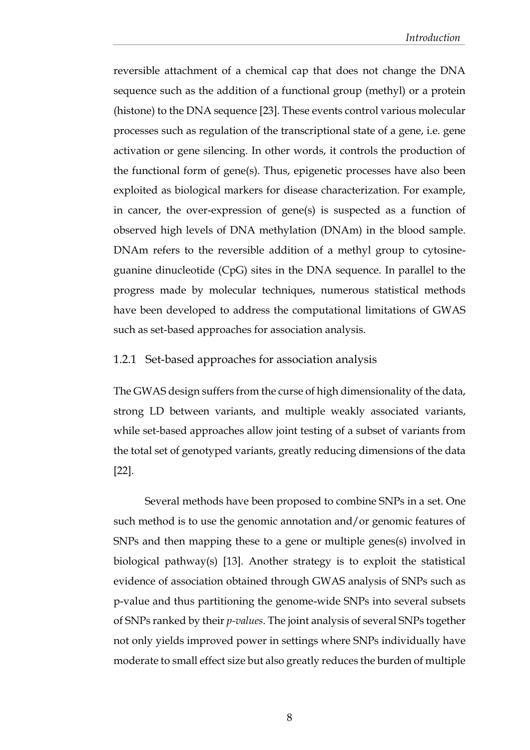reversible attachment of a chemical cap that does not change the DNA sequence such as the addition of a functional group (methyl) or a protein (histone) to the DNA sequence [23]. These events control various molecular processes such as regulation of the transcriptional state of a gene, i.e. gene activation or gene silencing. In other words, it controls the production of the functional form of gene(s). Thus, epigenetic processes have also been exploited as biological markers for disease characterization. For example, in cancer, the over-expression of gene(s) is suspected as a function of observed high levels of DNA methylation (DNAm) in the blood sample. DNAm refers to the reversible addition of a methyl group to cytosine-guanine dinucleotide (CpG) sites in the DNA sequence. In parallel to the progress made by molecular techniques, numerous statistical methods have been developed to address the computational limitations of GWAS such as set-based approaches for association analysis.

### 1.2.1 Set-based approaches for association analysis

The GWAS design suffers from the curse of high dimensionality of the data, strong LD between variants, and multiple weakly associated variants, while set-based approaches allow joint testing of a subset of variants from the total set of genotyped variants, greatly reducing dimensions of the data [22].

Several methods have been proposed to combine SNPs in a set. One such method is to use the genomic annotation and/or genomic features of SNPs and then mapping these to a gene or multiple genes(s) involved in biological pathway(s) [13]. Another strategy is to exploit the statistical evidence of association obtained through GWAS analysis of SNPs such as p-value and thus partitioning the genome-wide SNPs into several subsets of SNPs ranked by their *p-values*. The joint analysis of several SNPs together not only yields improved power in settings where SNPs individually have moderate to small effect size but also greatly reduces the burden of multiple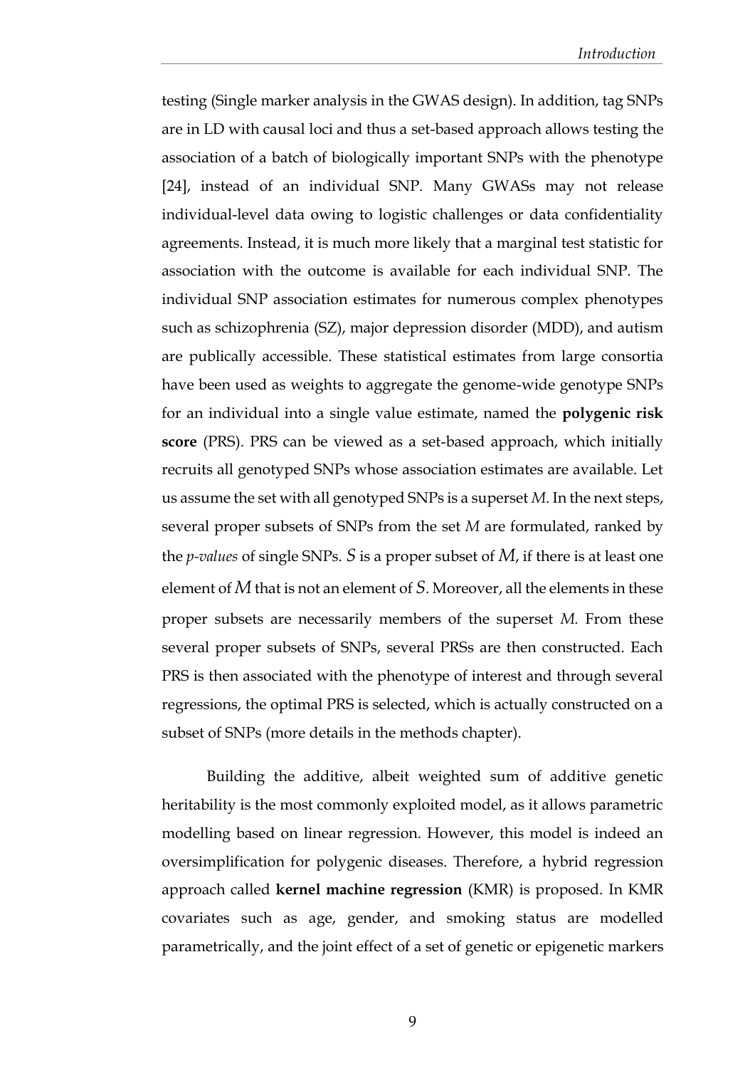testing (Single marker analysis in the GWAS design). In addition, tag SNPs are in LD with causal loci and thus a set-based approach allows testing the association of a batch of biologically important SNPs with the phenotype [24], instead of an individual SNP. Many GWASs may not release individual-level data owing to logistic challenges or data confidentiality agreements. Instead, it is much more likely that a marginal test statistic for association with the outcome is available for each individual SNP. The individual SNP association estimates for numerous complex phenotypes such as schizophrenia (SZ), major depression disorder (MDD), and autism are publically accessible. These statistical estimates from large consortia have been used as weights to aggregate the genome-wide genotype SNPs for an individual into a single value estimate, named the **polygenic risk score** (PRS). PRS can be viewed as a set-based approach, which initially recruits all genotyped SNPs whose association estimates are available. Let us assume the set with all genotyped SNPs is a superset $M$. In the next steps, several proper subsets of SNPs from the set $M$ are formulated, ranked by the *p-values* of single SNPs. $S$ is a proper subset of $M$, if there is at least one element of $M$ that is not an element of $S$. Moreover, all the elements in these proper subsets are necessarily members of the superset $M$. From these several proper subsets of SNPs, several PRSs are then constructed. Each PRS is then associated with the phenotype of interest and through several regressions, the optimal PRS is selected, which is actually constructed on a subset of SNPs (more details in the methods chapter).

Building the additive, albeit weighted sum of additive genetic heritability is the most commonly exploited model, as it allows parametric modelling based on linear regression. However, this model is indeed an oversimplification for polygenic diseases. Therefore, a hybrid regression approach called **kernel machine regression** (KMR) is proposed. In KMR covariates such as age, gender, and smoking status are modelled parametrically, and the joint effect of a set of genetic or epigenetic markers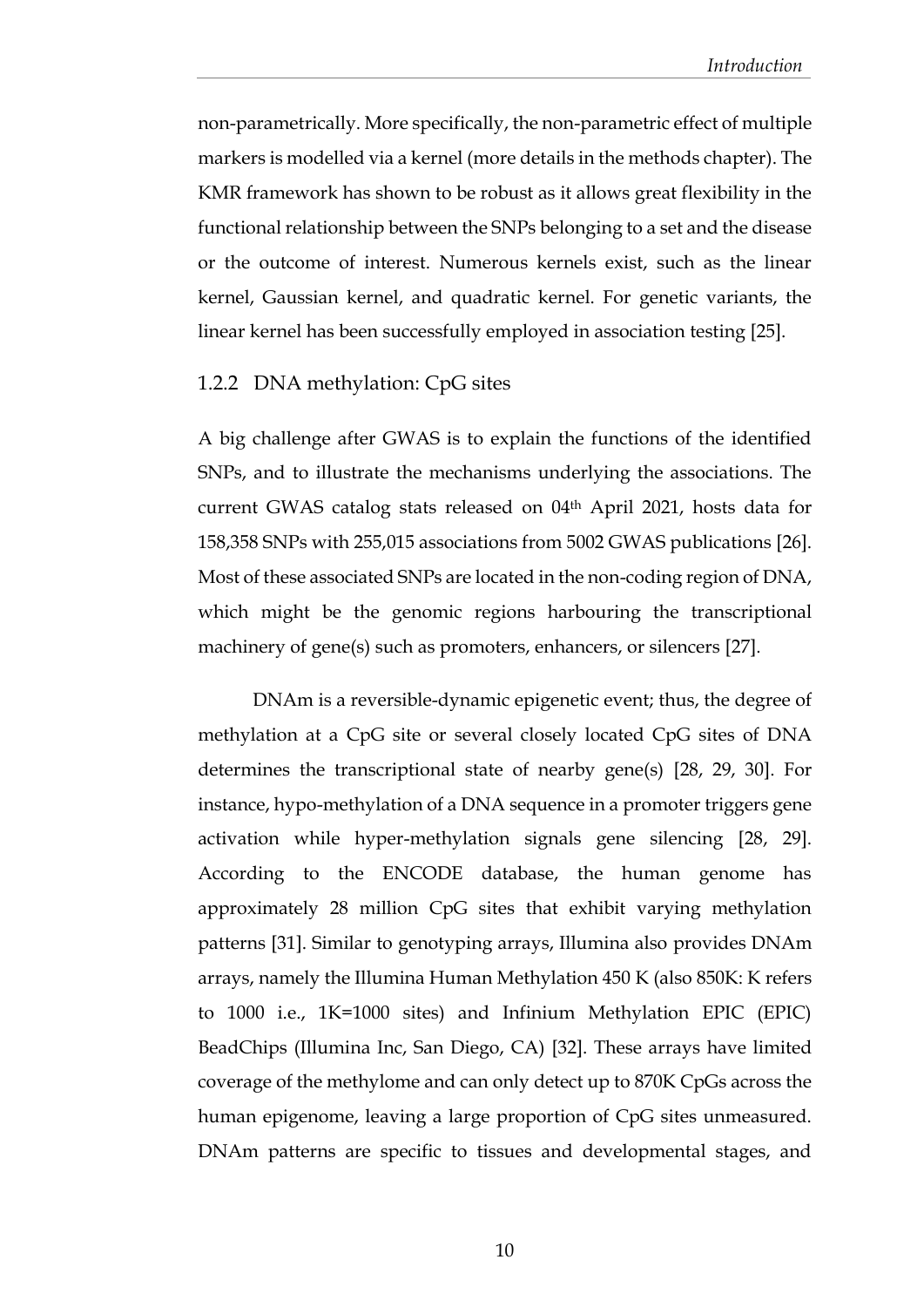non-parametrically. More specifically, the non-parametric effect of multiple markers is modelled via a kernel (more details in the methods chapter). The KMR framework has shown to be robust as it allows great flexibility in the functional relationship between the SNPs belonging to a set and the disease or the outcome of interest. Numerous kernels exist, such as the linear kernel, Gaussian kernel, and quadratic kernel. For genetic variants, the linear kernel has been successfully employed in association testing [25].

### 1.2.2 DNA methylation: CpG sites

A big challenge after GWAS is to explain the functions of the identified SNPs, and to illustrate the mechanisms underlying the associations. The current GWAS catalog stats released on 04th April 2021, hosts data for 158,358 SNPs with 255,015 associations from 5002 GWAS publications [26]. Most of these associated SNPs are located in the non-coding region of DNA, which might be the genomic regions harbouring the transcriptional machinery of gene(s) such as promoters, enhancers, or silencers [27].

DNAm is a reversible-dynamic epigenetic event; thus, the degree of methylation at a CpG site or several closely located CpG sites of DNA determines the transcriptional state of nearby gene(s) [28, 29, 30]. For instance, hypo-methylation of a DNA sequence in a promoter triggers gene activation while hyper-methylation signals gene silencing [28, 29]. According to the ENCODE database, the human genome has approximately 28 million CpG sites that exhibit varying methylation patterns [31]. Similar to genotyping arrays, Illumina also provides DNAm arrays, namely the Illumina Human Methylation 450 K (also 850K: K refers to 1000 i.e., 1K=1000 sites) and Infinium Methylation EPIC (EPIC) BeadChips (Illumina Inc, San Diego, CA) [32]. These arrays have limited coverage of the methylome and can only detect up to 870K CpGs across the human epigenome, leaving a large proportion of CpG sites unmeasured. DNAm patterns are specific to tissues and developmental stages, and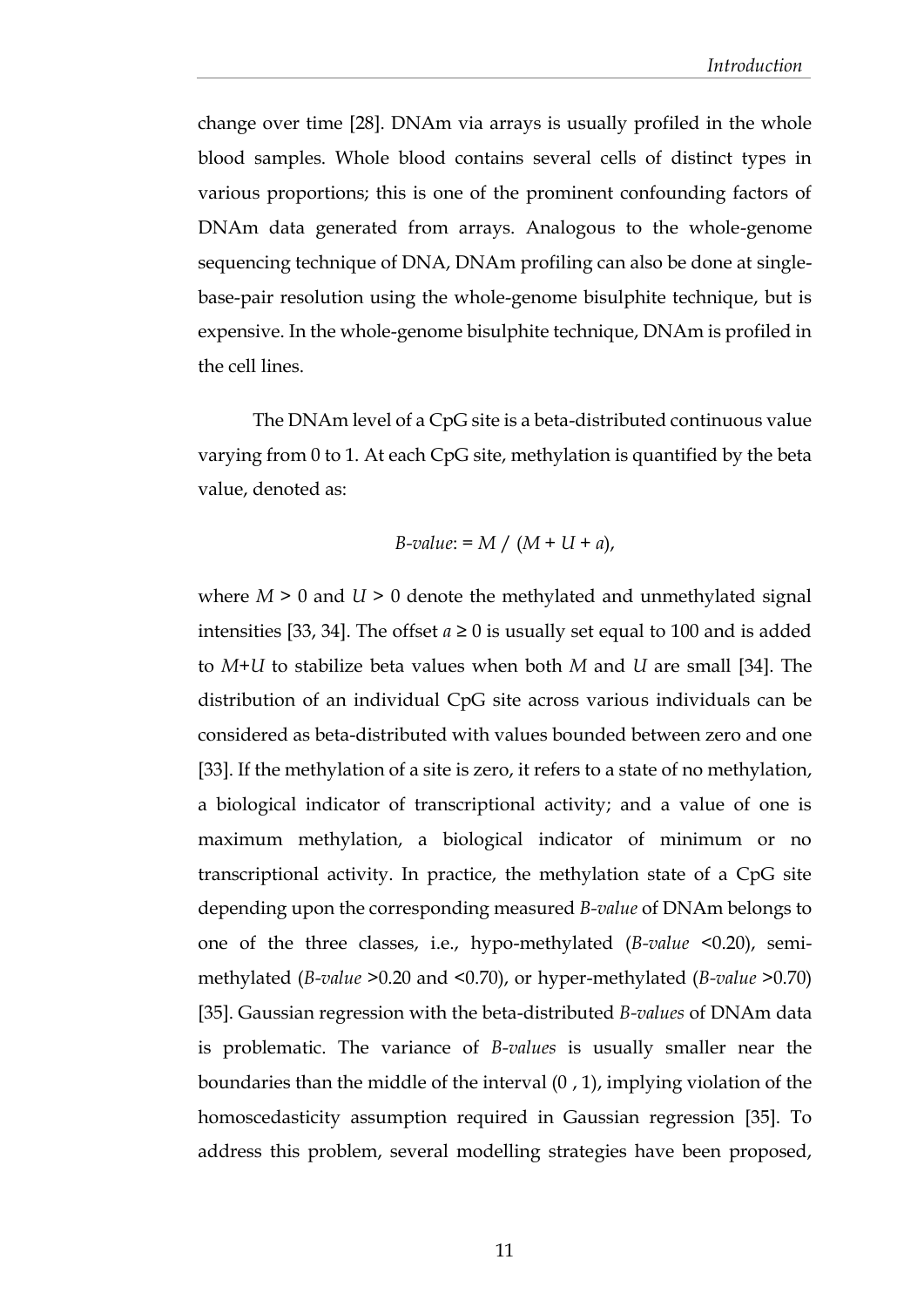change over time [28]. DNAm via arrays is usually profiled in the whole blood samples. Whole blood contains several cells of distinct types in various proportions; this is one of the prominent confounding factors of DNAm data generated from arrays. Analogous to the whole-genome sequencing technique of DNA, DNAm profiling can also be done at single-base-pair resolution using the whole-genome bisulphite technique, but is expensive. In the whole-genome bisulphite technique, DNAm is profiled in the cell lines.

The DNAm level of a CpG site is a beta-distributed continuous value varying from 0 to 1. At each CpG site, methylation is quantified by the beta value, denoted as:

$$B\text{-}value{:} = M \;/\; (M + U + a),$$

where $M > 0$ and $U > 0$ denote the methylated and unmethylated signal intensities [33, 34]. The offset $a \geq 0$ is usually set equal to 100 and is added to $M$+$U$ to stabilize beta values when both $M$ and $U$ are small [34]. The distribution of an individual CpG site across various individuals can be considered as beta-distributed with values bounded between zero and one [33]. If the methylation of a site is zero, it refers to a state of no methylation, a biological indicator of transcriptional activity; and a value of one is maximum methylation, a biological indicator of minimum or no transcriptional activity. In practice, the methylation state of a CpG site depending upon the corresponding measured *B-value* of DNAm belongs to one of the three classes, i.e., hypo-methylated (*B-value* <0.20), semi-methylated (*B-value* >0.20 and <0.70), or hyper-methylated (*B-value* >0.70) [35]. Gaussian regression with the beta-distributed *B-values* of DNAm data is problematic. The variance of *B-values* is usually smaller near the boundaries than the middle of the interval (0 , 1), implying violation of the homoscedasticity assumption required in Gaussian regression [35]. To address this problem, several modelling strategies have been proposed,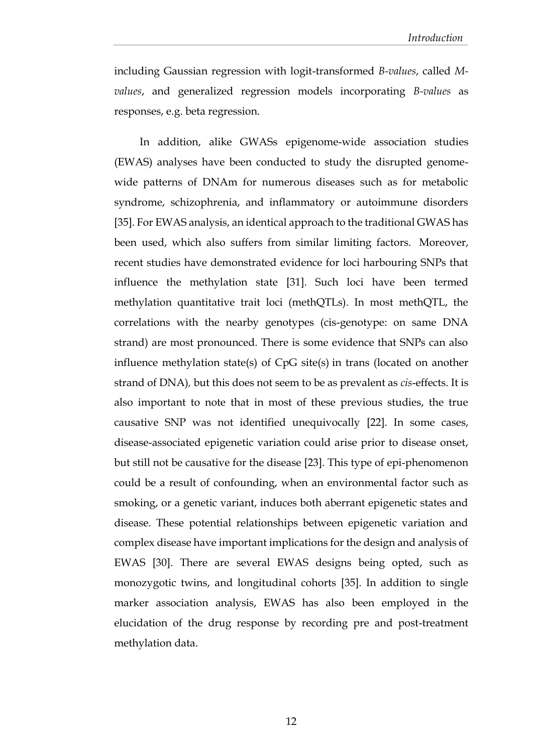including Gaussian regression with logit-transformed *B-values*, called *M-values*, and generalized regression models incorporating *B-values* as responses, e.g. beta regression.

In addition, alike GWASs epigenome-wide association studies (EWAS) analyses have been conducted to study the disrupted genome-wide patterns of DNAm for numerous diseases such as for metabolic syndrome, schizophrenia, and inflammatory or autoimmune disorders [35]. For EWAS analysis, an identical approach to the traditional GWAS has been used, which also suffers from similar limiting factors. Moreover, recent studies have demonstrated evidence for loci harbouring SNPs that influence the methylation state [31]. Such loci have been termed methylation quantitative trait loci (methQTLs). In most methQTL, the correlations with the nearby genotypes (cis-genotype: on same DNA strand) are most pronounced. There is some evidence that SNPs can also influence methylation state(s) of CpG site(s) in trans (located on another strand of DNA), but this does not seem to be as prevalent as *cis*-effects. It is also important to note that in most of these previous studies, the true causative SNP was not identified unequivocally [22]. In some cases, disease-associated epigenetic variation could arise prior to disease onset, but still not be causative for the disease [23]. This type of epi-phenomenon could be a result of confounding, when an environmental factor such as smoking, or a genetic variant, induces both aberrant epigenetic states and disease. These potential relationships between epigenetic variation and complex disease have important implications for the design and analysis of EWAS [30]. There are several EWAS designs being opted, such as monozygotic twins, and longitudinal cohorts [35]. In addition to single marker association analysis, EWAS has also been employed in the elucidation of the drug response by recording pre and post-treatment methylation data.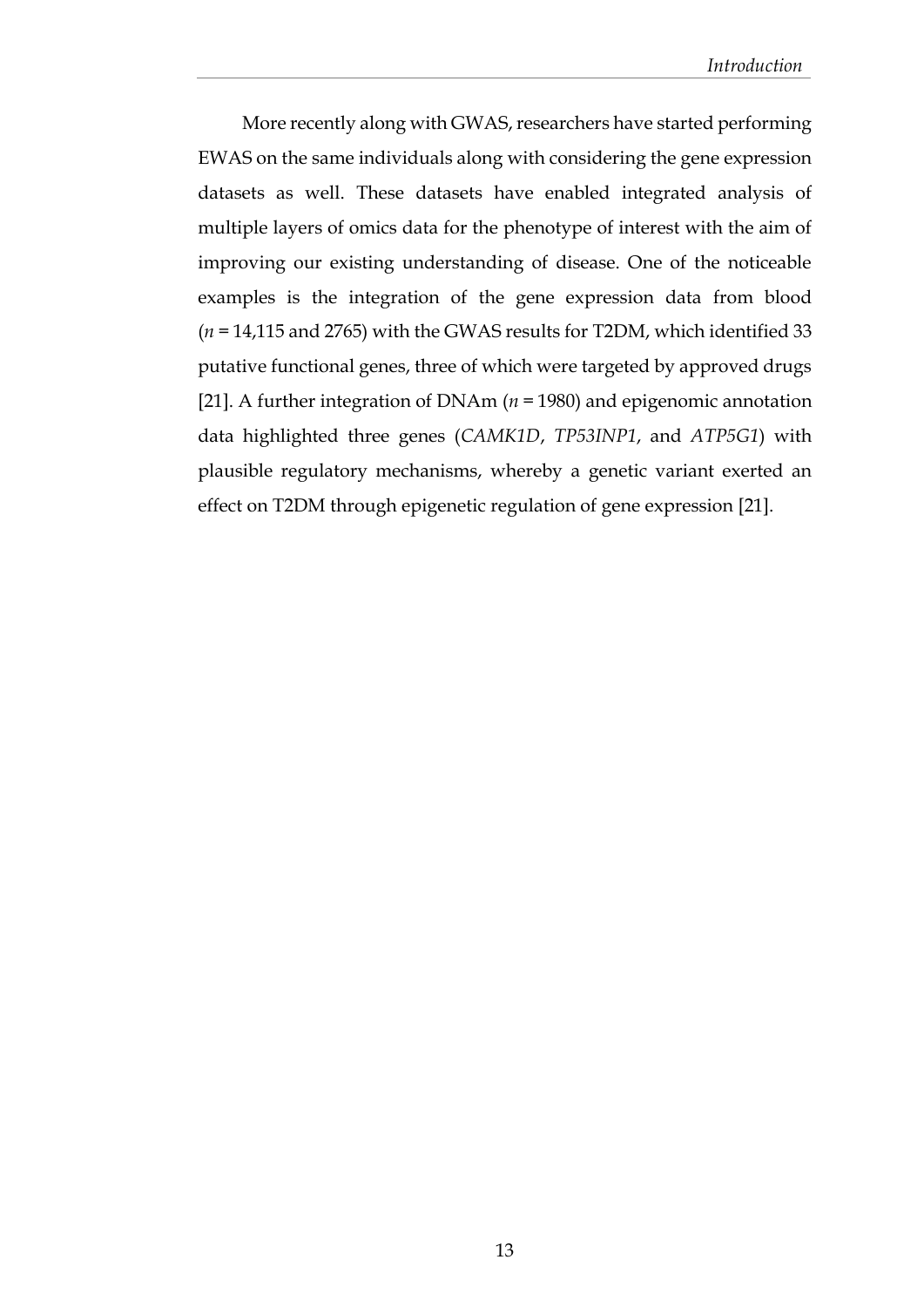More recently along with GWAS, researchers have started performing EWAS on the same individuals along with considering the gene expression datasets as well. These datasets have enabled integrated analysis of multiple layers of omics data for the phenotype of interest with the aim of improving our existing understanding of disease. One of the noticeable examples is the integration of the gene expression data from blood ($n$ = 14,115 and 2765) with the GWAS results for T2DM, which identified 33 putative functional genes, three of which were targeted by approved drugs [21]. A further integration of DNAm ($n$ = 1980) and epigenomic annotation data highlighted three genes (*CAMK1D*, *TP53INP1*, and *ATP5G1*) with plausible regulatory mechanisms, whereby a genetic variant exerted an effect on T2DM through epigenetic regulation of gene expression [21].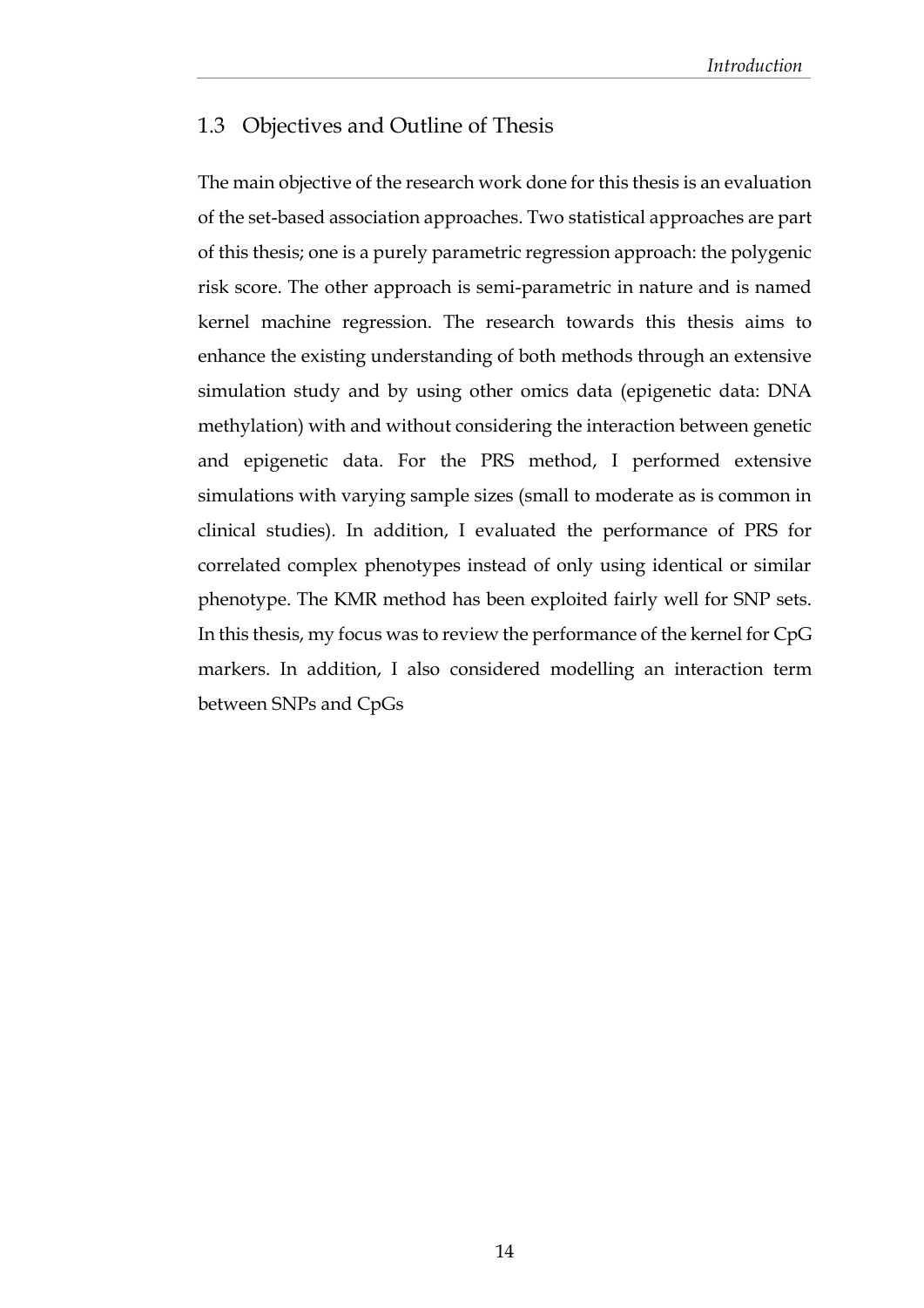## 1.3 Objectives and Outline of Thesis

The main objective of the research work done for this thesis is an evaluation of the set-based association approaches. Two statistical approaches are part of this thesis; one is a purely parametric regression approach: the polygenic risk score. The other approach is semi-parametric in nature and is named kernel machine regression. The research towards this thesis aims to enhance the existing understanding of both methods through an extensive simulation study and by using other omics data (epigenetic data: DNA methylation) with and without considering the interaction between genetic and epigenetic data. For the PRS method, I performed extensive simulations with varying sample sizes (small to moderate as is common in clinical studies). In addition, I evaluated the performance of PRS for correlated complex phenotypes instead of only using identical or similar phenotype. The KMR method has been exploited fairly well for SNP sets. In this thesis, my focus was to review the performance of the kernel for CpG markers. In addition, I also considered modelling an interaction term between SNPs and CpGs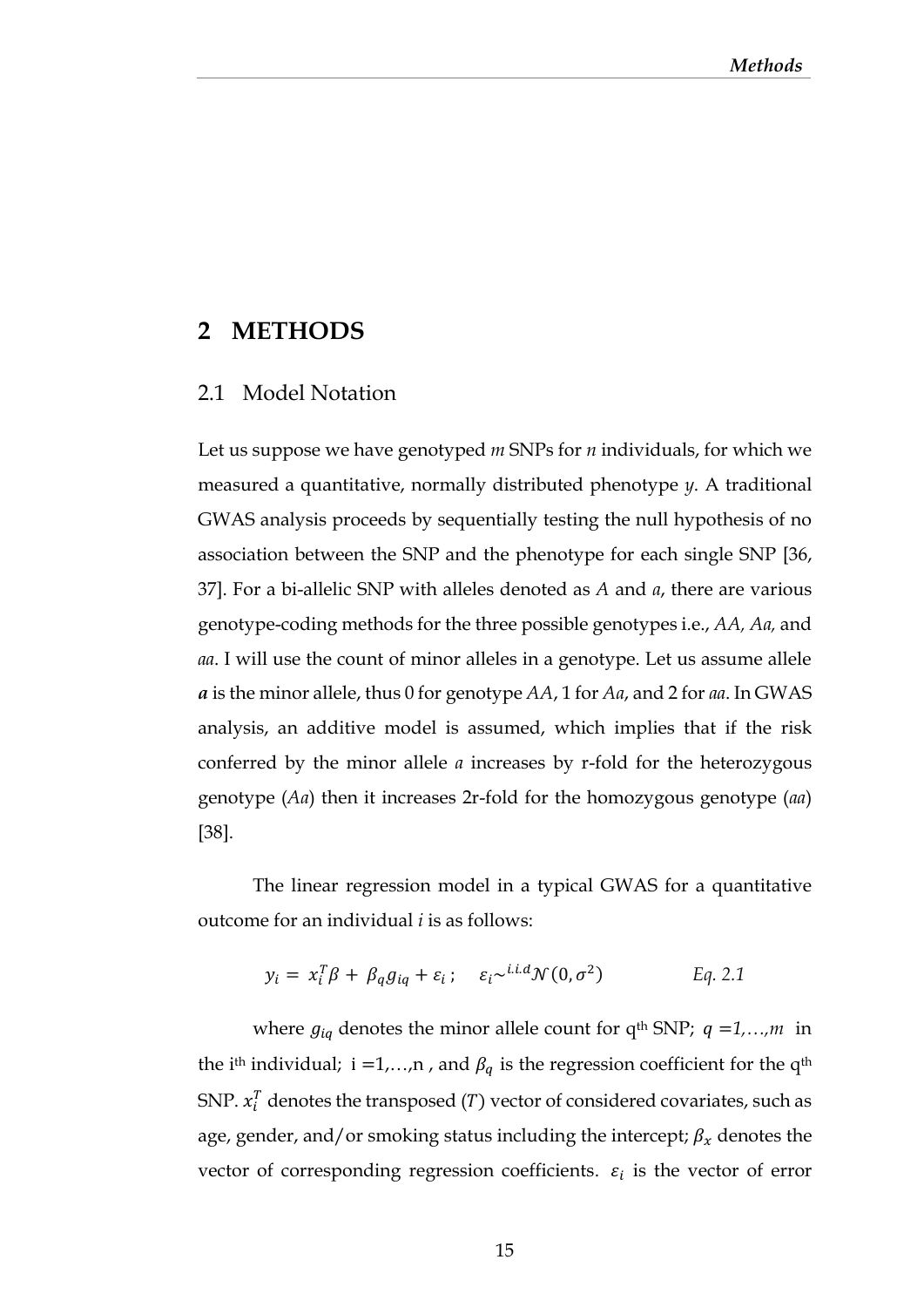# 2 METHODS

## 2.1 Model Notation

Let us suppose we have genotyped *m* SNPs for *n* individuals, for which we measured a quantitative, normally distributed phenotype *y*. A traditional GWAS analysis proceeds by sequentially testing the null hypothesis of no association between the SNP and the phenotype for each single SNP [36, 37]. For a bi-allelic SNP with alleles denoted as *A* and *a*, there are various genotype-coding methods for the three possible genotypes i.e., *AA*, *Aa,* and *aa*. I will use the count of minor alleles in a genotype. Let us assume allele ***a*** is the minor allele, thus 0 for genotype *AA*, 1 for *Aa*, and 2 for *aa*. In GWAS analysis, an additive model is assumed, which implies that if the risk conferred by the minor allele *a* increases by r-fold for the heterozygous genotype (*Aa*) then it increases 2r-fold for the homozygous genotype (*aa*) [38].

The linear regression model in a typical GWAS for a quantitative outcome for an individual *i* is as follows:

$$y_i = x_i^T \beta + \beta_q g_{iq} + \varepsilon_i \,; \quad \varepsilon_i \sim^{i.i.d} \mathcal{N}(0, \sigma^2) \qquad \textit{Eq. 2.1}$$

where $g_{iq}$ denotes the minor allele count for q[th] SNP; $q = 1,\ldots,m$ in the i[th] individual; i =1,…,n , and $\beta_q$ is the regression coefficient for the q[th] SNP. $x_i^T$ denotes the transposed (*T*) vector of considered covariates, such as age, gender, and/or smoking status including the intercept; $\beta_x$ denotes the vector of corresponding regression coefficients. $\varepsilon_i$ is the vector of error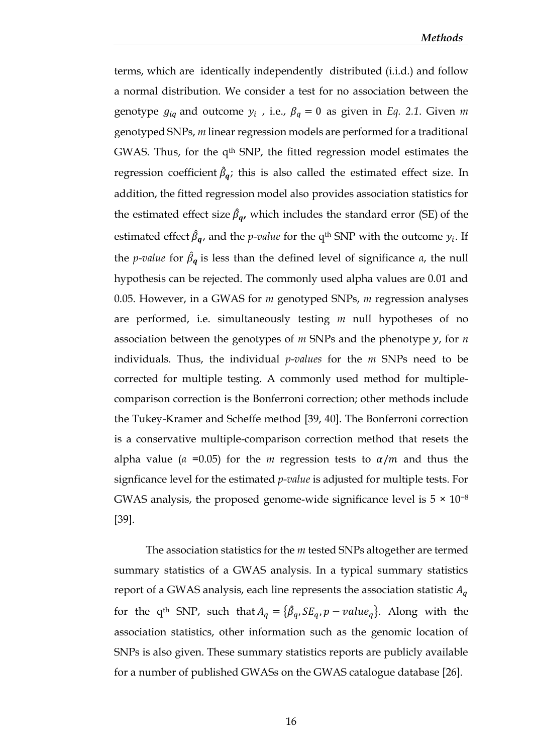terms, which are identically independently distributed (i.i.d.) and follow a normal distribution. We consider a test for no association between the genotype $g_{iq}$ and outcome $y_i$ , i.e., $\beta_q = 0$ as given in *Eq. 2.1*. Given *m* genotyped SNPs, *m* linear regression models are performed for a traditional GWAS. Thus, for the q[th] SNP, the fitted regression model estimates the regression coefficient $\hat{\beta}_q$; this is also called the estimated effect size. In addition, the fitted regression model also provides association statistics for the estimated effect size $\hat{\beta}_q$, which includes the standard error (SE) of the estimated effect $\hat{\beta}_q$, and the *p-value* for the q[th] SNP with the outcome $y_i$. If the *p-value* for $\hat{\beta}_q$ is less than the defined level of significance *a*, the null hypothesis can be rejected. The commonly used alpha values are 0.01 and 0.05. However, in a GWAS for *m* genotyped SNPs, *m* regression analyses are performed, i.e. simultaneously testing *m* null hypotheses of no association between the genotypes of *m* SNPs and the phenotype $y$, for *n* individuals. Thus, the individual *p-values* for the *m* SNPs need to be corrected for multiple testing. A commonly used method for multiple-comparison correction is the Bonferroni correction; other methods include the Tukey-Kramer and Scheffe method [39, 40]. The Bonferroni correction is a conservative multiple-comparison correction method that resets the alpha value (*a* =0.05) for the *m* regression tests to $\alpha/m$ and thus the signficance level for the estimated *p-value* is adjusted for multiple tests. For GWAS analysis, the proposed genome-wide significance level is $5 \times 10^{-8}$ [39].

The association statistics for the *m* tested SNPs altogether are termed summary statistics of a GWAS analysis. In a typical summary statistics report of a GWAS analysis, each line represents the association statistic $A_q$ for the q[th] SNP, such that $A_q = \{\hat{\beta}_q, SE_q, p-value_q\}$. Along with the association statistics, other information such as the genomic location of SNPs is also given. These summary statistics reports are publicly available for a number of published GWASs on the GWAS catalogue database [26].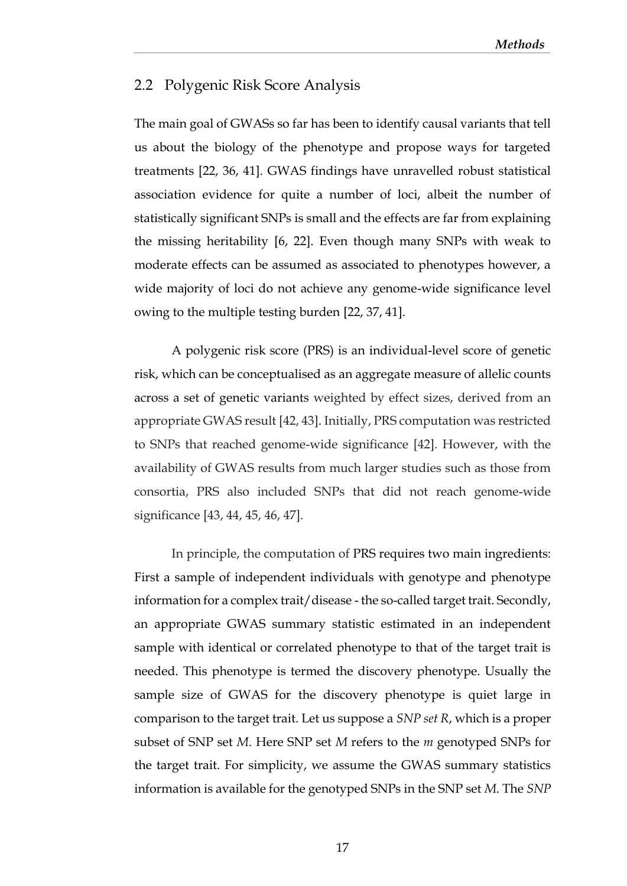## 2.2 Polygenic Risk Score Analysis

The main goal of GWASs so far has been to identify causal variants that tell us about the biology of the phenotype and propose ways for targeted treatments [22, 36, 41]. GWAS findings have unravelled robust statistical association evidence for quite a number of loci, albeit the number of statistically significant SNPs is small and the effects are far from explaining the missing heritability [6, 22]. Even though many SNPs with weak to moderate effects can be assumed as associated to phenotypes however, a wide majority of loci do not achieve any genome-wide significance level owing to the multiple testing burden [22, 37, 41].

A polygenic risk score (PRS) is an individual-level score of genetic risk, which can be conceptualised as an aggregate measure of allelic counts across a set of genetic variants weighted by effect sizes, derived from an appropriate GWAS result [42, 43]. Initially, PRS computation was restricted to SNPs that reached genome-wide significance [42]. However, with the availability of GWAS results from much larger studies such as those from consortia, PRS also included SNPs that did not reach genome-wide significance [43, 44, 45, 46, 47].

In principle, the computation of PRS requires two main ingredients: First a sample of independent individuals with genotype and phenotype information for a complex trait/disease - the so-called target trait. Secondly, an appropriate GWAS summary statistic estimated in an independent sample with identical or correlated phenotype to that of the target trait is needed. This phenotype is termed the discovery phenotype. Usually the sample size of GWAS for the discovery phenotype is quiet large in comparison to the target trait. Let us suppose a *SNP set R*, which is a proper subset of SNP set *M*. Here SNP set *M* refers to the *m* genotyped SNPs for the target trait. For simplicity, we assume the GWAS summary statistics information is available for the genotyped SNPs in the SNP set *M*. The *SNP*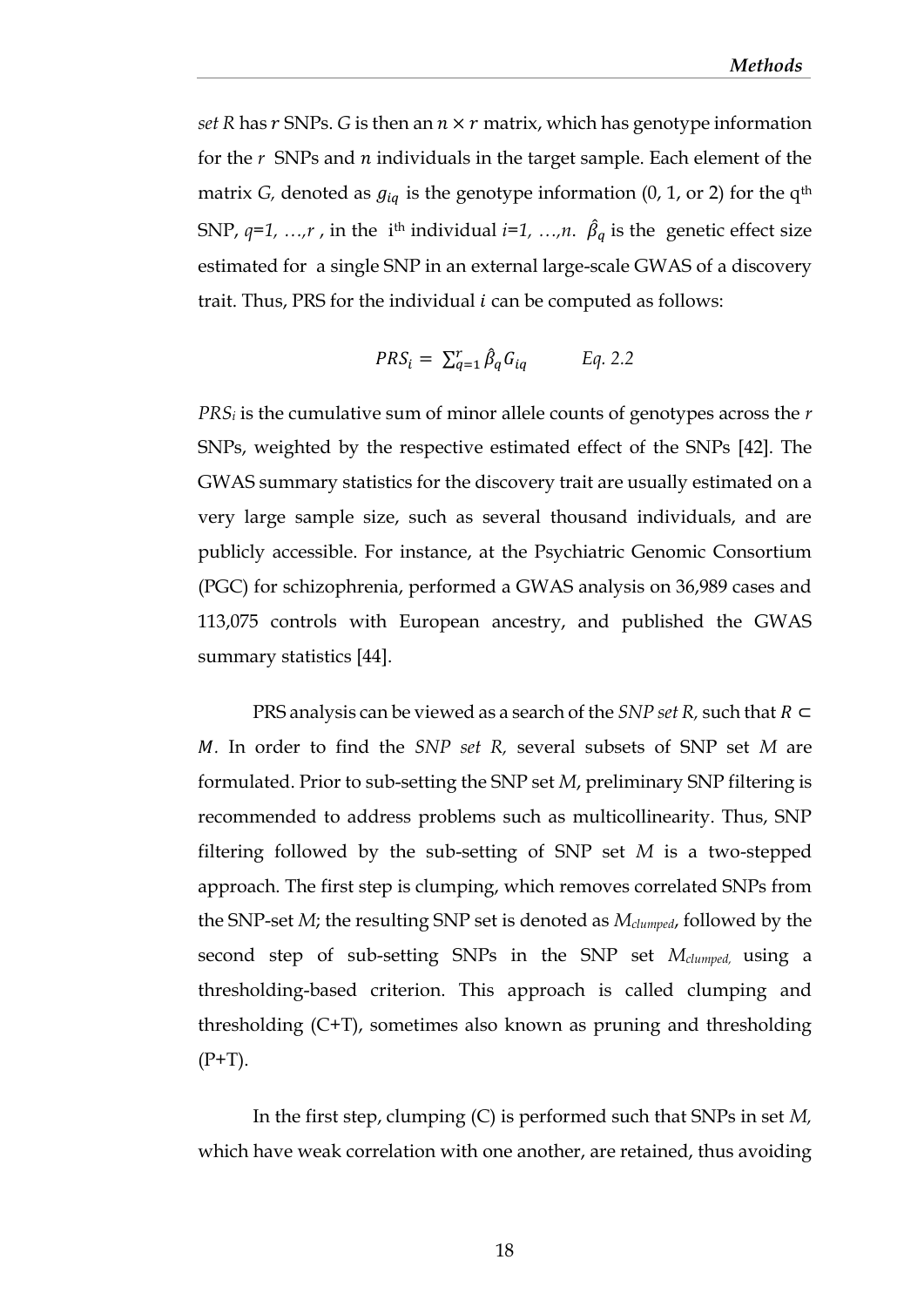*set R* has $r$ SNPs. *G* is then an $n \times r$ matrix, which has genotype information for the $r$ SNPs and $n$ individuals in the target sample. Each element of the matrix *G,* denoted as $g_{iq}$ is the genotype information (0, 1, or 2) for the q[th] SNP, *q=1, …,r* , in the i[th] individual *i=1, …,n*. $\hat{\beta}_q$ is the genetic effect size estimated for a single SNP in an external large-scale GWAS of a discovery trait. Thus, PRS for the individual $i$ can be computed as follows:

$$PRS_i = \sum_{q=1}^{r} \hat{\beta}_q G_{iq} \qquad \textit{Eq. 2.2}$$

$PRS_i$ is the cumulative sum of minor allele counts of genotypes across the *r* SNPs, weighted by the respective estimated effect of the SNPs [42]. The GWAS summary statistics for the discovery trait are usually estimated on a very large sample size, such as several thousand individuals, and are publicly accessible. For instance, at the Psychiatric Genomic Consortium (PGC) for schizophrenia, performed a GWAS analysis on 36,989 cases and 113,075 controls with European ancestry, and published the GWAS summary statistics [44].

PRS analysis can be viewed as a search of the *SNP set R,* such that $R \subset M$. In order to find the *SNP set R,* several subsets of SNP set *M* are formulated. Prior to sub-setting the SNP set *M*, preliminary SNP filtering is recommended to address problems such as multicollinearity. Thus, SNP filtering followed by the sub-setting of SNP set *M* is a two-stepped approach. The first step is clumping, which removes correlated SNPs from the SNP-set *M*; the resulting SNP set is denoted as $M_{clumped}$, followed by the second step of sub-setting SNPs in the SNP set $M_{clumped}$, using a thresholding-based criterion. This approach is called clumping and thresholding (C+T), sometimes also known as pruning and thresholding (P+T).

In the first step, clumping (C) is performed such that SNPs in set *M,* which have weak correlation with one another, are retained, thus avoiding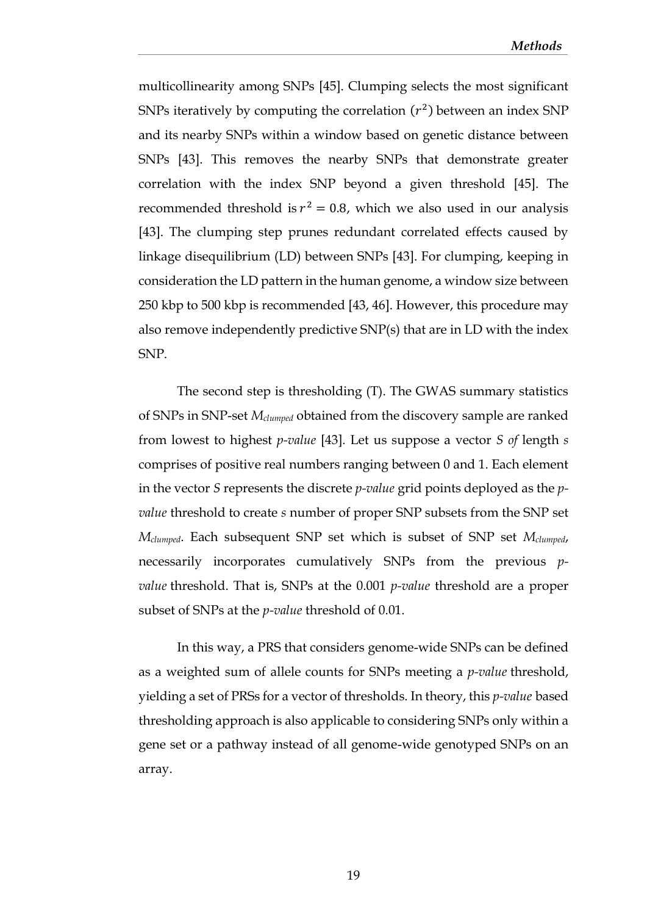multicollinearity among SNPs [45]. Clumping selects the most significant SNPs iteratively by computing the correlation ($r^2$) between an index SNP and its nearby SNPs within a window based on genetic distance between SNPs [43]. This removes the nearby SNPs that demonstrate greater correlation with the index SNP beyond a given threshold [45]. The recommended threshold is $r^2 = 0.8$, which we also used in our analysis [43]. The clumping step prunes redundant correlated effects caused by linkage disequilibrium (LD) between SNPs [43]. For clumping, keeping in consideration the LD pattern in the human genome, a window size between 250 kbp to 500 kbp is recommended [43, 46]. However, this procedure may also remove independently predictive SNP(s) that are in LD with the index SNP.

The second step is thresholding (T). The GWAS summary statistics of SNPs in SNP-set $M_{clumped}$ obtained from the discovery sample are ranked from lowest to highest *p-value* [43]. Let us suppose a vector *S of* length *s* comprises of positive real numbers ranging between 0 and 1. Each element in the vector *S* represents the discrete *p-value* grid points deployed as the *p-value* threshold to create *s* number of proper SNP subsets from the SNP set $M_{clumped}$. Each subsequent SNP set which is subset of SNP set $M_{clumped}$, necessarily incorporates cumulatively SNPs from the previous *p-value* threshold. That is, SNPs at the 0.001 *p-value* threshold are a proper subset of SNPs at the *p-value* threshold of 0.01.

In this way, a PRS that considers genome-wide SNPs can be defined as a weighted sum of allele counts for SNPs meeting a *p-value* threshold, yielding a set of PRSs for a vector of thresholds. In theory, this *p-value* based thresholding approach is also applicable to considering SNPs only within a gene set or a pathway instead of all genome-wide genotyped SNPs on an array.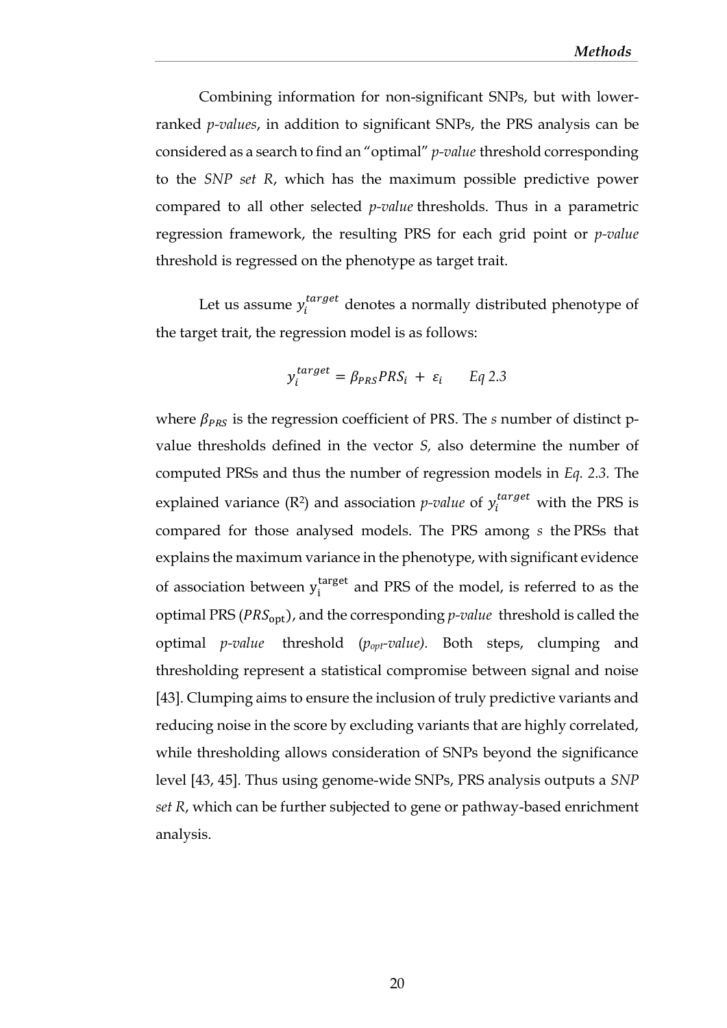Combining information for non-significant SNPs, but with lower-ranked *p-values*, in addition to significant SNPs, the PRS analysis can be considered as a search to find an "optimal" *p-value* threshold corresponding to the *SNP set R*, which has the maximum possible predictive power compared to all other selected *p-value* thresholds. Thus in a parametric regression framework, the resulting PRS for each grid point or *p-value* threshold is regressed on the phenotype as target trait.

Let us assume $y_i^{target}$ denotes a normally distributed phenotype of the target trait, the regression model is as follows:

$$y_i^{target} = \beta_{PRS} PRS_i + \varepsilon_i \qquad Eq\ 2.3$$

where $\beta_{PRS}$ is the regression coefficient of PRS. The *s* number of distinct p-value thresholds defined in the vector *S,* also determine the number of computed PRSs and thus the number of regression models in *Eq. 2.3.* The explained variance ($R^2$) and association *p-value* of $y_i^{target}$ with the PRS is compared for those analysed models. The PRS among *s* the PRSs that explains the maximum variance in the phenotype, with significant evidence of association between $y_i^{target}$ and PRS of the model, is referred to as the optimal PRS ($PRS_{opt}$), and the corresponding *p-value* threshold is called the optimal *p-value* threshold (*$p_{opt}$-value).* Both steps, clumping and thresholding represent a statistical compromise between signal and noise [43]. Clumping aims to ensure the inclusion of truly predictive variants and reducing noise in the score by excluding variants that are highly correlated, while thresholding allows consideration of SNPs beyond the significance level [43, 45]. Thus using genome-wide SNPs, PRS analysis outputs a *SNP set R*, which can be further subjected to gene or pathway-based enrichment analysis.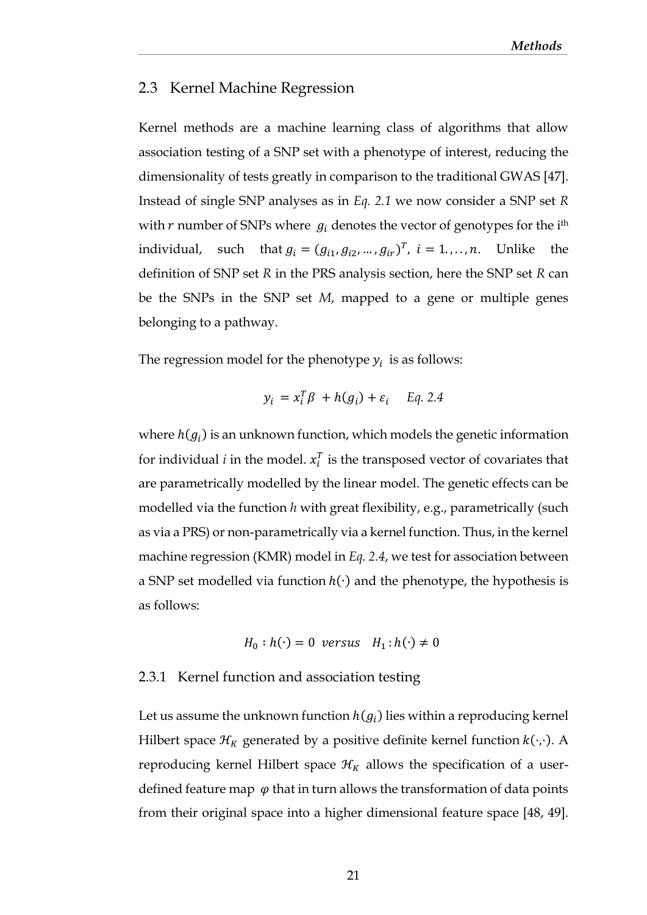## 2.3 Kernel Machine Regression

Kernel methods are a machine learning class of algorithms that allow association testing of a SNP set with a phenotype of interest, reducing the dimensionality of tests greatly in comparison to the traditional GWAS [47]. Instead of single SNP analyses as in *Eq. 2.1* we now consider a SNP set *R* with $r$ number of SNPs where $g_i$ denotes the vector of genotypes for the i[th] individual, such that $g_i = (g_{i1}, g_{i2}, \ldots, g_{ir})^T$, $i = 1., \ldots, n$. Unlike the definition of SNP set *R* in the PRS analysis section, here the SNP set *R* can be the SNPs in the SNP set *M*, mapped to a gene or multiple genes belonging to a pathway.

The regression model for the phenotype $y_i$ is as follows:

$$y_i = x_i^T \beta + h(g_i) + \varepsilon_i \qquad \textit{Eq. 2.4}$$

where $h(g_i)$ is an unknown function, which models the genetic information for individual *i* in the model. $x_i^T$ is the transposed vector of covariates that are parametrically modelled by the linear model. The genetic effects can be modelled via the function *h* with great flexibility, e.g., parametrically (such as via a PRS) or non-parametrically via a kernel function. Thus, in the kernel machine regression (KMR) model in *Eq. 2.4*, we test for association between a SNP set modelled via function $h(\cdot)$ and the phenotype, the hypothesis is as follows:

$$H_0 : h(\cdot) = 0 \ \ versus \quad H_1 : h(\cdot) \neq 0$$

### 2.3.1 Kernel function and association testing

Let us assume the unknown function $h(g_i)$ lies within a reproducing kernel Hilbert space $\mathcal{H}_K$ generated by a positive definite kernel function $k(\cdot,\cdot)$. A reproducing kernel Hilbert space $\mathcal{H}_K$ allows the specification of a user-defined feature map $\varphi$ that in turn allows the transformation of data points from their original space into a higher dimensional feature space [48, 49].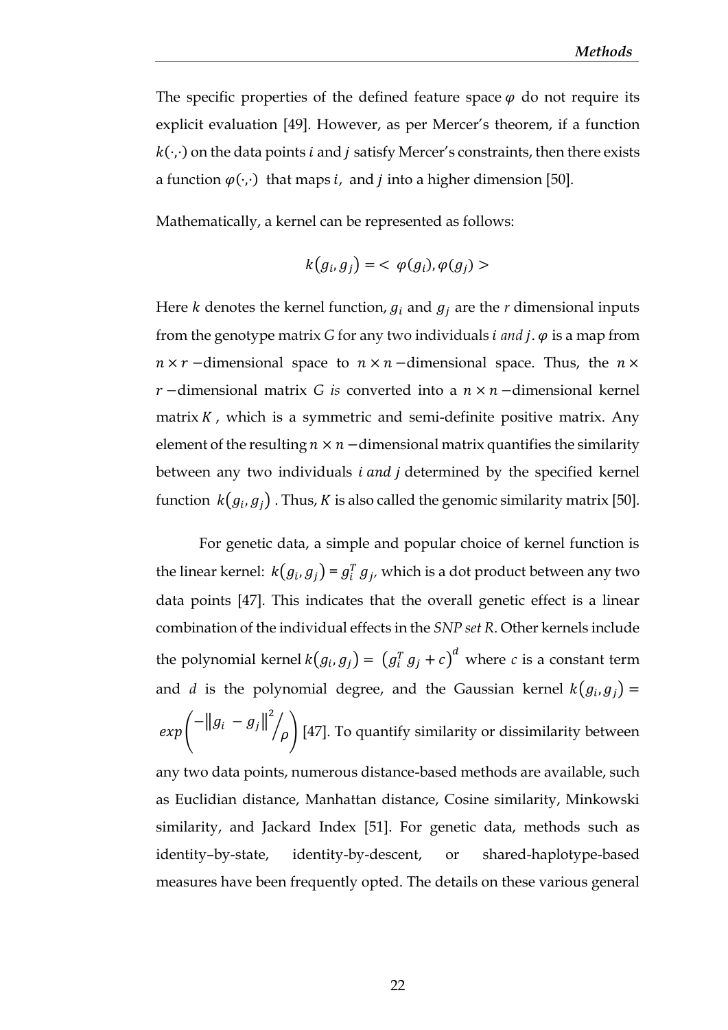The specific properties of the defined feature space $\varphi$ do not require its explicit evaluation [49]. However, as per Mercer's theorem, if a function $k(\cdot,\cdot)$ on the data points $i$ and $j$ satisfy Mercer's constraints, then there exists a function $\varphi(\cdot,\cdot)$ that maps $i$, and $j$ into a higher dimension [50].

Mathematically, a kernel can be represented as follows:

$$k(g_i, g_j) = < \varphi(g_i), \varphi(g_j) >$$

Here $k$ denotes the kernel function, $g_i$ and $g_j$ are the *r* dimensional inputs from the genotype matrix *G* for any two individuals *i and j*. $\varphi$ is a map from $n \times r$ −dimensional space to $n \times n$ −dimensional space. Thus, the $n \times r$ −dimensional matrix *G is* converted into a $n \times n$ −dimensional kernel matrix $K$, which is a symmetric and semi-definite positive matrix. Any element of the resulting $n \times n$ −dimensional matrix quantifies the similarity between any two individuals $i$ *and* $j$ determined by the specified kernel function $k(g_i, g_j)$. Thus, $K$ is also called the genomic similarity matrix [50].

For genetic data, a simple and popular choice of kernel function is the linear kernel: $k(g_i, g_j) = g_i^T g_j$, which is a dot product between any two data points [47]. This indicates that the overall genetic effect is a linear combination of the individual effects in the *SNP set R*. Other kernels include the polynomial kernel $k(g_i, g_j) = (g_i^T g_j + c)^d$ where *c* is a constant term and *d* is the polynomial degree, and the Gaussian kernel $k(g_i, g_j) = exp\left(-\|g_i - g_j\|^2 / \rho\right)$ [47]. To quantify similarity or dissimilarity between any two data points, numerous distance-based methods are available, such as Euclidian distance, Manhattan distance, Cosine similarity, Minkowski similarity, and Jackard Index [51]. For genetic data, methods such as identity–by-state, identity-by-descent, or shared-haplotype-based measures have been frequently opted. The details on these various general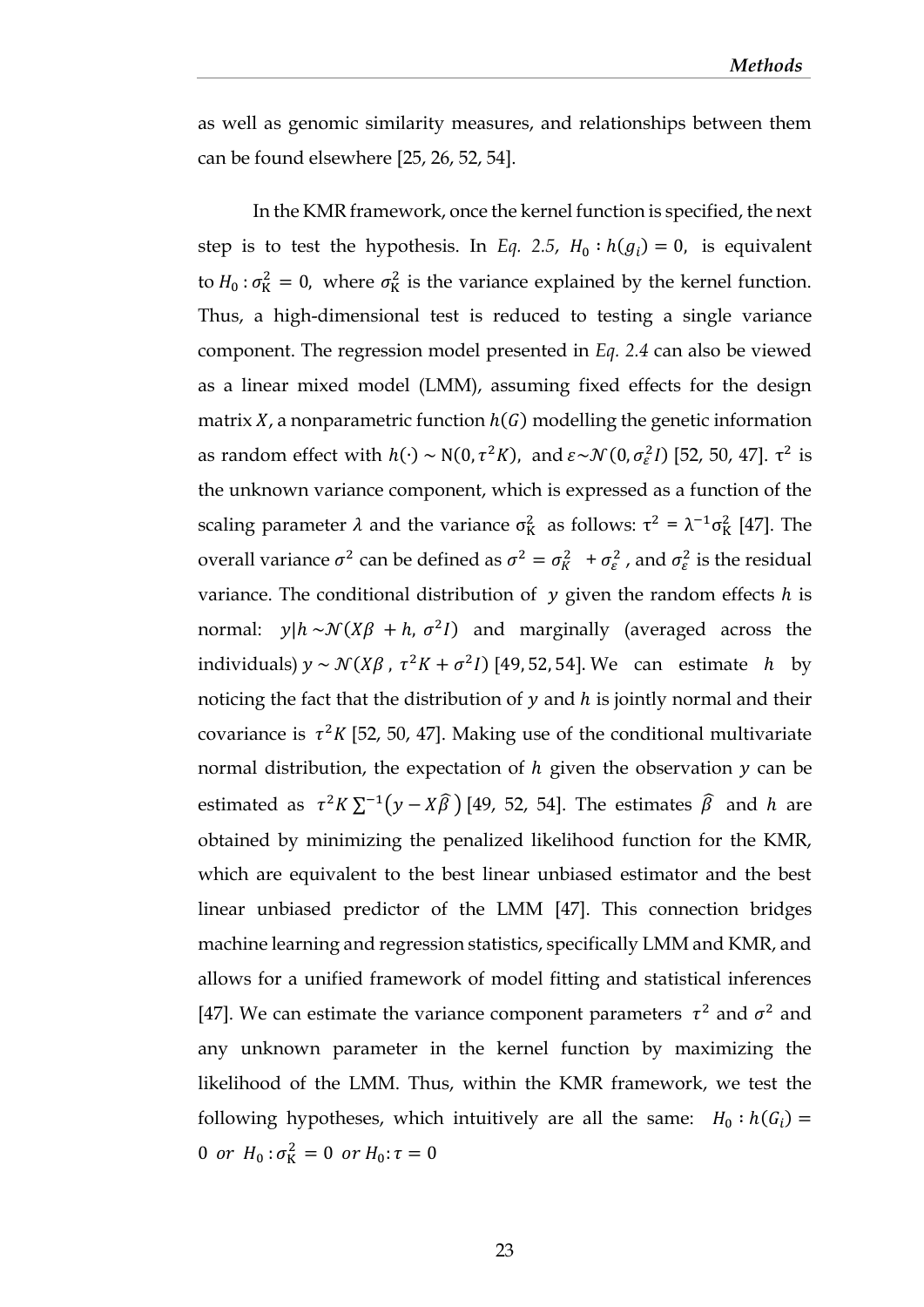as well as genomic similarity measures, and relationships between them can be found elsewhere [25, 26, 52, 54].

In the KMR framework, once the kernel function is specified, the next step is to test the hypothesis. In *Eq. 2.5*, $H_0 : h(g_i) = 0$, is equivalent to $H_0 : \sigma_K^2 = 0$, where $\sigma_K^2$ is the variance explained by the kernel function. Thus, a high-dimensional test is reduced to testing a single variance component. The regression model presented in *Eq. 2.4* can also be viewed as a linear mixed model (LMM), assuming fixed effects for the design matrix $X$, a nonparametric function $h(G)$ modelling the genetic information as random effect with $h(\cdot) \sim \mathrm{N}(0, \tau^2 K)$, and $\varepsilon \sim \mathcal{N}(0, \sigma_\varepsilon^2 I)$ [52, 50, 47]. $\tau^2$ is the unknown variance component, which is expressed as a function of the scaling parameter $\lambda$ and the variance $\sigma_K^2$ as follows: $\tau^2 = \lambda^{-1}\sigma_K^2$ [47]. The overall variance $\sigma^2$ can be defined as $\sigma^2 = \sigma_K^2 + \sigma_\varepsilon^2$, and $\sigma_\varepsilon^2$ is the residual variance. The conditional distribution of $y$ given the random effects $h$ is normal: $y|h \sim \mathcal{N}(X\beta + h, \sigma^2 I)$ and marginally (averaged across the individuals) $y \sim \mathcal{N}(X\beta, \tau^2 K + \sigma^2 I)$ [49, 52, 54]. We can estimate $h$ by noticing the fact that the distribution of $y$ and $h$ is jointly normal and their covariance is $\tau^2 K$ [52, 50, 47]. Making use of the conditional multivariate normal distribution, the expectation of $h$ given the observation $y$ can be estimated as $\tau^2 K \sum^{-1}(y - X\hat{\beta})$ [49, 52, 54]. The estimates $\hat{\beta}$ and $h$ are obtained by minimizing the penalized likelihood function for the KMR, which are equivalent to the best linear unbiased estimator and the best linear unbiased predictor of the LMM [47]. This connection bridges machine learning and regression statistics, specifically LMM and KMR, and allows for a unified framework of model fitting and statistical inferences [47]. We can estimate the variance component parameters $\tau^2$ and $\sigma^2$ and any unknown parameter in the kernel function by maximizing the likelihood of the LMM. Thus, within the KMR framework, we test the following hypotheses, which intuitively are all the same: $H_0 : h(G_i) = 0 \ or \ H_0 : \sigma_K^2 = 0 \ or \ H_0 : \tau = 0$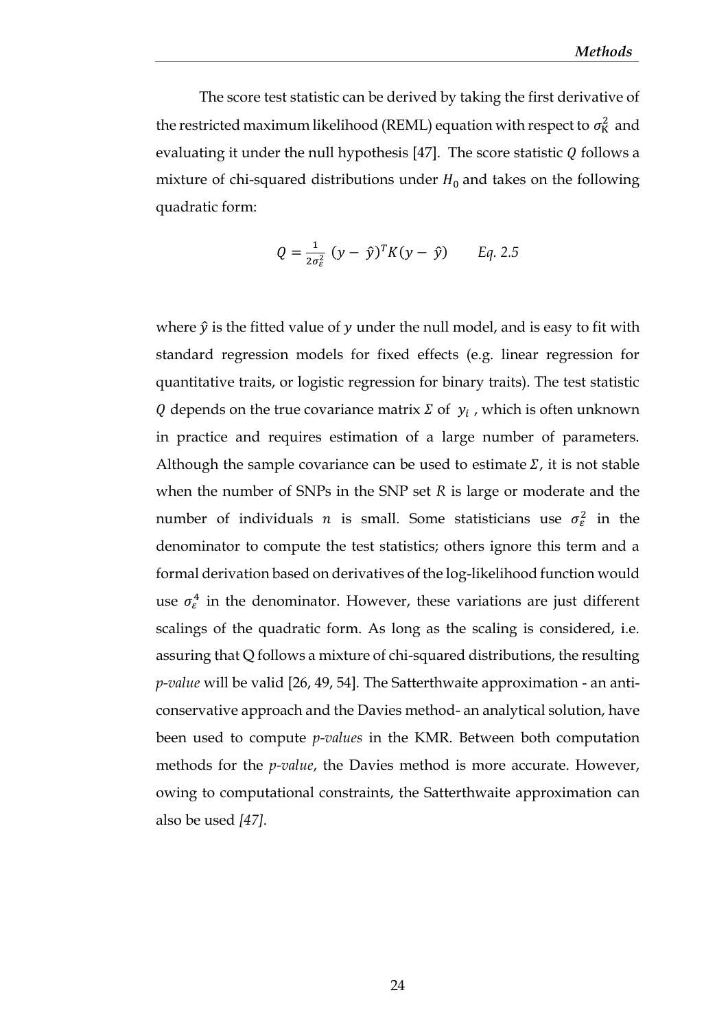The score test statistic can be derived by taking the first derivative of the restricted maximum likelihood (REML) equation with respect to $\sigma_K^2$ and evaluating it under the null hypothesis [47]. The score statistic $Q$ follows a mixture of chi-squared distributions under $H_0$ and takes on the following quadratic form:

$$Q = \frac{1}{2\sigma_\varepsilon^2} (y - \hat{y})^T K (y - \hat{y}) \qquad \textit{Eq. 2.5}$$

where $\hat{y}$ is the fitted value of $y$ under the null model, and is easy to fit with standard regression models for fixed effects (e.g. linear regression for quantitative traits, or logistic regression for binary traits). The test statistic $Q$ depends on the true covariance matrix $\Sigma$ of $y_i$, which is often unknown in practice and requires estimation of a large number of parameters. Although the sample covariance can be used to estimate $\Sigma$, it is not stable when the number of SNPs in the SNP set $R$ is large or moderate and the number of individuals $n$ is small. Some statisticians use $\sigma_\varepsilon^2$ in the denominator to compute the test statistics; others ignore this term and a formal derivation based on derivatives of the log-likelihood function would use $\sigma_\varepsilon^4$ in the denominator. However, these variations are just different scalings of the quadratic form. As long as the scaling is considered, i.e. assuring that Q follows a mixture of chi-squared distributions, the resulting *p-value* will be valid [26, 49, 54]. The Satterthwaite approximation - an anti-conservative approach and the Davies method- an analytical solution, have been used to compute *p-values* in the KMR. Between both computation methods for the *p-value*, the Davies method is more accurate. However, owing to computational constraints, the Satterthwaite approximation can also be used *[47]*.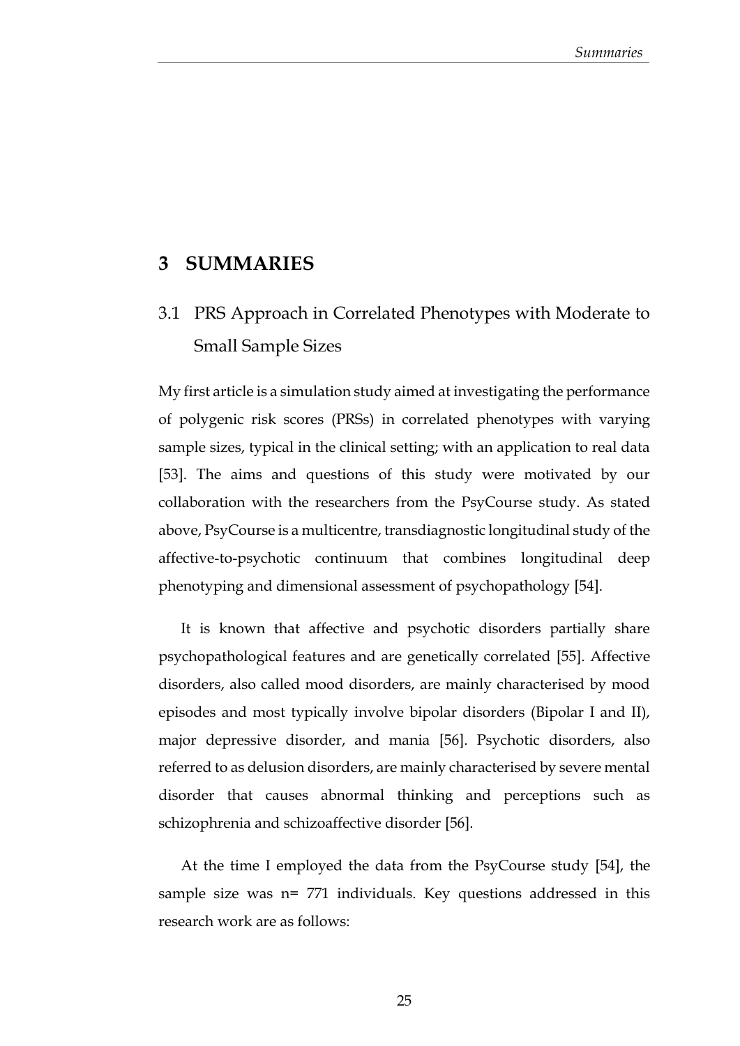# 3 SUMMARIES

## 3.1 PRS Approach in Correlated Phenotypes with Moderate to Small Sample Sizes

My first article is a simulation study aimed at investigating the performance of polygenic risk scores (PRSs) in correlated phenotypes with varying sample sizes, typical in the clinical setting; with an application to real data [53]. The aims and questions of this study were motivated by our collaboration with the researchers from the PsyCourse study. As stated above, PsyCourse is a multicentre, transdiagnostic longitudinal study of the affective-to-psychotic continuum that combines longitudinal deep phenotyping and dimensional assessment of psychopathology [54].

It is known that affective and psychotic disorders partially share psychopathological features and are genetically correlated [55]. Affective disorders, also called mood disorders, are mainly characterised by mood episodes and most typically involve bipolar disorders (Bipolar I and II), major depressive disorder, and mania [56]. Psychotic disorders, also referred to as delusion disorders, are mainly characterised by severe mental disorder that causes abnormal thinking and perceptions such as schizophrenia and schizoaffective disorder [56].

At the time I employed the data from the PsyCourse study [54], the sample size was n= 771 individuals. Key questions addressed in this research work are as follows: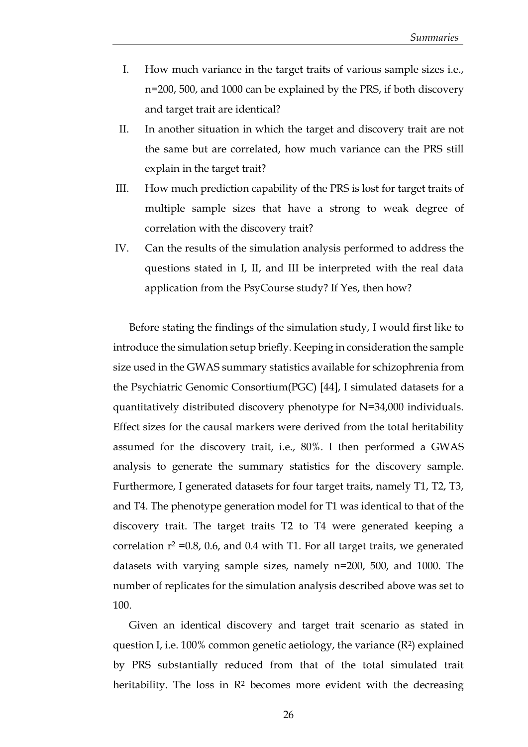I. How much variance in the target traits of various sample sizes i.e., n=200, 500, and 1000 can be explained by the PRS, if both discovery and target trait are identical?

II. In another situation in which the target and discovery trait are not the same but are correlated, how much variance can the PRS still explain in the target trait?

III. How much prediction capability of the PRS is lost for target traits of multiple sample sizes that have a strong to weak degree of correlation with the discovery trait?

IV. Can the results of the simulation analysis performed to address the questions stated in I, II, and III be interpreted with the real data application from the PsyCourse study? If Yes, then how?

Before stating the findings of the simulation study, I would first like to introduce the simulation setup briefly. Keeping in consideration the sample size used in the GWAS summary statistics available for schizophrenia from the Psychiatric Genomic Consortium(PGC) [44], I simulated datasets for a quantitatively distributed discovery phenotype for N=34,000 individuals. Effect sizes for the causal markers were derived from the total heritability assumed for the discovery trait, i.e., 80%. I then performed a GWAS analysis to generate the summary statistics for the discovery sample. Furthermore, I generated datasets for four target traits, namely T1, T2, T3, and T4. The phenotype generation model for T1 was identical to that of the discovery trait. The target traits T2 to T4 were generated keeping a correlation $r^2$ =0.8, 0.6, and 0.4 with T1. For all target traits, we generated datasets with varying sample sizes, namely n=200, 500, and 1000. The number of replicates for the simulation analysis described above was set to 100.

Given an identical discovery and target trait scenario as stated in question I, i.e. 100% common genetic aetiology, the variance ($R^2$) explained by PRS substantially reduced from that of the total simulated trait heritability. The loss in $R^2$ becomes more evident with the decreasing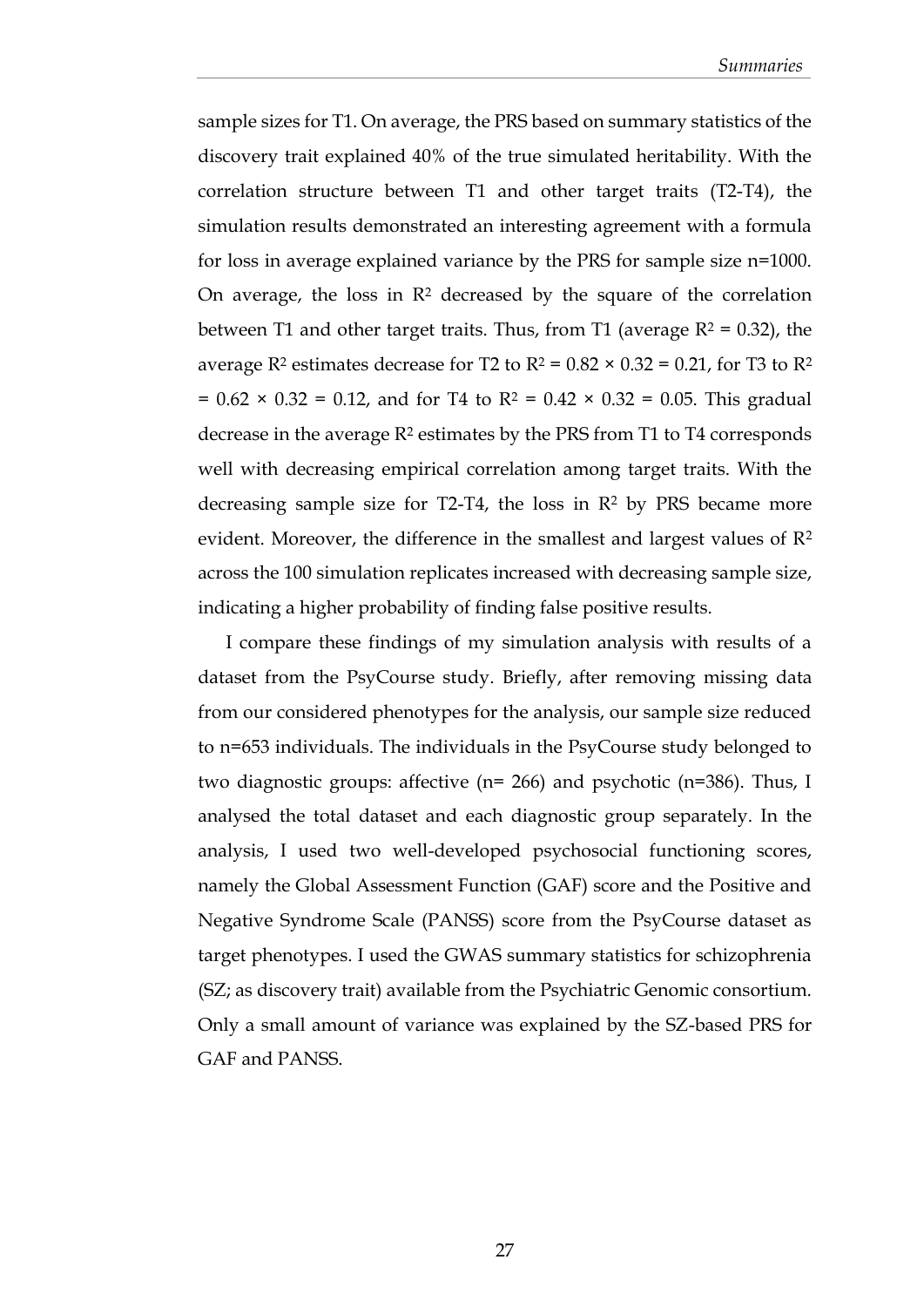sample sizes for T1. On average, the PRS based on summary statistics of the discovery trait explained 40% of the true simulated heritability. With the correlation structure between T1 and other target traits (T2-T4), the simulation results demonstrated an interesting agreement with a formula for loss in average explained variance by the PRS for sample size n=1000. On average, the loss in $R^2$ decreased by the square of the correlation between T1 and other target traits. Thus, from T1 (average $R^2 = 0.32$), the average $R^2$ estimates decrease for T2 to $R^2 = 0.8^2 \times 0.32 = 0.21$, for T3 to $R^2 = 0.6^2 \times 0.32 = 0.12$, and for T4 to $R^2 = 0.4^2 \times 0.32 = 0.05$. This gradual decrease in the average $R^2$ estimates by the PRS from T1 to T4 corresponds well with decreasing empirical correlation among target traits. With the decreasing sample size for T2-T4, the loss in $R^2$ by PRS became more evident. Moreover, the difference in the smallest and largest values of $R^2$ across the 100 simulation replicates increased with decreasing sample size, indicating a higher probability of finding false positive results.

I compare these findings of my simulation analysis with results of a dataset from the PsyCourse study. Briefly, after removing missing data from our considered phenotypes for the analysis, our sample size reduced to n=653 individuals. The individuals in the PsyCourse study belonged to two diagnostic groups: affective (n= 266) and psychotic (n=386). Thus, I analysed the total dataset and each diagnostic group separately. In the analysis, I used two well-developed psychosocial functioning scores, namely the Global Assessment Function (GAF) score and the Positive and Negative Syndrome Scale (PANSS) score from the PsyCourse dataset as target phenotypes. I used the GWAS summary statistics for schizophrenia (SZ; as discovery trait) available from the Psychiatric Genomic consortium. Only a small amount of variance was explained by the SZ-based PRS for GAF and PANSS.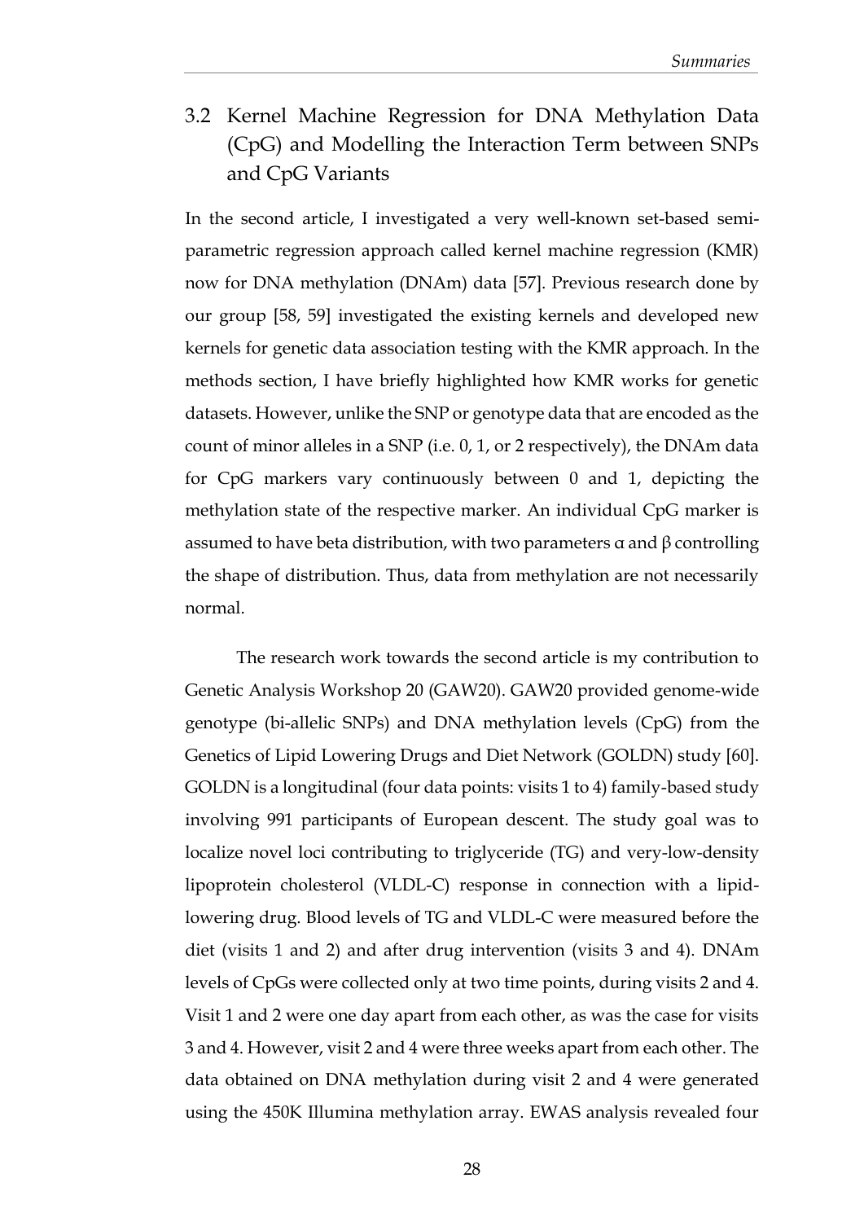## 3.2 Kernel Machine Regression for DNA Methylation Data (CpG) and Modelling the Interaction Term between SNPs and CpG Variants

In the second article, I investigated a very well-known set-based semi-parametric regression approach called kernel machine regression (KMR) now for DNA methylation (DNAm) data [57]. Previous research done by our group [58, 59] investigated the existing kernels and developed new kernels for genetic data association testing with the KMR approach. In the methods section, I have briefly highlighted how KMR works for genetic datasets. However, unlike the SNP or genotype data that are encoded as the count of minor alleles in a SNP (i.e. 0, 1, or 2 respectively), the DNAm data for CpG markers vary continuously between 0 and 1, depicting the methylation state of the respective marker. An individual CpG marker is assumed to have beta distribution, with two parameters $\alpha$ and $\beta$ controlling the shape of distribution. Thus, data from methylation are not necessarily normal.

The research work towards the second article is my contribution to Genetic Analysis Workshop 20 (GAW20). GAW20 provided genome-wide genotype (bi-allelic SNPs) and DNA methylation levels (CpG) from the Genetics of Lipid Lowering Drugs and Diet Network (GOLDN) study [60]. GOLDN is a longitudinal (four data points: visits 1 to 4) family-based study involving 991 participants of European descent. The study goal was to localize novel loci contributing to triglyceride (TG) and very-low-density lipoprotein cholesterol (VLDL-C) response in connection with a lipid-lowering drug. Blood levels of TG and VLDL-C were measured before the diet (visits 1 and 2) and after drug intervention (visits 3 and 4). DNAm levels of CpGs were collected only at two time points, during visits 2 and 4. Visit 1 and 2 were one day apart from each other, as was the case for visits 3 and 4. However, visit 2 and 4 were three weeks apart from each other. The data obtained on DNA methylation during visit 2 and 4 were generated using the 450K Illumina methylation array. EWAS analysis revealed four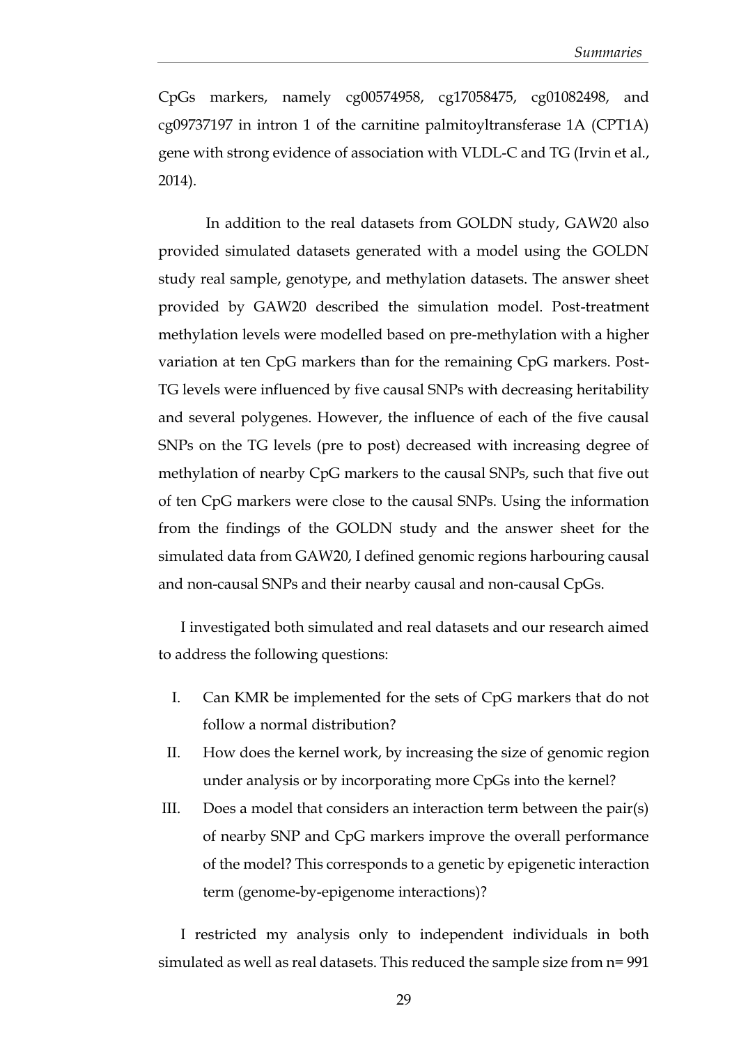CpGs markers, namely cg00574958, cg17058475, cg01082498, and cg09737197 in intron 1 of the carnitine palmitoyltransferase 1A (CPT1A) gene with strong evidence of association with VLDL-C and TG (Irvin et al., 2014).

In addition to the real datasets from GOLDN study, GAW20 also provided simulated datasets generated with a model using the GOLDN study real sample, genotype, and methylation datasets. The answer sheet provided by GAW20 described the simulation model. Post-treatment methylation levels were modelled based on pre-methylation with a higher variation at ten CpG markers than for the remaining CpG markers. Post-TG levels were influenced by five causal SNPs with decreasing heritability and several polygenes. However, the influence of each of the five causal SNPs on the TG levels (pre to post) decreased with increasing degree of methylation of nearby CpG markers to the causal SNPs, such that five out of ten CpG markers were close to the causal SNPs. Using the information from the findings of the GOLDN study and the answer sheet for the simulated data from GAW20, I defined genomic regions harbouring causal and non-causal SNPs and their nearby causal and non-causal CpGs.

I investigated both simulated and real datasets and our research aimed to address the following questions:

I. Can KMR be implemented for the sets of CpG markers that do not follow a normal distribution?
II. How does the kernel work, by increasing the size of genomic region under analysis or by incorporating more CpGs into the kernel?
III. Does a model that considers an interaction term between the pair(s) of nearby SNP and CpG markers improve the overall performance of the model? This corresponds to a genetic by epigenetic interaction term (genome-by-epigenome interactions)?

I restricted my analysis only to independent individuals in both simulated as well as real datasets. This reduced the sample size from n= 991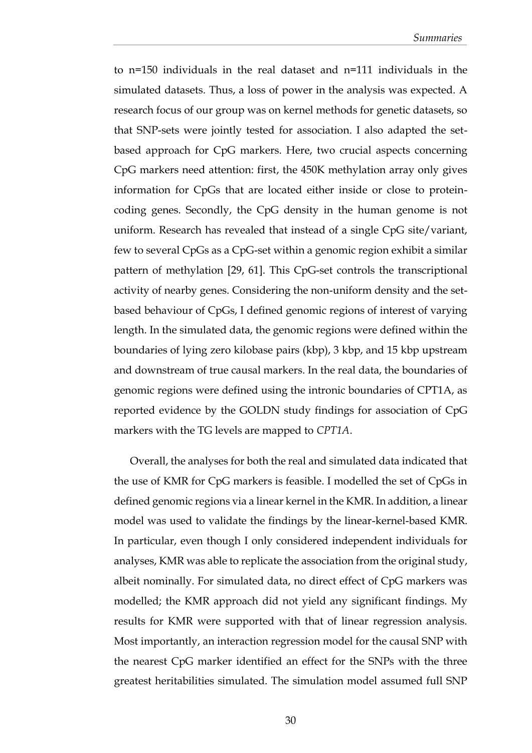to n=150 individuals in the real dataset and n=111 individuals in the simulated datasets. Thus, a loss of power in the analysis was expected. A research focus of our group was on kernel methods for genetic datasets, so that SNP-sets were jointly tested for association. I also adapted the set-based approach for CpG markers. Here, two crucial aspects concerning CpG markers need attention: first, the 450K methylation array only gives information for CpGs that are located either inside or close to protein-coding genes. Secondly, the CpG density in the human genome is not uniform. Research has revealed that instead of a single CpG site/variant, few to several CpGs as a CpG-set within a genomic region exhibit a similar pattern of methylation [29, 61]. This CpG-set controls the transcriptional activity of nearby genes. Considering the non-uniform density and the set-based behaviour of CpGs, I defined genomic regions of interest of varying length. In the simulated data, the genomic regions were defined within the boundaries of lying zero kilobase pairs (kbp), 3 kbp, and 15 kbp upstream and downstream of true causal markers. In the real data, the boundaries of genomic regions were defined using the intronic boundaries of CPT1A, as reported evidence by the GOLDN study findings for association of CpG markers with the TG levels are mapped to *CPT1A*.

Overall, the analyses for both the real and simulated data indicated that the use of KMR for CpG markers is feasible. I modelled the set of CpGs in defined genomic regions via a linear kernel in the KMR. In addition, a linear model was used to validate the findings by the linear-kernel-based KMR. In particular, even though I only considered independent individuals for analyses, KMR was able to replicate the association from the original study, albeit nominally. For simulated data, no direct effect of CpG markers was modelled; the KMR approach did not yield any significant findings. My results for KMR were supported with that of linear regression analysis. Most importantly, an interaction regression model for the causal SNP with the nearest CpG marker identified an effect for the SNPs with the three greatest heritabilities simulated. The simulation model assumed full SNP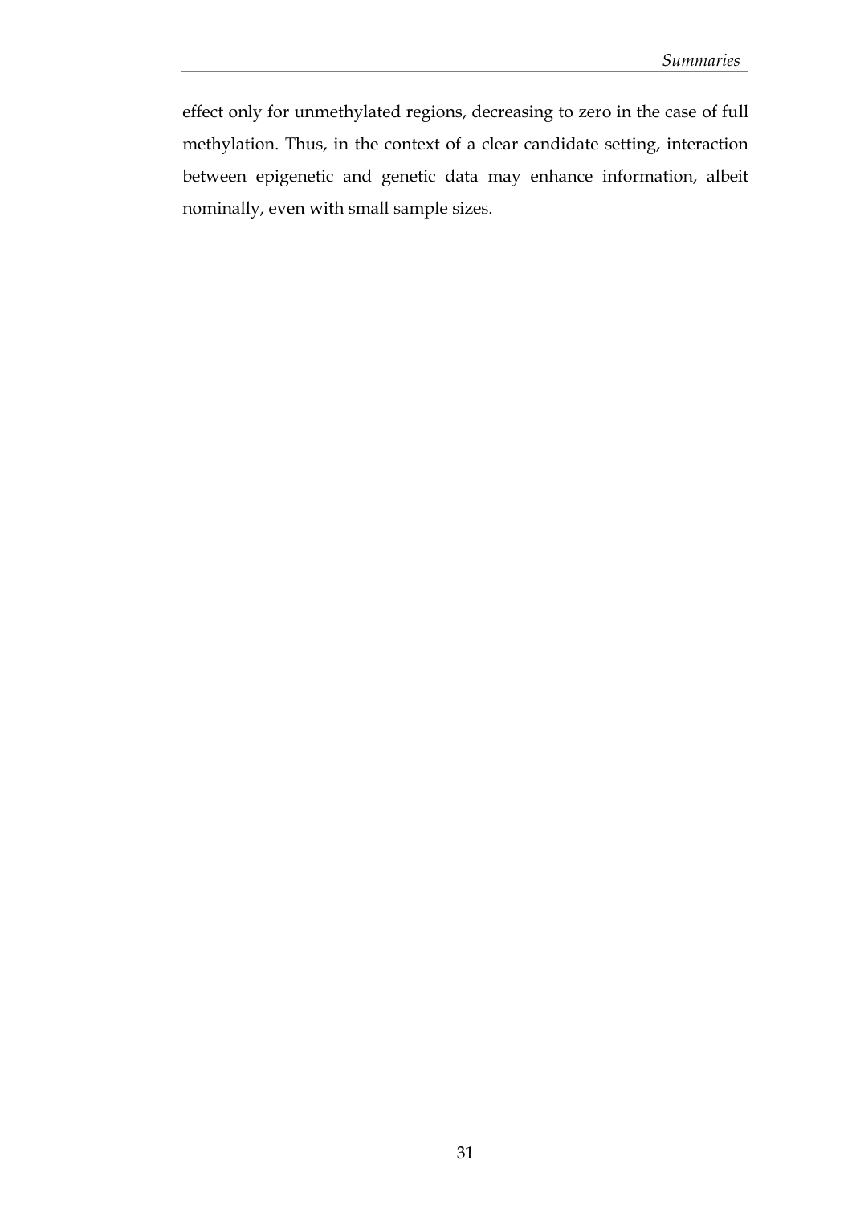effect only for unmethylated regions, decreasing to zero in the case of full methylation. Thus, in the context of a clear candidate setting, interaction between epigenetic and genetic data may enhance information, albeit nominally, even with small sample sizes.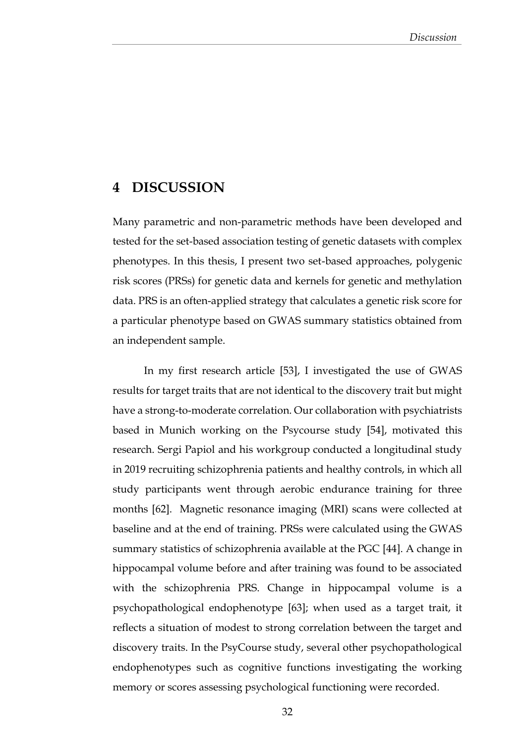# 4 DISCUSSION

Many parametric and non-parametric methods have been developed and tested for the set-based association testing of genetic datasets with complex phenotypes. In this thesis, I present two set-based approaches, polygenic risk scores (PRSs) for genetic data and kernels for genetic and methylation data. PRS is an often-applied strategy that calculates a genetic risk score for a particular phenotype based on GWAS summary statistics obtained from an independent sample.

In my first research article [53], I investigated the use of GWAS results for target traits that are not identical to the discovery trait but might have a strong-to-moderate correlation. Our collaboration with psychiatrists based in Munich working on the Psycourse study [54], motivated this research. Sergi Papiol and his workgroup conducted a longitudinal study in 2019 recruiting schizophrenia patients and healthy controls, in which all study participants went through aerobic endurance training for three months [62]. Magnetic resonance imaging (MRI) scans were collected at baseline and at the end of training. PRSs were calculated using the GWAS summary statistics of schizophrenia available at the PGC [44]. A change in hippocampal volume before and after training was found to be associated with the schizophrenia PRS. Change in hippocampal volume is a psychopathological endophenotype [63]; when used as a target trait, it reflects a situation of modest to strong correlation between the target and discovery traits. In the PsyCourse study, several other psychopathological endophenotypes such as cognitive functions investigating the working memory or scores assessing psychological functioning were recorded.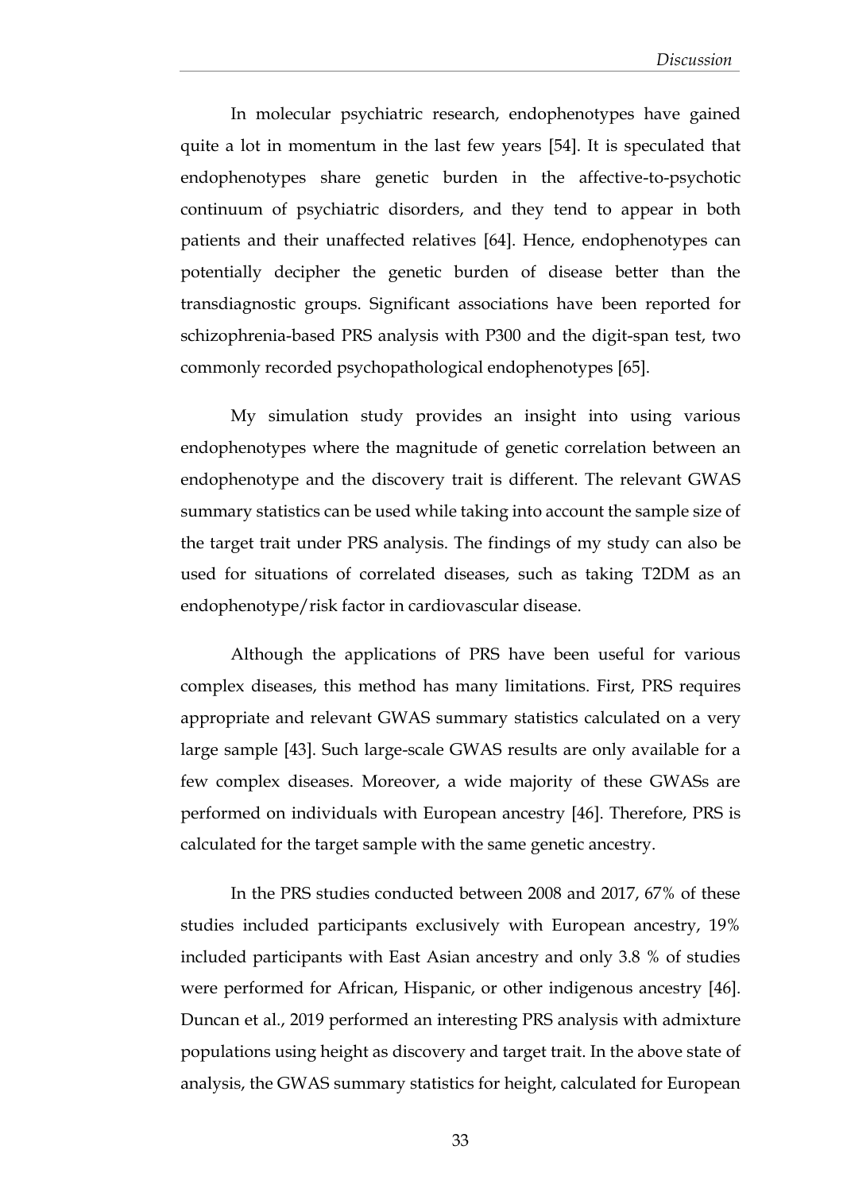In molecular psychiatric research, endophenotypes have gained quite a lot in momentum in the last few years [54]. It is speculated that endophenotypes share genetic burden in the affective-to-psychotic continuum of psychiatric disorders, and they tend to appear in both patients and their unaffected relatives [64]. Hence, endophenotypes can potentially decipher the genetic burden of disease better than the transdiagnostic groups. Significant associations have been reported for schizophrenia-based PRS analysis with P300 and the digit-span test, two commonly recorded psychopathological endophenotypes [65].

My simulation study provides an insight into using various endophenotypes where the magnitude of genetic correlation between an endophenotype and the discovery trait is different. The relevant GWAS summary statistics can be used while taking into account the sample size of the target trait under PRS analysis. The findings of my study can also be used for situations of correlated diseases, such as taking T2DM as an endophenotype/risk factor in cardiovascular disease.

Although the applications of PRS have been useful for various complex diseases, this method has many limitations. First, PRS requires appropriate and relevant GWAS summary statistics calculated on a very large sample [43]. Such large-scale GWAS results are only available for a few complex diseases. Moreover, a wide majority of these GWASs are performed on individuals with European ancestry [46]. Therefore, PRS is calculated for the target sample with the same genetic ancestry.

In the PRS studies conducted between 2008 and 2017, 67% of these studies included participants exclusively with European ancestry, 19% included participants with East Asian ancestry and only 3.8 % of studies were performed for African, Hispanic, or other indigenous ancestry [46]. Duncan et al., 2019 performed an interesting PRS analysis with admixture populations using height as discovery and target trait. In the above state of analysis, the GWAS summary statistics for height, calculated for European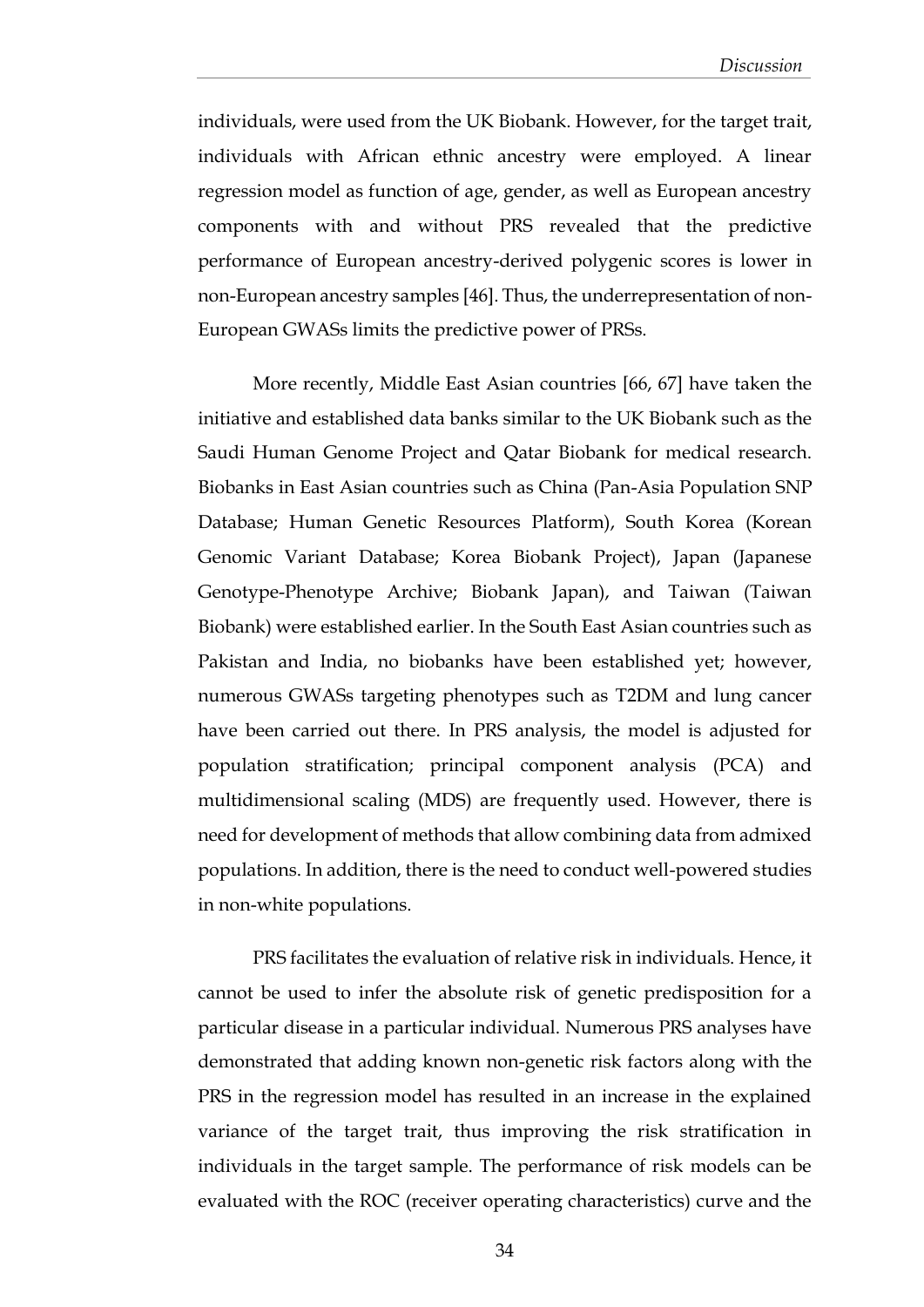individuals, were used from the UK Biobank. However, for the target trait, individuals with African ethnic ancestry were employed. A linear regression model as function of age, gender, as well as European ancestry components with and without PRS revealed that the predictive performance of European ancestry-derived polygenic scores is lower in non-European ancestry samples [46]. Thus, the underrepresentation of non-European GWASs limits the predictive power of PRSs.

More recently, Middle East Asian countries [66, 67] have taken the initiative and established data banks similar to the UK Biobank such as the Saudi Human Genome Project and Qatar Biobank for medical research. Biobanks in East Asian countries such as China (Pan-Asia Population SNP Database; Human Genetic Resources Platform), South Korea (Korean Genomic Variant Database; Korea Biobank Project), Japan (Japanese Genotype-Phenotype Archive; Biobank Japan), and Taiwan (Taiwan Biobank) were established earlier. In the South East Asian countries such as Pakistan and India, no biobanks have been established yet; however, numerous GWASs targeting phenotypes such as T2DM and lung cancer have been carried out there. In PRS analysis, the model is adjusted for population stratification; principal component analysis (PCA) and multidimensional scaling (MDS) are frequently used. However, there is need for development of methods that allow combining data from admixed populations. In addition, there is the need to conduct well-powered studies in non-white populations.

PRS facilitates the evaluation of relative risk in individuals. Hence, it cannot be used to infer the absolute risk of genetic predisposition for a particular disease in a particular individual. Numerous PRS analyses have demonstrated that adding known non-genetic risk factors along with the PRS in the regression model has resulted in an increase in the explained variance of the target trait, thus improving the risk stratification in individuals in the target sample. The performance of risk models can be evaluated with the ROC (receiver operating characteristics) curve and the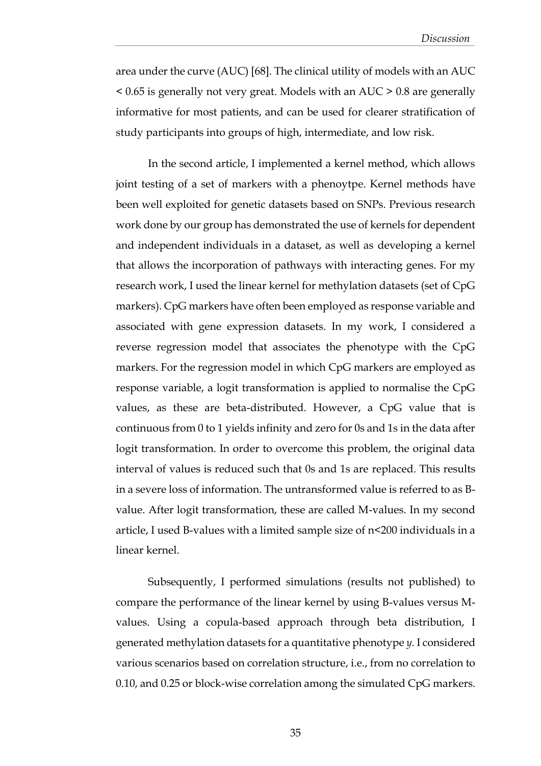area under the curve (AUC) [68]. The clinical utility of models with an AUC < 0.65 is generally not very great. Models with an AUC > 0.8 are generally informative for most patients, and can be used for clearer stratification of study participants into groups of high, intermediate, and low risk.

In the second article, I implemented a kernel method, which allows joint testing of a set of markers with a phenoytpe. Kernel methods have been well exploited for genetic datasets based on SNPs. Previous research work done by our group has demonstrated the use of kernels for dependent and independent individuals in a dataset, as well as developing a kernel that allows the incorporation of pathways with interacting genes. For my research work, I used the linear kernel for methylation datasets (set of CpG markers). CpG markers have often been employed as response variable and associated with gene expression datasets. In my work, I considered a reverse regression model that associates the phenotype with the CpG markers. For the regression model in which CpG markers are employed as response variable, a logit transformation is applied to normalise the CpG values, as these are beta-distributed. However, a CpG value that is continuous from 0 to 1 yields infinity and zero for 0s and 1s in the data after logit transformation. In order to overcome this problem, the original data interval of values is reduced such that 0s and 1s are replaced. This results in a severe loss of information. The untransformed value is referred to as B-value. After logit transformation, these are called M-values. In my second article, I used B-values with a limited sample size of n<200 individuals in a linear kernel.

Subsequently, I performed simulations (results not published) to compare the performance of the linear kernel by using B-values versus M-values. Using a copula-based approach through beta distribution, I generated methylation datasets for a quantitative phenotype *y*. I considered various scenarios based on correlation structure, i.e., from no correlation to 0.10, and 0.25 or block-wise correlation among the simulated CpG markers.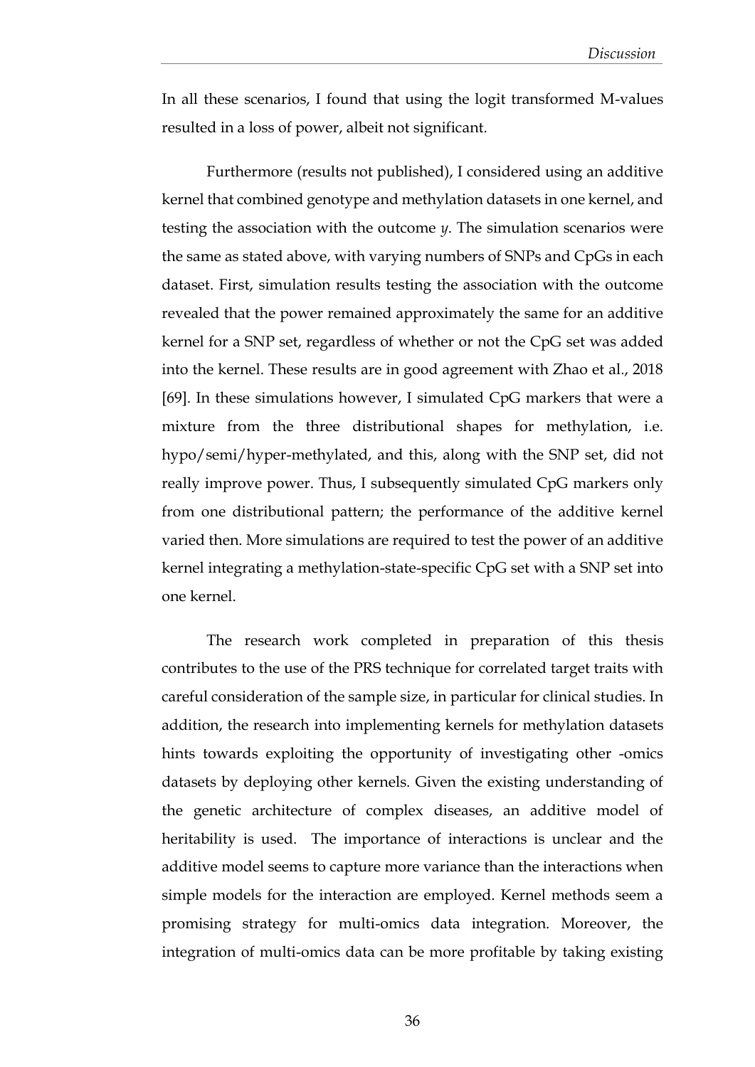In all these scenarios, I found that using the logit transformed M-values resulted in a loss of power, albeit not significant.

Furthermore (results not published), I considered using an additive kernel that combined genotype and methylation datasets in one kernel, and testing the association with the outcome $y$. The simulation scenarios were the same as stated above, with varying numbers of SNPs and CpGs in each dataset. First, simulation results testing the association with the outcome revealed that the power remained approximately the same for an additive kernel for a SNP set, regardless of whether or not the CpG set was added into the kernel. These results are in good agreement with Zhao et al., 2018 [69]. In these simulations however, I simulated CpG markers that were a mixture from the three distributional shapes for methylation, i.e. hypo/semi/hyper-methylated, and this, along with the SNP set, did not really improve power. Thus, I subsequently simulated CpG markers only from one distributional pattern; the performance of the additive kernel varied then. More simulations are required to test the power of an additive kernel integrating a methylation-state-specific CpG set with a SNP set into one kernel.

The research work completed in preparation of this thesis contributes to the use of the PRS technique for correlated target traits with careful consideration of the sample size, in particular for clinical studies. In addition, the research into implementing kernels for methylation datasets hints towards exploiting the opportunity of investigating other -omics datasets by deploying other kernels. Given the existing understanding of the genetic architecture of complex diseases, an additive model of heritability is used. The importance of interactions is unclear and the additive model seems to capture more variance than the interactions when simple models for the interaction are employed. Kernel methods seem a promising strategy for multi-omics data integration. Moreover, the integration of multi-omics data can be more profitable by taking existing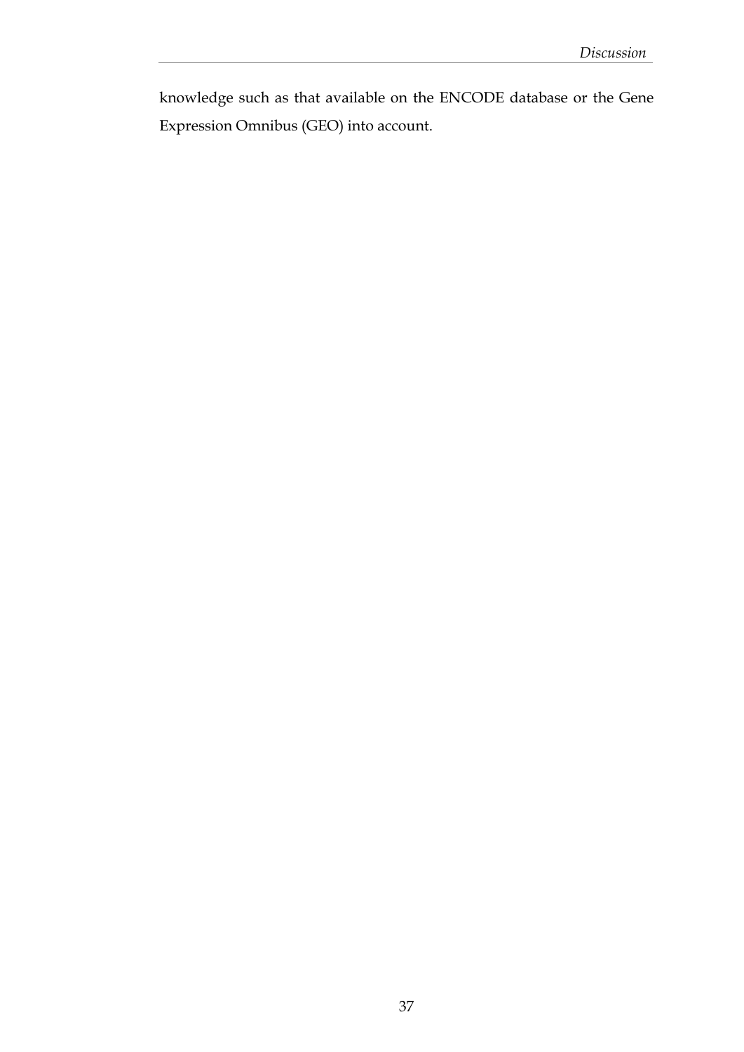knowledge such as that available on the ENCODE database or the Gene Expression Omnibus (GEO) into account.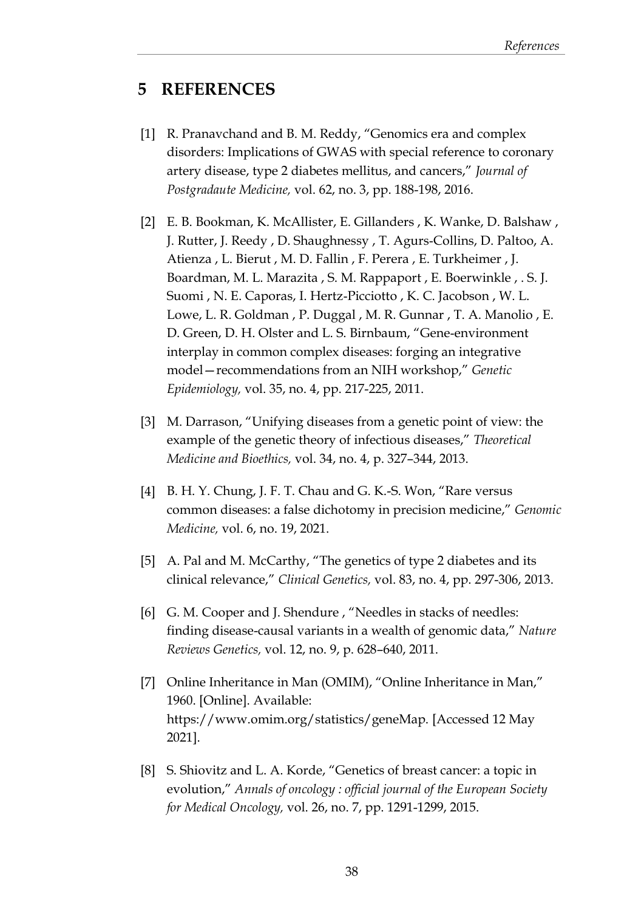# 5 REFERENCES

[1] R. Pranavchand and B. M. Reddy, "Genomics era and complex disorders: Implications of GWAS with special reference to coronary artery disease, type 2 diabetes mellitus, and cancers," *Journal of Postgradaute Medicine,* vol. 62, no. 3, pp. 188-198, 2016.

[2] E. B. Bookman, K. McAllister, E. Gillanders , K. Wanke, D. Balshaw , J. Rutter, J. Reedy , D. Shaughnessy , T. Agurs-Collins, D. Paltoo, A. Atienza , L. Bierut , M. D. Fallin , F. Perera , E. Turkheimer , J. Boardman, M. L. Marazita , S. M. Rappaport , E. Boerwinkle , . S. J. Suomi , N. E. Caporas, I. Hertz-Picciotto , K. C. Jacobson , W. L. Lowe, L. R. Goldman , P. Duggal , M. R. Gunnar , T. A. Manolio , E. D. Green, D. H. Olster and L. S. Birnbaum, "Gene-environment interplay in common complex diseases: forging an integrative model—recommendations from an NIH workshop," *Genetic Epidemiology,* vol. 35, no. 4, pp. 217-225, 2011.

[3] M. Darrason, "Unifying diseases from a genetic point of view: the example of the genetic theory of infectious diseases," *Theoretical Medicine and Bioethics,* vol. 34, no. 4, p. 327–344, 2013.

[4] B. H. Y. Chung, J. F. T. Chau and G. K.-S. Won, "Rare versus common diseases: a false dichotomy in precision medicine," *Genomic Medicine,* vol. 6, no. 19, 2021.

[5] A. Pal and M. McCarthy, "The genetics of type 2 diabetes and its clinical relevance," *Clinical Genetics,* vol. 83, no. 4, pp. 297-306, 2013.

[6] G. M. Cooper and J. Shendure , "Needles in stacks of needles: finding disease-causal variants in a wealth of genomic data," *Nature Reviews Genetics,* vol. 12, no. 9, p. 628–640, 2011.

[7] Online Inheritance in Man (OMIM), "Online Inheritance in Man," 1960. [Online]. Available: https://www.omim.org/statistics/geneMap. [Accessed 12 May 2021].

[8] S. Shiovitz and L. A. Korde, "Genetics of breast cancer: a topic in evolution," *Annals of oncology : official journal of the European Society for Medical Oncology,* vol. 26, no. 7, pp. 1291-1299, 2015.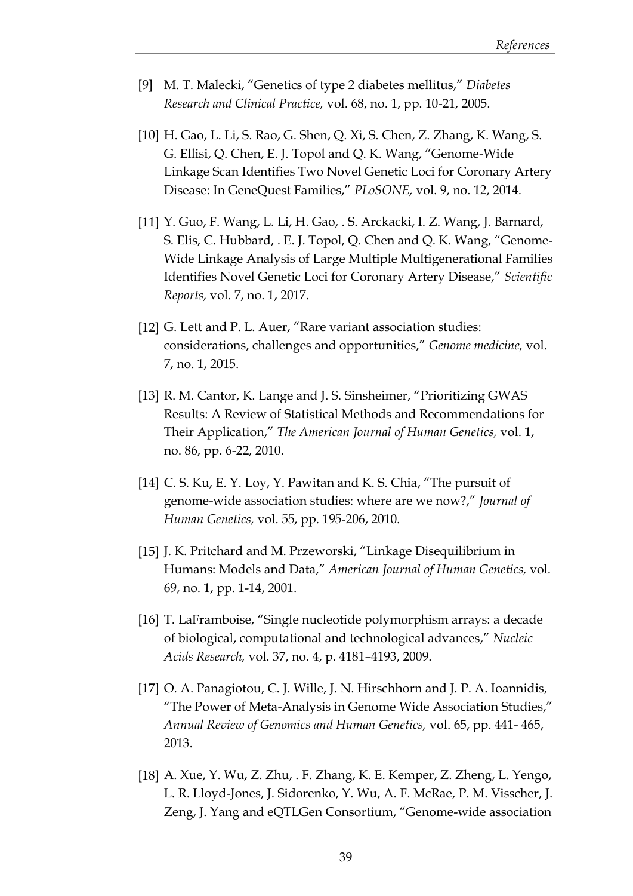[9] M. T. Malecki, "Genetics of type 2 diabetes mellitus," *Diabetes Research and Clinical Practice,* vol. 68, no. 1, pp. 10-21, 2005.

[10] H. Gao, L. Li, S. Rao, G. Shen, Q. Xi, S. Chen, Z. Zhang, K. Wang, S. G. Ellisi, Q. Chen, E. J. Topol and Q. K. Wang, "Genome-Wide Linkage Scan Identifies Two Novel Genetic Loci for Coronary Artery Disease: In GeneQuest Families," *PLoSONE,* vol. 9, no. 12, 2014.

[11] Y. Guo, F. Wang, L. Li, H. Gao, . S. Arckacki, I. Z. Wang, J. Barnard, S. Elis, C. Hubbard, . E. J. Topol, Q. Chen and Q. K. Wang, "Genome-Wide Linkage Analysis of Large Multiple Multigenerational Families Identifies Novel Genetic Loci for Coronary Artery Disease," *Scientific Reports,* vol. 7, no. 1, 2017.

[12] G. Lett and P. L. Auer, "Rare variant association studies: considerations, challenges and opportunities," *Genome medicine,* vol. 7, no. 1, 2015.

[13] R. M. Cantor, K. Lange and J. S. Sinsheimer, "Prioritizing GWAS Results: A Review of Statistical Methods and Recommendations for Their Application," *The American Journal of Human Genetics,* vol. 1, no. 86, pp. 6-22, 2010.

[14] C. S. Ku, E. Y. Loy, Y. Pawitan and K. S. Chia, "The pursuit of genome-wide association studies: where are we now?," *Journal of Human Genetics,* vol. 55, pp. 195-206, 2010.

[15] J. K. Pritchard and M. Przeworski, "Linkage Disequilibrium in Humans: Models and Data," *American Journal of Human Genetics,* vol. 69, no. 1, pp. 1-14, 2001.

[16] T. LaFramboise, "Single nucleotide polymorphism arrays: a decade of biological, computational and technological advances," *Nucleic Acids Research,* vol. 37, no. 4, p. 4181–4193, 2009.

[17] O. A. Panagiotou, C. J. Wille, J. N. Hirschhorn and J. P. A. Ioannidis, "The Power of Meta-Analysis in Genome Wide Association Studies," *Annual Review of Genomics and Human Genetics,* vol. 65, pp. 441- 465, 2013.

[18] A. Xue, Y. Wu, Z. Zhu, . F. Zhang, K. E. Kemper, Z. Zheng, L. Yengo, L. R. Lloyd-Jones, J. Sidorenko, Y. Wu, A. F. McRae, P. M. Visscher, J. Zeng, J. Yang and eQTLGen Consortium, "Genome-wide association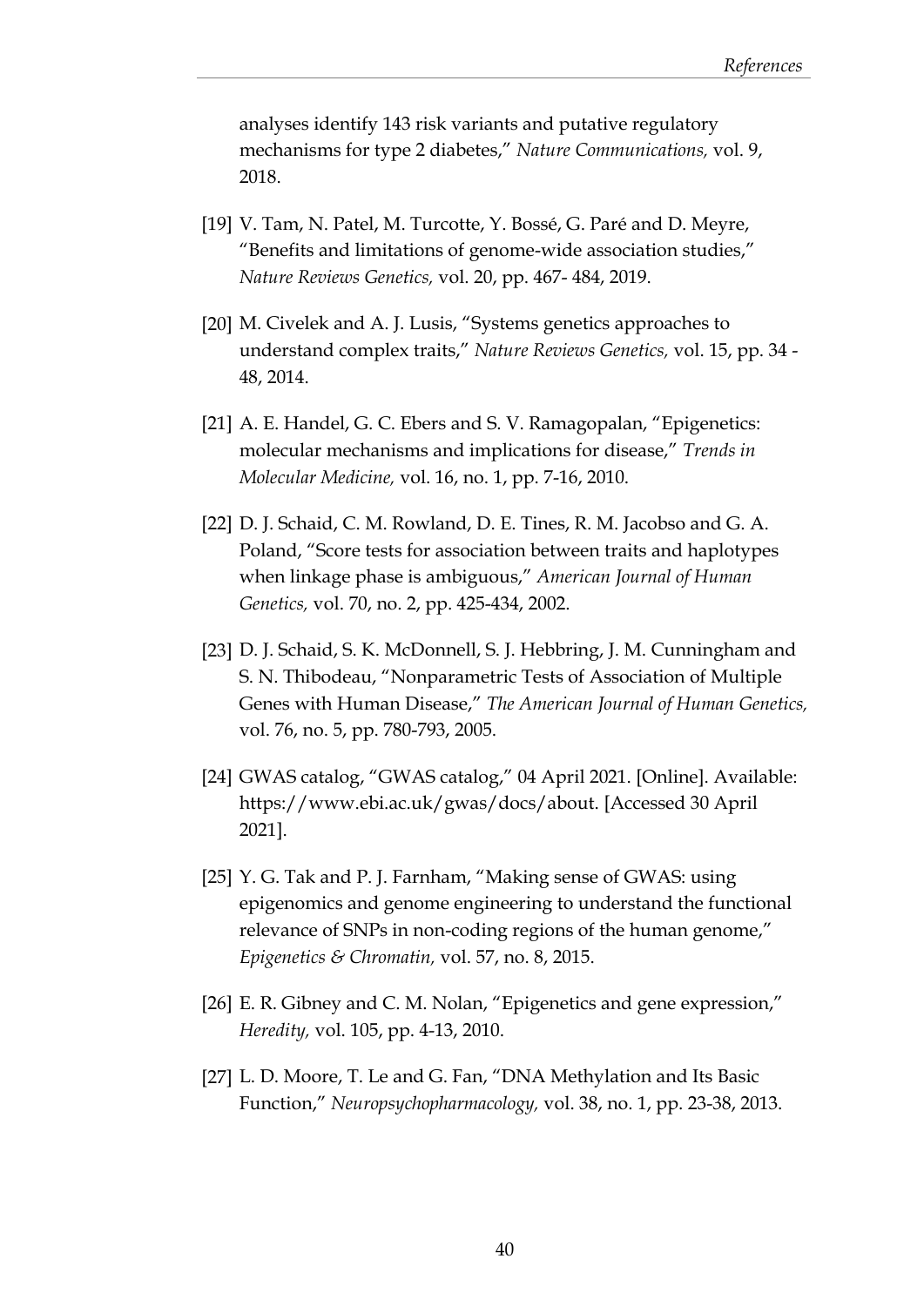analyses identify 143 risk variants and putative regulatory mechanisms for type 2 diabetes," *Nature Communications,* vol. 9, 2018.

[19] V. Tam, N. Patel, M. Turcotte, Y. Bossé, G. Paré and D. Meyre, "Benefits and limitations of genome-wide association studies," *Nature Reviews Genetics,* vol. 20, pp. 467- 484, 2019.

[20] M. Civelek and A. J. Lusis, "Systems genetics approaches to understand complex traits," *Nature Reviews Genetics,* vol. 15, pp. 34 - 48, 2014.

[21] A. E. Handel, G. C. Ebers and S. V. Ramagopalan, "Epigenetics: molecular mechanisms and implications for disease," *Trends in Molecular Medicine,* vol. 16, no. 1, pp. 7-16, 2010.

[22] D. J. Schaid, C. M. Rowland, D. E. Tines, R. M. Jacobso and G. A. Poland, "Score tests for association between traits and haplotypes when linkage phase is ambiguous," *American Journal of Human Genetics,* vol. 70, no. 2, pp. 425-434, 2002.

[23] D. J. Schaid, S. K. McDonnell, S. J. Hebbring, J. M. Cunningham and S. N. Thibodeau, "Nonparametric Tests of Association of Multiple Genes with Human Disease," *The American Journal of Human Genetics,* vol. 76, no. 5, pp. 780-793, 2005.

[24] GWAS catalog, "GWAS catalog," 04 April 2021. [Online]. Available: https://www.ebi.ac.uk/gwas/docs/about. [Accessed 30 April 2021].

[25] Y. G. Tak and P. J. Farnham, "Making sense of GWAS: using epigenomics and genome engineering to understand the functional relevance of SNPs in non-coding regions of the human genome," *Epigenetics & Chromatin,* vol. 57, no. 8, 2015.

[26] E. R. Gibney and C. M. Nolan, "Epigenetics and gene expression," *Heredity,* vol. 105, pp. 4-13, 2010.

[27] L. D. Moore, T. Le and G. Fan, "DNA Methylation and Its Basic Function," *Neuropsychopharmacology,* vol. 38, no. 1, pp. 23-38, 2013.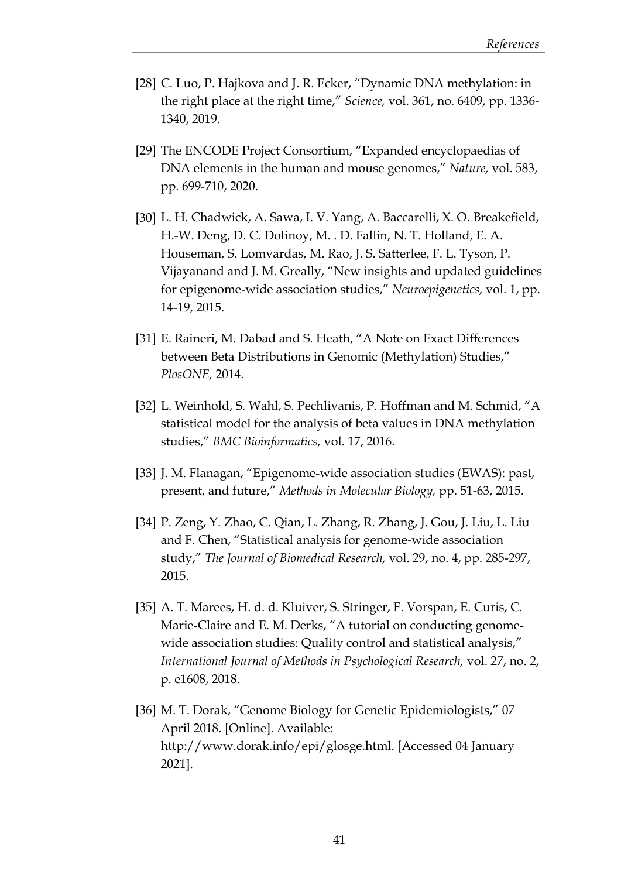[28] C. Luo, P. Hajkova and J. R. Ecker, “Dynamic DNA methylation: in the right place at the right time,” *Science,* vol. 361, no. 6409, pp. 1336-1340, 2019.

[29] The ENCODE Project Consortium, “Expanded encyclopaedias of DNA elements in the human and mouse genomes,” *Nature,* vol. 583, pp. 699-710, 2020.

[30] L. H. Chadwick, A. Sawa, I. V. Yang, A. Baccarelli, X. O. Breakefield, H.-W. Deng, D. C. Dolinoy, M. . D. Fallin, N. T. Holland, E. A. Houseman, S. Lomvardas, M. Rao, J. S. Satterlee, F. L. Tyson, P. Vijayanand and J. M. Greally, “New insights and updated guidelines for epigenome-wide association studies,” *Neuroepigenetics,* vol. 1, pp. 14-19, 2015.

[31] E. Raineri, M. Dabad and S. Heath, “A Note on Exact Differences between Beta Distributions in Genomic (Methylation) Studies,” *PlosONE,* 2014.

[32] L. Weinhold, S. Wahl, S. Pechlivanis, P. Hoffman and M. Schmid, “A statistical model for the analysis of beta values in DNA methylation studies,” *BMC Bioinformatics,* vol. 17, 2016.

[33] J. M. Flanagan, “Epigenome-wide association studies (EWAS): past, present, and future,” *Methods in Molecular Biology,* pp. 51-63, 2015.

[34] P. Zeng, Y. Zhao, C. Qian, L. Zhang, R. Zhang, J. Gou, J. Liu, L. Liu and F. Chen, “Statistical analysis for genome-wide association study,” *The Journal of Biomedical Research,* vol. 29, no. 4, pp. 285-297, 2015.

[35] A. T. Marees, H. d. d. Kluiver, S. Stringer, F. Vorspan, E. Curis, C. Marie-Claire and E. M. Derks, “A tutorial on conducting genome-wide association studies: Quality control and statistical analysis,” *International Journal of Methods in Psychological Research,* vol. 27, no. 2, p. e1608, 2018.

[36] M. T. Dorak, “Genome Biology for Genetic Epidemiologists,” 07 April 2018. [Online]. Available: http://www.dorak.info/epi/glosge.html. [Accessed 04 January 2021].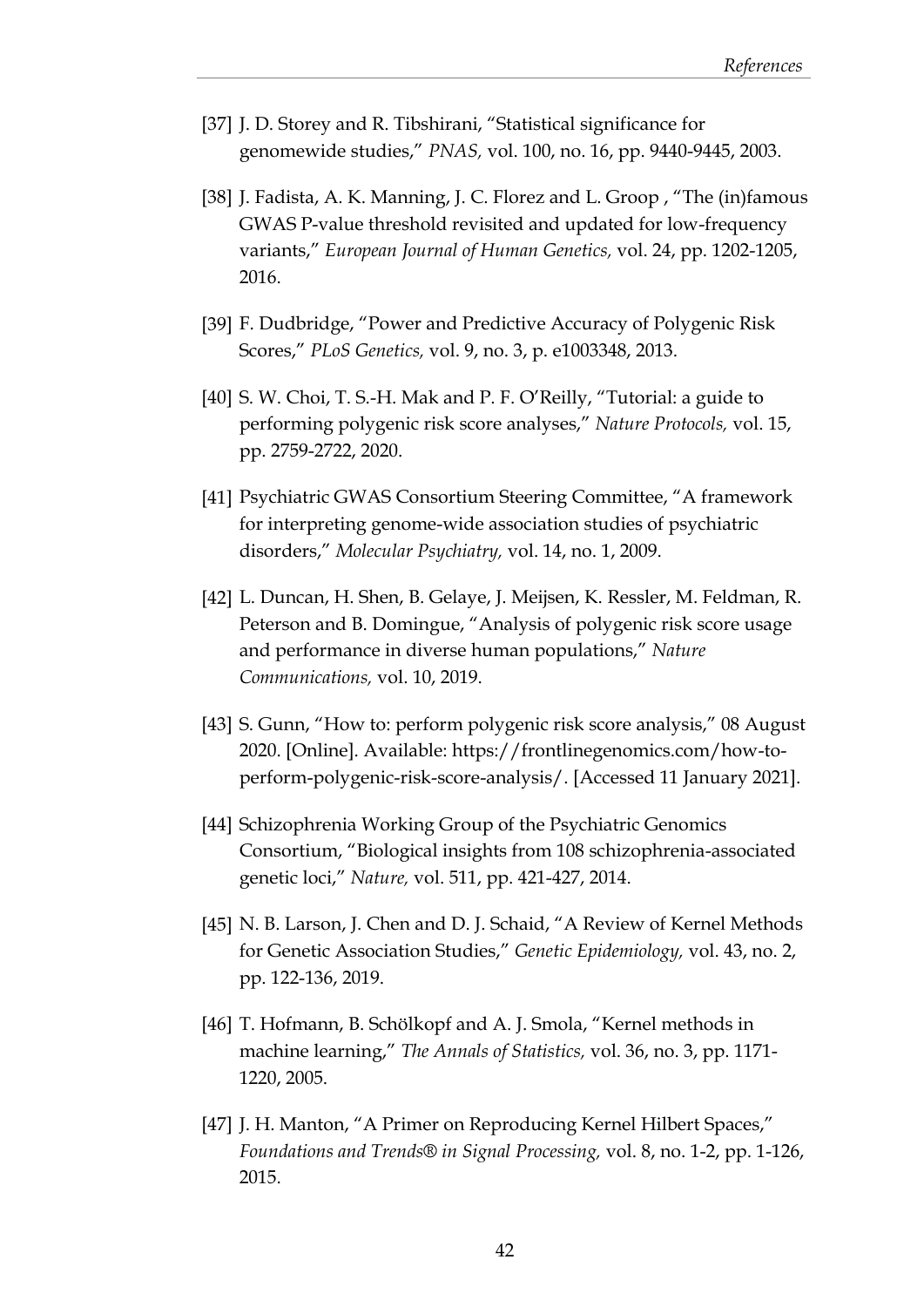[37] J. D. Storey and R. Tibshirani, "Statistical significance for genomewide studies," *PNAS,* vol. 100, no. 16, pp. 9440-9445, 2003.

[38] J. Fadista, A. K. Manning, J. C. Florez and L. Groop , "The (in)famous GWAS P-value threshold revisited and updated for low-frequency variants," *European Journal of Human Genetics,* vol. 24, pp. 1202-1205, 2016.

[39] F. Dudbridge, "Power and Predictive Accuracy of Polygenic Risk Scores," *PLoS Genetics,* vol. 9, no. 3, p. e1003348, 2013.

[40] S. W. Choi, T. S.-H. Mak and P. F. O'Reilly, "Tutorial: a guide to performing polygenic risk score analyses," *Nature Protocols,* vol. 15, pp. 2759-2722, 2020.

[41] Psychiatric GWAS Consortium Steering Committee, "A framework for interpreting genome-wide association studies of psychiatric disorders," *Molecular Psychiatry,* vol. 14, no. 1, 2009.

[42] L. Duncan, H. Shen, B. Gelaye, J. Meijsen, K. Ressler, M. Feldman, R. Peterson and B. Domingue, "Analysis of polygenic risk score usage and performance in diverse human populations," *Nature Communications,* vol. 10, 2019.

[43] S. Gunn, "How to: perform polygenic risk score analysis," 08 August 2020. [Online]. Available: https://frontlinegenomics.com/how-to-perform-polygenic-risk-score-analysis/. [Accessed 11 January 2021].

[44] Schizophrenia Working Group of the Psychiatric Genomics Consortium, "Biological insights from 108 schizophrenia-associated genetic loci," *Nature,* vol. 511, pp. 421-427, 2014.

[45] N. B. Larson, J. Chen and D. J. Schaid, "A Review of Kernel Methods for Genetic Association Studies," *Genetic Epidemiology,* vol. 43, no. 2, pp. 122-136, 2019.

[46] T. Hofmann, B. Schölkopf and A. J. Smola, "Kernel methods in machine learning," *The Annals of Statistics,* vol. 36, no. 3, pp. 1171-1220, 2005.

[47] J. H. Manton, "A Primer on Reproducing Kernel Hilbert Spaces," *Foundations and Trends® in Signal Processing,* vol. 8, no. 1-2, pp. 1-126, 2015.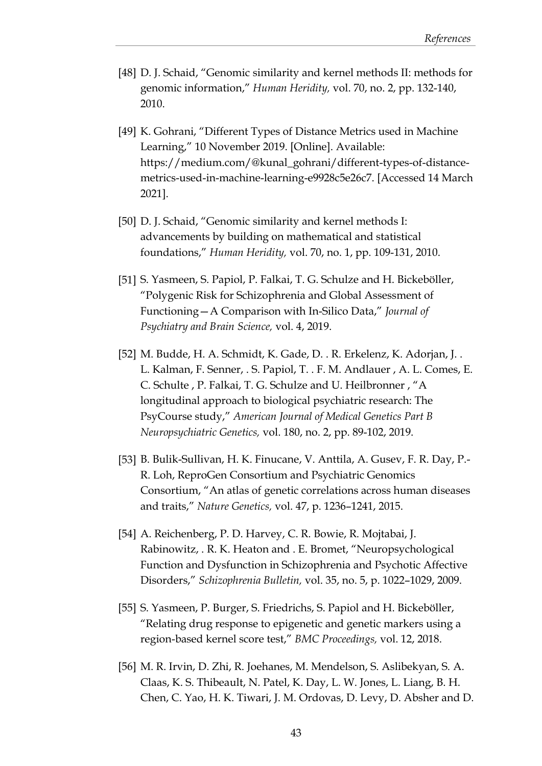[48] D. J. Schaid, “Genomic similarity and kernel methods II: methods for genomic information,” *Human Heridity,* vol. 70, no. 2, pp. 132-140, 2010.

[49] K. Gohrani, “Different Types of Distance Metrics used in Machine Learning,” 10 November 2019. [Online]. Available: https://medium.com/@kunal_gohrani/different-types-of-distance-metrics-used-in-machine-learning-e9928c5e26c7. [Accessed 14 March 2021].

[50] D. J. Schaid, “Genomic similarity and kernel methods I: advancements by building on mathematical and statistical foundations,” *Human Heridity,* vol. 70, no. 1, pp. 109-131, 2010.

[51] S. Yasmeen, S. Papiol, P. Falkai, T. G. Schulze and H. Bickeböller, “Polygenic Risk for Schizophrenia and Global Assessment of Functioning—A Comparison with In-Silico Data,” *Journal of Psychiatry and Brain Science,* vol. 4, 2019.

[52] M. Budde, H. A. Schmidt, K. Gade, D. . R. Erkelenz, K. Adorjan, J. . L. Kalman, F. Senner, . S. Papiol, T. . F. M. Andlauer , A. L. Comes, E. C. Schulte , P. Falkai, T. G. Schulze and U. Heilbronner , “A longitudinal approach to biological psychiatric research: The PsyCourse study,” *American Journal of Medical Genetics Part B Neuropsychiatric Genetics,* vol. 180, no. 2, pp. 89-102, 2019.

[53] B. Bulik-Sullivan, H. K. Finucane, V. Anttila, A. Gusev, F. R. Day, P.-R. Loh, ReproGen Consortium and Psychiatric Genomics Consortium, “An atlas of genetic correlations across human diseases and traits,” *Nature Genetics,* vol. 47, p. 1236–1241, 2015.

[54] A. Reichenberg, P. D. Harvey, C. R. Bowie, R. Mojtabai, J. Rabinowitz, . R. K. Heaton and . E. Bromet, “Neuropsychological Function and Dysfunction in Schizophrenia and Psychotic Affective Disorders,” *Schizophrenia Bulletin,* vol. 35, no. 5, p. 1022–1029, 2009.

[55] S. Yasmeen, P. Burger, S. Friedrichs, S. Papiol and H. Bickeböller, “Relating drug response to epigenetic and genetic markers using a region-based kernel score test,” *BMC Proceedings,* vol. 12, 2018.

[56] M. R. Irvin, D. Zhi, R. Joehanes, M. Mendelson, S. Aslibekyan, S. A. Claas, K. S. Thibeault, N. Patel, K. Day, L. W. Jones, L. Liang, B. H. Chen, C. Yao, H. K. Tiwari, J. M. Ordovas, D. Levy, D. Absher and D.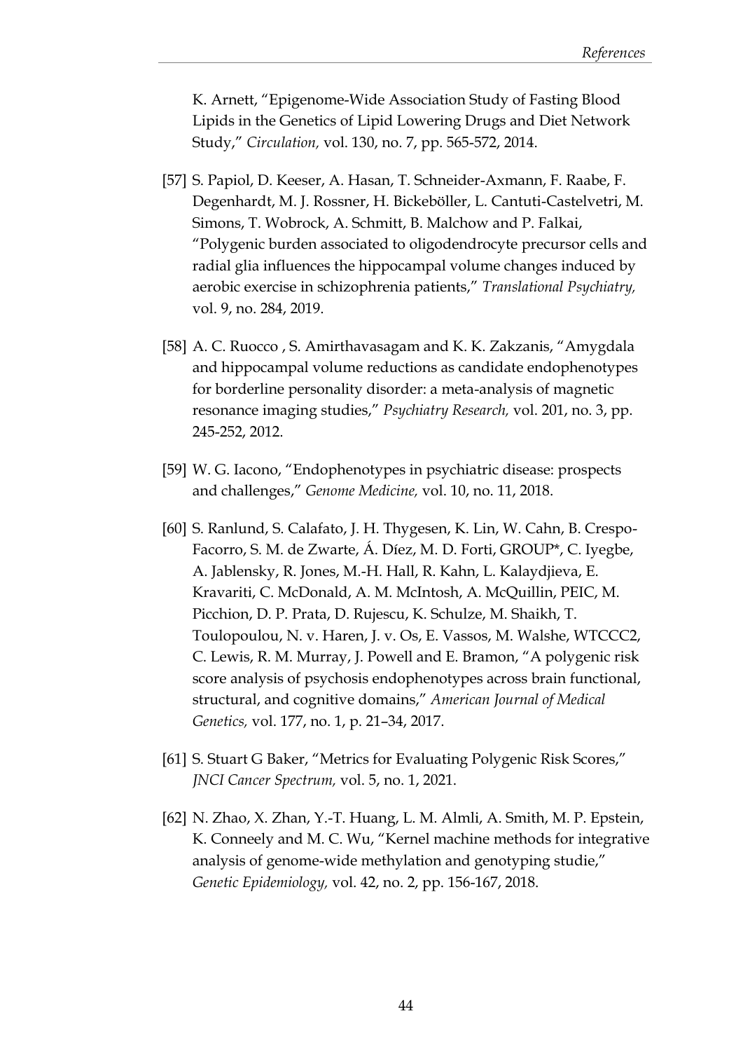K. Arnett, “Epigenome-Wide Association Study of Fasting Blood Lipids in the Genetics of Lipid Lowering Drugs and Diet Network Study,” *Circulation,* vol. 130, no. 7, pp. 565-572, 2014.

[57] S. Papiol, D. Keeser, A. Hasan, T. Schneider-Axmann, F. Raabe, F. Degenhardt, M. J. Rossner, H. Bickeböller, L. Cantuti-Castelvetri, M. Simons, T. Wobrock, A. Schmitt, B. Malchow and P. Falkai, “Polygenic burden associated to oligodendrocyte precursor cells and radial glia influences the hippocampal volume changes induced by aerobic exercise in schizophrenia patients,” *Translational Psychiatry,* vol. 9, no. 284, 2019.

[58] A. C. Ruocco , S. Amirthavasagam and K. K. Zakzanis, “Amygdala and hippocampal volume reductions as candidate endophenotypes for borderline personality disorder: a meta-analysis of magnetic resonance imaging studies,” *Psychiatry Research,* vol. 201, no. 3, pp. 245-252, 2012.

[59] W. G. Iacono, “Endophenotypes in psychiatric disease: prospects and challenges,” *Genome Medicine,* vol. 10, no. 11, 2018.

[60] S. Ranlund, S. Calafato, J. H. Thygesen, K. Lin, W. Cahn, B. Crespo-Facorro, S. M. de Zwarte, Á. Díez, M. D. Forti, GROUP*, C. Iyegbe, A. Jablensky, R. Jones, M.-H. Hall, R. Kahn, L. Kalaydjieva, E. Kravariti, C. McDonald, A. M. McIntosh, A. McQuillin, PEIC, M. Picchion, D. P. Prata, D. Rujescu, K. Schulze, M. Shaikh, T. Toulopoulou, N. v. Haren, J. v. Os, E. Vassos, M. Walshe, WTCCC2, C. Lewis, R. M. Murray, J. Powell and E. Bramon, “A polygenic risk score analysis of psychosis endophenotypes across brain functional, structural, and cognitive domains,” *American Journal of Medical Genetics,* vol. 177, no. 1, p. 21–34, 2017.

[61] S. Stuart G Baker, “Metrics for Evaluating Polygenic Risk Scores,” *JNCI Cancer Spectrum,* vol. 5, no. 1, 2021.

[62] N. Zhao, X. Zhan, Y.-T. Huang, L. M. Almli, A. Smith, M. P. Epstein, K. Conneely and M. C. Wu, “Kernel machine methods for integrative analysis of genome-wide methylation and genotyping studie,” *Genetic Epidemiology,* vol. 42, no. 2, pp. 156-167, 2018.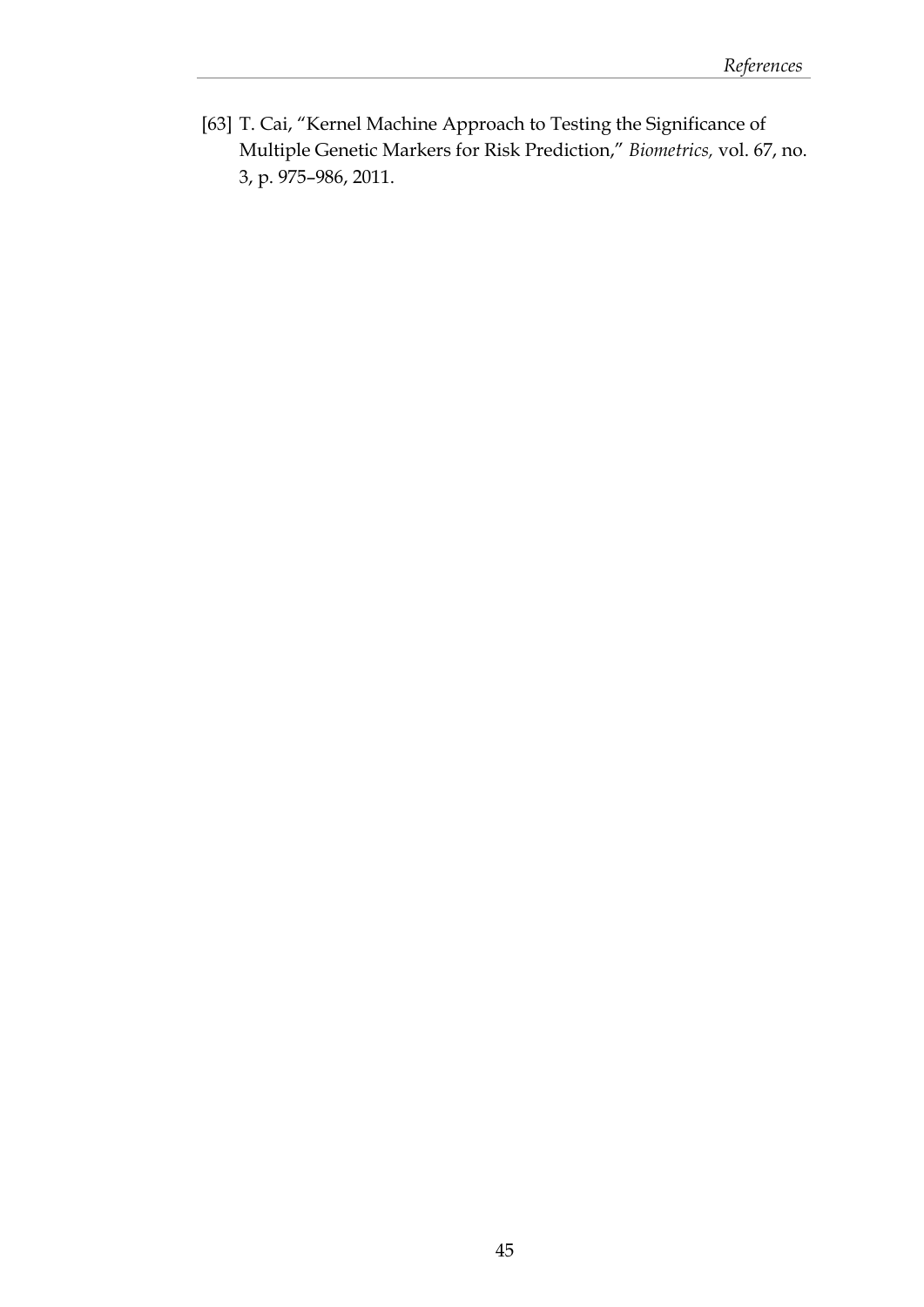[63] T. Cai, "Kernel Machine Approach to Testing the Significance of Multiple Genetic Markers for Risk Prediction," *Biometrics,* vol. 67, no. 3, p. 975–986, 2011.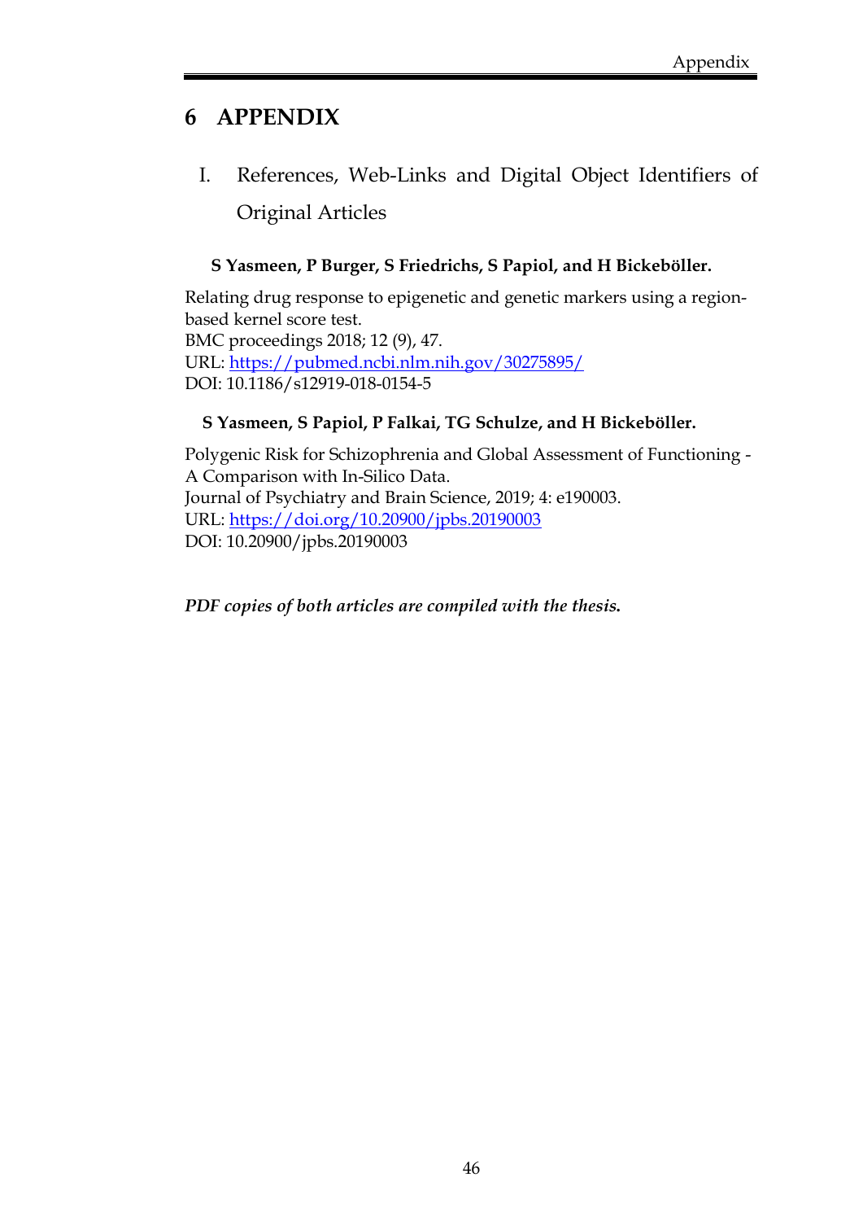# 6 APPENDIX

I. References, Web-Links and Digital Object Identifiers of Original Articles

**S Yasmeen, P Burger, S Friedrichs, S Papiol, and H Bickeböller.**

Relating drug response to epigenetic and genetic markers using a region-based kernel score test.
BMC proceedings 2018; 12 (9), 47.
URL: https://pubmed.ncbi.nlm.nih.gov/30275895/
DOI: 10.1186/s12919-018-0154-5

**S Yasmeen, S Papiol, P Falkai, TG Schulze, and H Bickeböller.**

Polygenic Risk for Schizophrenia and Global Assessment of Functioning - A Comparison with In-Silico Data.
Journal of Psychiatry and Brain Science, 2019; 4: e190003.
URL: https://doi.org/10.20900/jpbs.20190003
DOI: 10.20900/jpbs.20190003

***PDF copies of both articles are compiled with the thesis.***